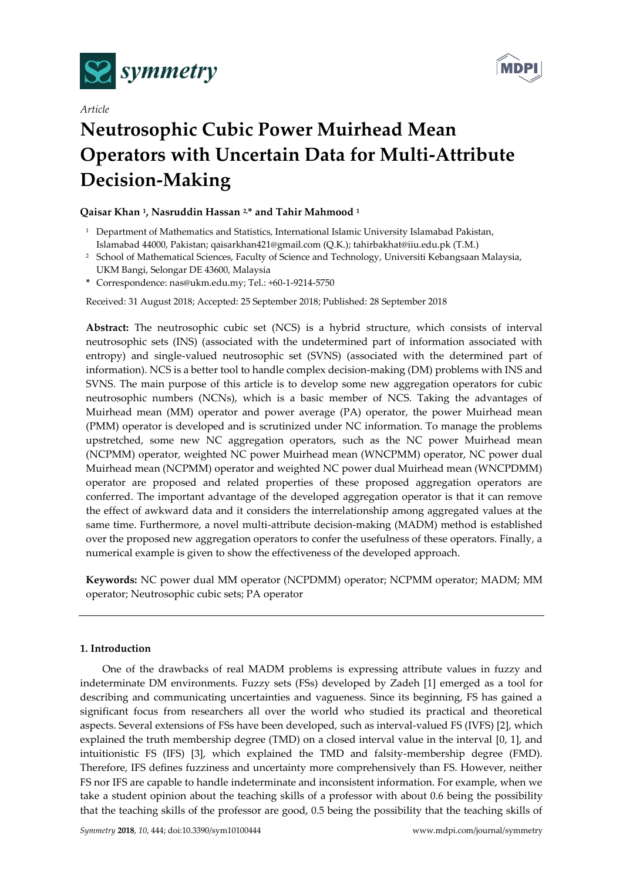*Article*

# Neutrosophic Cubic Power Muirhead Mean Operators with Uncertain Data for Multi-Attribute Decision-Making

**Qaisar Khan [1], Nasruddin Hassan [2,*] and Tahir Mahmood [1]**

[1] Department of Mathematics and Statistics, International Islamic University Islamabad Pakistan, Islamabad 44000, Pakistan; qaisarkhan421@gmail.com (Q.K.); tahirbakhat@iiu.edu.pk (T.M.)

[2] School of Mathematical Sciences, Faculty of Science and Technology, Universiti Kebangsaan Malaysia, UKM Bangi, Selongar DE 43600, Malaysia

* Correspondence: nas@ukm.edu.my; Tel.: +60-1-9214-5750

Received: 31 August 2018; Accepted: 25 September 2018; Published: 28 September 2018

**Abstract:** The neutrosophic cubic set (NCS) is a hybrid structure, which consists of interval neutrosophic sets (INS) (associated with the undetermined part of information associated with entropy) and single-valued neutrosophic set (SVNS) (associated with the determined part of information). NCS is a better tool to handle complex decision-making (DM) problems with INS and SVNS. The main purpose of this article is to develop some new aggregation operators for cubic neutrosophic numbers (NCNs), which is a basic member of NCS. Taking the advantages of Muirhead mean (MM) operator and power average (PA) operator, the power Muirhead mean (PMM) operator is developed and is scrutinized under NC information. To manage the problems upstretched, some new NC aggregation operators, such as the NC power Muirhead mean (NCPMM) operator, weighted NC power Muirhead mean (WNCPMM) operator, NC power dual Muirhead mean (NCPMM) operator and weighted NC power dual Muirhead mean (WNCPDMM) operator are proposed and related properties of these proposed aggregation operators are conferred. The important advantage of the developed aggregation operator is that it can remove the effect of awkward data and it considers the interrelationship among aggregated values at the same time. Furthermore, a novel multi-attribute decision-making (MADM) method is established over the proposed new aggregation operators to confer the usefulness of these operators. Finally, a numerical example is given to show the effectiveness of the developed approach.

**Keywords:** NC power dual MM operator (NCPDMM) operator; NCPMM operator; MADM; MM operator; Neutrosophic cubic sets; PA operator

## 1. Introduction

One of the drawbacks of real MADM problems is expressing attribute values in fuzzy and indeterminate DM environments. Fuzzy sets (FSs) developed by Zadeh [1] emerged as a tool for describing and communicating uncertainties and vagueness. Since its beginning, FS has gained a significant focus from researchers all over the world who studied its practical and theoretical aspects. Several extensions of FSs have been developed, such as interval-valued FS (IVFS) [2], which explained the truth membership degree (TMD) on a closed interval value in the interval [0, 1], and intuitionistic FS (IFS) [3], which explained the TMD and falsity-membership degree (FMD). Therefore, IFS defines fuzziness and uncertainty more comprehensively than FS. However, neither FS nor IFS are capable to handle indeterminate and inconsistent information. For example, when we take a student opinion about the teaching skills of a professor with about 0.6 being the possibility that the teaching skills of the professor are good, 0.5 being the possibility that the teaching skills of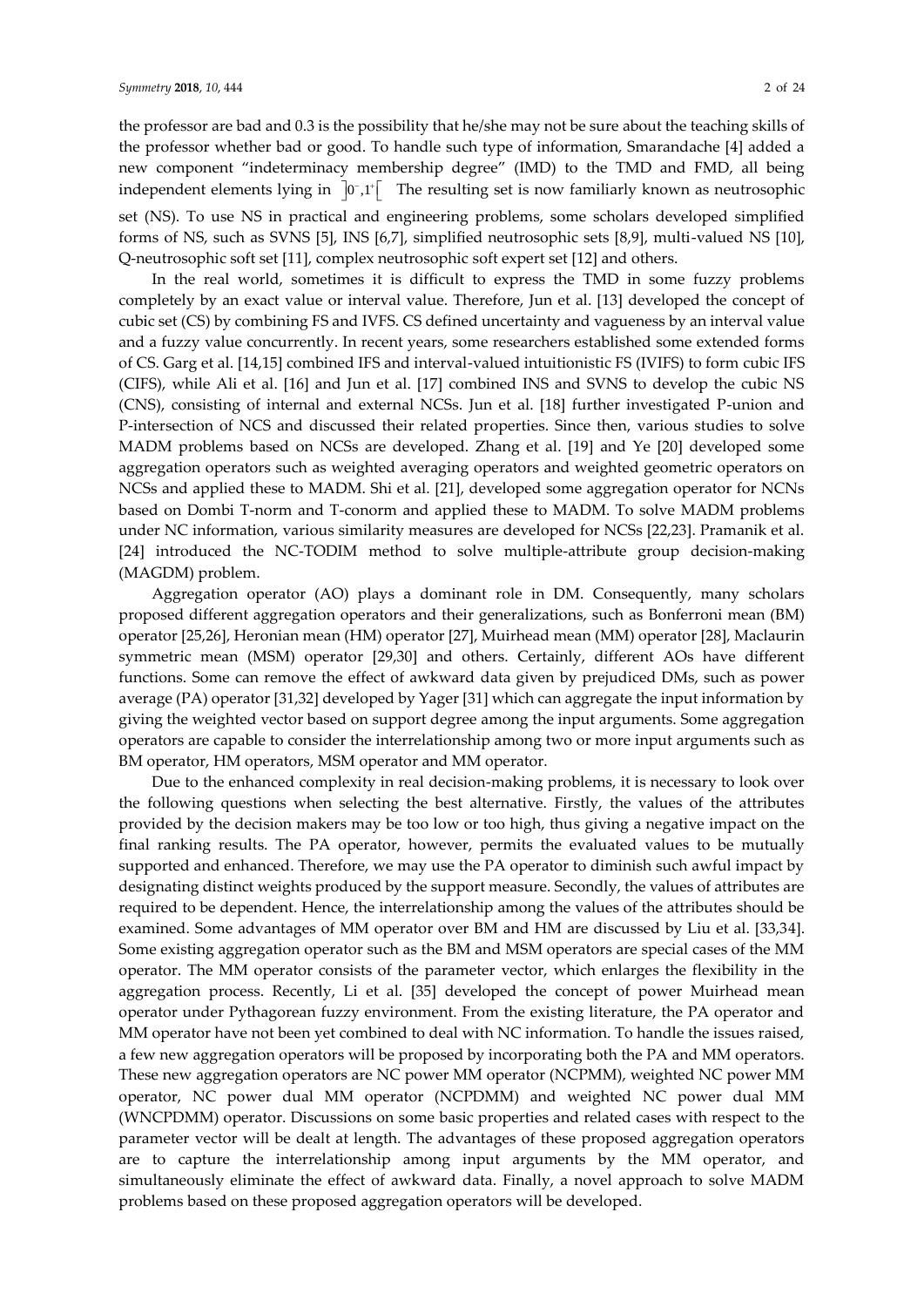the professor are bad and 0.3 is the possibility that he/she may not be sure about the teaching skills of the professor whether bad or good. To handle such type of information, Smarandache [4] added a new component "indeterminacy membership degree" (IMD) to the TMD and FMD, all being independent elements lying in $]0^-,1^+[$ The resulting set is now familiarly known as neutrosophic set (NS). To use NS in practical and engineering problems, some scholars developed simplified forms of NS, such as SVNS [5], INS [6,7], simplified neutrosophic sets [8,9], multi-valued NS [10], Q-neutrosophic soft set [11], complex neutrosophic soft expert set [12] and others.

In the real world, sometimes it is difficult to express the TMD in some fuzzy problems completely by an exact value or interval value. Therefore, Jun et al. [13] developed the concept of cubic set (CS) by combining FS and IVFS. CS defined uncertainty and vagueness by an interval value and a fuzzy value concurrently. In recent years, some researchers established some extended forms of CS. Garg et al. [14,15] combined IFS and interval-valued intuitionistic FS (IVIFS) to form cubic IFS (CIFS), while Ali et al. [16] and Jun et al. [17] combined INS and SVNS to develop the cubic NS (CNS), consisting of internal and external NCSs. Jun et al. [18] further investigated P-union and P-intersection of NCS and discussed their related properties. Since then, various studies to solve MADM problems based on NCSs are developed. Zhang et al. [19] and Ye [20] developed some aggregation operators such as weighted averaging operators and weighted geometric operators on NCSs and applied these to MADM. Shi et al. [21], developed some aggregation operator for NCNs based on Dombi T-norm and T-conorm and applied these to MADM. To solve MADM problems under NC information, various similarity measures are developed for NCSs [22,23]. Pramanik et al. [24] introduced the NC-TODIM method to solve multiple-attribute group decision-making (MAGDM) problem.

Aggregation operator (AO) plays a dominant role in DM. Consequently, many scholars proposed different aggregation operators and their generalizations, such as Bonferroni mean (BM) operator [25,26], Heronian mean (HM) operator [27], Muirhead mean (MM) operator [28], Maclaurin symmetric mean (MSM) operator [29,30] and others. Certainly, different AOs have different functions. Some can remove the effect of awkward data given by prejudiced DMs, such as power average (PA) operator [31,32] developed by Yager [31] which can aggregate the input information by giving the weighted vector based on support degree among the input arguments. Some aggregation operators are capable to consider the interrelationship among two or more input arguments such as BM operator, HM operators, MSM operator and MM operator.

Due to the enhanced complexity in real decision-making problems, it is necessary to look over the following questions when selecting the best alternative. Firstly, the values of the attributes provided by the decision makers may be too low or too high, thus giving a negative impact on the final ranking results. The PA operator, however, permits the evaluated values to be mutually supported and enhanced. Therefore, we may use the PA operator to diminish such awful impact by designating distinct weights produced by the support measure. Secondly, the values of attributes are required to be dependent. Hence, the interrelationship among the values of the attributes should be examined. Some advantages of MM operator over BM and HM are discussed by Liu et al. [33,34]. Some existing aggregation operator such as the BM and MSM operators are special cases of the MM operator. The MM operator consists of the parameter vector, which enlarges the flexibility in the aggregation process. Recently, Li et al. [35] developed the concept of power Muirhead mean operator under Pythagorean fuzzy environment. From the existing literature, the PA operator and MM operator have not been yet combined to deal with NC information. To handle the issues raised, a few new aggregation operators will be proposed by incorporating both the PA and MM operators. These new aggregation operators are NC power MM operator (NCPMM), weighted NC power MM operator, NC power dual MM operator (NCPDMM) and weighted NC power dual MM (WNCPDMM) operator. Discussions on some basic properties and related cases with respect to the parameter vector will be dealt at length. The advantages of these proposed aggregation operators are to capture the interrelationship among input arguments by the MM operator, and simultaneously eliminate the effect of awkward data. Finally, a novel approach to solve MADM problems based on these proposed aggregation operators will be developed.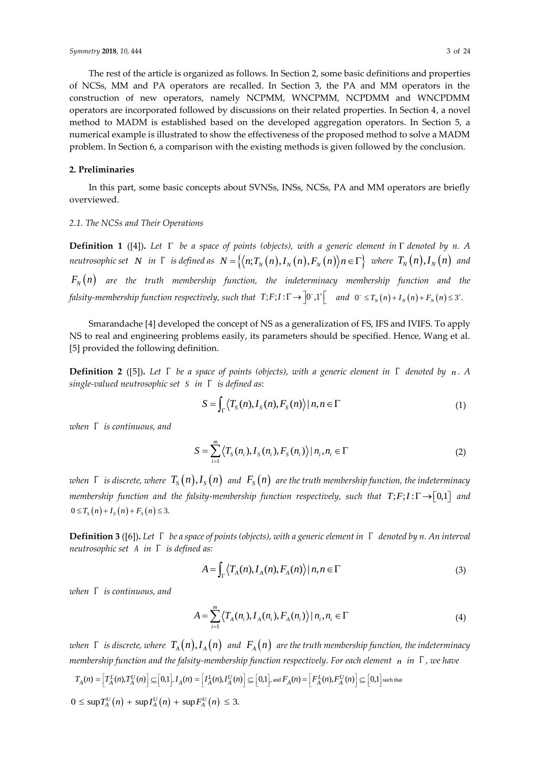The rest of the article is organized as follows. In Section 2, some basic definitions and properties of NCSs, MM and PA operators are recalled. In Section 3, the PA and MM operators in the construction of new operators, namely NCPMM, WNCPMM, NCPDMM and WNCPDMM operators are incorporated followed by discussions on their related properties. In Section 4, a novel method to MADM is established based on the developed aggregation operators. In Section 5, a numerical example is illustrated to show the effectiveness of the proposed method to solve a MADM problem. In Section 6, a comparison with the existing methods is given followed by the conclusion.

## 2. Preliminaries

In this part, some basic concepts about SVNSs, INSs, NCSs, PA and MM operators are briefly overviewed.

### 2.1. The NCSs and Their Operations

**Definition 1** ([4]). *Let $\Gamma$ be a space of points (objects), with a generic element in $\Gamma$ denoted by n. A neutrosophic set $N$ in $\Gamma$ is defined as $N = \{\langle n; T_N(n), I_N(n), F_N(n)\rangle n \in \Gamma\}$ where $T_N(n), I_N(n)$ and $F_N(n)$ are the truth membership function, the indeterminacy membership function and the falsity-membership function respectively, such that $T; F; I: \Gamma \to ]0^-, 1^+[$ and $0^- \le T_N(n) + I_N(n) + F_N(n) \le 3^+$.*

Smarandache [4] developed the concept of NS as a generalization of FS, IFS and IVIFS. To apply NS to real and engineering problems easily, its parameters should be specified. Hence, Wang et al. [5] provided the following definition.

**Definition 2** ([5]). *Let $\Gamma$ be a space of points (objects), with a generic element in $\Gamma$ denoted by $n$. A single-valued neutrosophic set $S$ in $\Gamma$ is defined as*:

$$S = \int_{\Gamma} \langle T_S(n), I_S(n), F_S(n)\rangle \mid n, n \in \Gamma \tag{1}$$

*when $\Gamma$ is continuous, and*

$$S = \sum_{i=1}^{m} \langle T_S(n_i), I_S(n_i), F_S(n_i)\rangle \mid n_i, n_i \in \Gamma \tag{2}$$

*when $\Gamma$ is discrete, where $T_S(n), I_S(n)$ and $F_S(n)$ are the truth membership function, the indeterminacy membership function and the falsity-membership function respectively, such that $T; F; I: \Gamma \to [0,1]$ and $0 \le T_S(n) + I_S(n) + F_S(n) \le 3$.*

**Definition 3** ([6]). *Let $\Gamma$ be a space of points (objects), with a generic element in $\Gamma$ denoted by n. An interval neutrosophic set $A$ in $\Gamma$ is defined as:*

$$A = \int_{\Gamma} \langle T_A(n), I_A(n), F_A(n)\rangle \mid n, n \in \Gamma \tag{3}$$

*when $\Gamma$ is continuous, and*

$$A = \sum_{i=1}^{m} \langle T_A(n_i), I_A(n_i), F_A(n_i)\rangle \mid n_i, n_i \in \Gamma \tag{4}$$

*when $\Gamma$ is discrete, where $T_A(n), I_A(n)$ and $F_A(n)$ are the truth membership function, the indeterminacy membership function and the falsity-membership function respectively. For each element $n$ in $\Gamma$, we have*

$T_A(n) = [T_A^L(n), T_A^U(n)] \subseteq [0,1]$, $I_A(n) = [I_A^L(n), I_A^U(n)] \subseteq [0,1]$, and $F_A(n) = [F_A^L(n), F_A^U(n)] \subseteq [0,1]$ such that

$0 \le \sup T_A^U(n) + \sup I_A^U(n) + \sup F_A^U(n) \le 3$.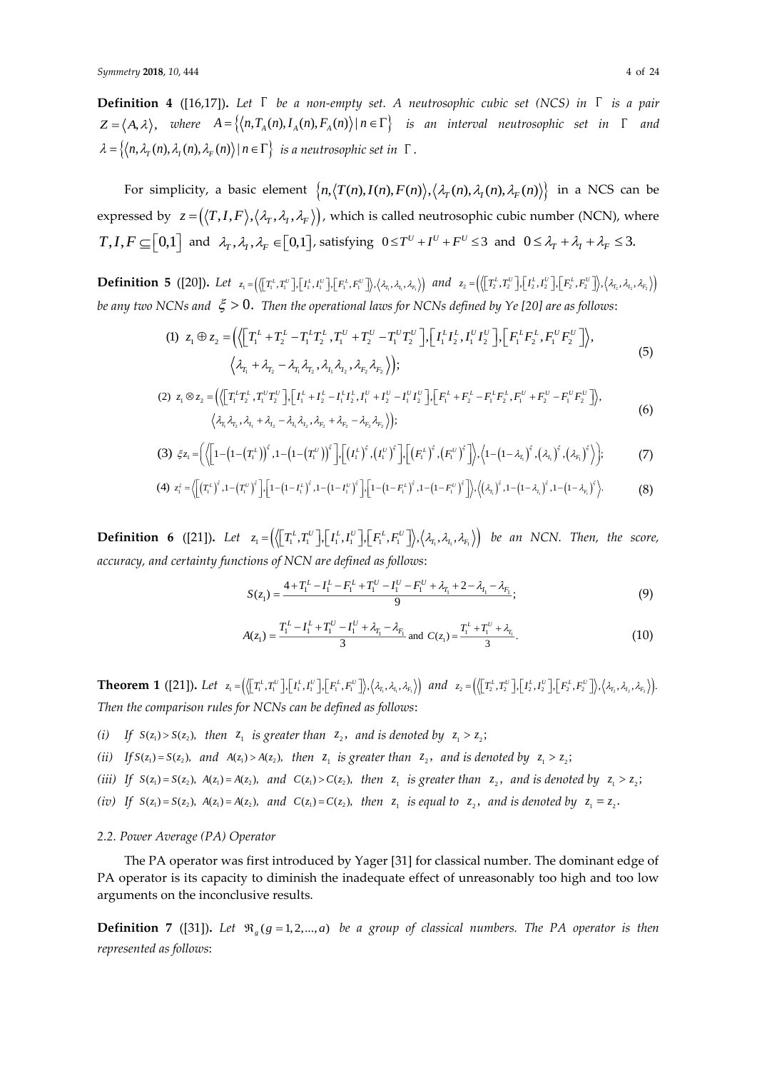**Definition 4** ([16,17]). *Let $\Gamma$ be a non-empty set. A neutrosophic cubic set (NCS) in $\Gamma$ is a pair $Z = \langle A, \lambda \rangle$, where $A = \{\langle n, T_A(n), I_A(n), F_A(n) \rangle \mid n \in \Gamma\}$ is an interval neutrosophic set in $\Gamma$ and $\lambda = \{\langle n, \lambda_T(n), \lambda_I(n), \lambda_F(n) \rangle \mid n \in \Gamma\}$ is a neutrosophic set in $\Gamma$.*

For simplicity, a basic element $\{n, \langle T(n), I(n), F(n) \rangle, \langle \lambda_T(n), \lambda_I(n), \lambda_F(n) \rangle\}$ in a NCS can be expressed by $z = (\langle T, I, F \rangle, \langle \lambda_T, \lambda_I, \lambda_F \rangle)$, which is called neutrosophic cubic number (NCN), where $T, I, F \subseteq [0,1]$ and $\lambda_T, \lambda_I, \lambda_F \in [0,1]$, satisfying $0 \le T^U + I^U + F^U \le 3$ and $0 \le \lambda_T + \lambda_I + \lambda_F \le 3$.

**Definition 5** ([20]). *Let $z_1 = \left(\left\langle [T_1^L, T_1^U], [I_1^L, I_1^U], [F_1^L, F_1^U] \right\rangle, \langle \lambda_{T_1}, \lambda_{I_1}, \lambda_{F_1} \rangle\right)$ and $z_2 = \left(\left\langle [T_2^L, T_2^U], [I_2^L, I_2^U], [F_2^L, F_2^U] \right\rangle, \langle \lambda_{T_2}, \lambda_{I_2}, \lambda_{F_2} \rangle\right)$ be any two NCNs and $\xi > 0$. Then the operational laws for NCNs defined by Ye [20] are as follows*:

$$
\begin{aligned}
(1)\ z_1 \oplus z_2 = \Big(&\Big\langle \left[T_1^L + T_2^L - T_1^L T_2^L, T_1^U + T_2^U - T_1^U T_2^U\right], \left[I_1^L I_2^L, I_1^U I_2^U\right], \left[F_1^L F_2^L, F_1^U F_2^U\right] \Big\rangle, \\
&\left\langle \lambda_{T_1} + \lambda_{T_2} - \lambda_{T_1} \lambda_{T_2}, \lambda_{I_1} \lambda_{I_2}, \lambda_{F_2} \lambda_{F_2} \right\rangle \Big);
\end{aligned}
\tag{5}
$$

$$
\begin{aligned}
(2)\ z_1 \otimes z_2 = \Big(&\Big\langle \left[T_1^L T_2^L, T_1^U T_2^U\right], \left[I_1^L + I_2^L - I_1^L I_2^L, I_1^U + I_2^U - I_1^U I_2^U\right], \left[F_1^L + F_2^L - F_1^L F_2^L, F_1^U + F_2^U - F_1^U F_2^U\right] \Big\rangle, \\
&\left\langle \lambda_{T_1} \lambda_{T_2}, \lambda_{I_1} + \lambda_{I_2} - \lambda_{I_1} \lambda_{I_2}, \lambda_{F_2} + \lambda_{F_2} - \lambda_{F_2} \lambda_{F_2} \right\rangle \Big);
\end{aligned}
\tag{6}
$$

$$
(3)\ \xi z_1 = \left( \left\langle \left[1 - \left(1 - \left(T_1^L\right)\right)^{\xi}, 1 - \left(1 - \left(T_1^U\right)\right)^{\xi}\right], \left[\left(I_1^L\right)^{\xi}, \left(I_1^U\right)^{\xi}\right], \left[\left(F_1^L\right)^{\xi}, \left(F_1^U\right)^{\xi}\right] \right\rangle, \left\langle 1 - \left(1 - \lambda_{T_1}\right)^{\xi}, \left(\lambda_{I_1}\right)^{\xi}, \left(\lambda_{F_1}\right)^{\xi} \right\rangle \right); \tag{7}
$$

$$
(4)\ z_1^{\xi} = \left\langle \left[\left(T_1^L\right)^{\xi}, 1 - \left(T_1^U\right)^{\xi}\right], \left[1 - \left(1 - I_1^L\right)^{\xi}, 1 - \left(1 - I_1^U\right)^{\xi}\right], \left[1 - \left(1 - F_1^L\right)^{\xi}, 1 - \left(1 - F_1^U\right)^{\xi}\right] \right\rangle, \left\langle \left(\lambda_{T_1}\right)^{\xi}, 1 - \left(1 - \lambda_{I_1}\right)^{\xi}, 1 - \left(1 - \lambda_{F_1}\right)^{\xi} \right\rangle. \tag{8}
$$

**Definition 6** ([21]). *Let $z_1 = \left(\left\langle [T_1^L, T_1^U], [I_1^L, I_1^U], [F_1^L, F_1^U] \right\rangle, \langle \lambda_{T_1}, \lambda_{I_1}, \lambda_{F_1} \rangle\right)$ be an NCN. Then, the score, accuracy, and certainty functions of NCN are defined as follows*:

$$
S(z_1) = \frac{4 + T_1^L - I_1^L - F_1^L + T_1^U - I_1^U - F_1^U + \lambda_{T_1} + 2 - \lambda_{I_1} - \lambda_{F_1}}{9}; \tag{9}
$$

$$
A(z_1) = \frac{T_1^L - I_1^L + T_1^U - I_1^U + \lambda_{T_1} - \lambda_{F_1}}{3} \text{ and } C(z_1) = \frac{T_1^L + T_1^U + \lambda_{T_1}}{3}. \tag{10}
$$

**Theorem 1** ([21]). *Let $z_1 = \left(\left\langle [T_1^L, T_1^U], [I_1^L, I_1^U], [F_1^L, F_1^U] \right\rangle, \langle \lambda_{T_1}, \lambda_{I_1}, \lambda_{F_1} \rangle\right)$ and $z_2 = \left(\left\langle [T_2^L, T_2^U], [I_2^L, I_2^U], [F_2^L, F_2^U] \right\rangle, \langle \lambda_{T_2}, \lambda_{I_2}, \lambda_{F_2} \rangle\right)$. Then the comparison rules for NCNs can be defined as follows*:

*(i)* *If $S(z_1) > S(z_2)$, then $z_1$ is greater than $z_2$, and is denoted by $z_1 > z_2$;*

*(ii)* *If $S(z_1) = S(z_2)$, and $A(z_1) > A(z_2)$, then $z_1$ is greater than $z_2$, and is denoted by $z_1 > z_2$;*

*(iii)* *If $S(z_1) = S(z_2)$, $A(z_1) = A(z_2)$, and $C(z_1) > C(z_2)$, then $z_1$ is greater than $z_2$, and is denoted by $z_1 > z_2$;*

*(iv)* *If $S(z_1) = S(z_2)$, $A(z_1) = A(z_2)$, and $C(z_1) = C(z_2)$, then $z_1$ is equal to $z_2$, and is denoted by $z_1 = z_2$.*

### 2.2. Power Average (PA) Operator

The PA operator was first introduced by Yager [31] for classical number. The dominant edge of PA operator is its capacity to diminish the inadequate effect of unreasonably too high and too low arguments on the inconclusive results.

**Definition 7** ([31]). *Let $\Re_g\ (g = 1, 2, \ldots, a)$ be a group of classical numbers. The PA operator is then represented as follows*: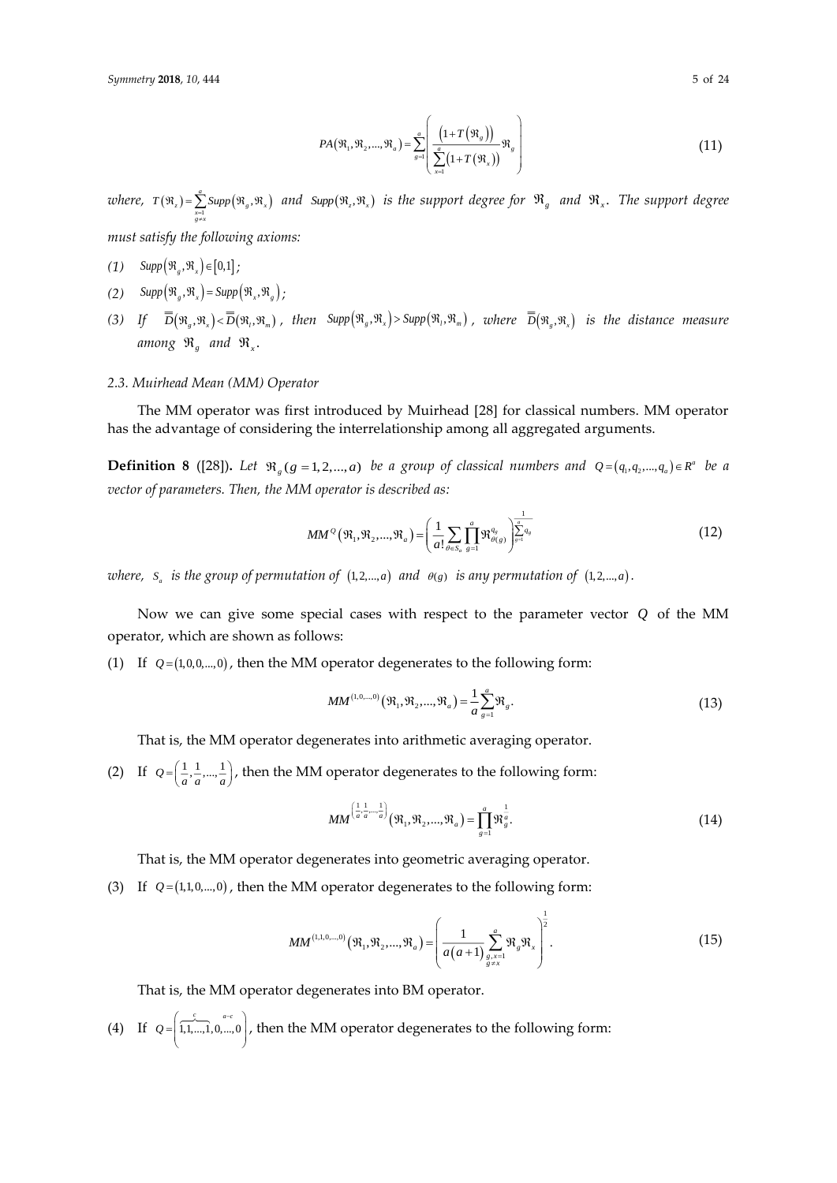$$PA(\Re_1, \Re_2, ..., \Re_a) = \sum_{g=1}^{a} \left( \frac{\left(1 + T(\Re_g)\right)}{\sum_{x=1}^{a} \left(1 + T(\Re_x)\right)} \Re_g \right) \tag{11}$$

*where,* $T(\Re_z) = \sum_{\substack{x=1 \\ g \neq x}}^{a} Supp(\Re_g, \Re_x)$ *and* $Supp(\Re_z, \Re_x)$ *is the support degree for* $\Re_g$ *and* $\Re_x$*. The support degree must satisfy the following axioms:*

*(1)* $Supp(\Re_g, \Re_x) \in [0,1]$;

*(2)* $Supp(\Re_g, \Re_x) = Supp(\Re_x, \Re_g)$;

*(3) If* $\overline{\overline{D}}(\Re_g, \Re_x) < \overline{\overline{D}}(\Re_l, \Re_m)$*, then* $Supp(\Re_g, \Re_x) > Supp(\Re_l, \Re_m)$*, where* $\overline{\overline{D}}(\Re_g, \Re_x)$ *is the distance measure among* $\Re_g$ *and* $\Re_x$*.*

### 2.3. Muirhead Mean (MM) Operator

The MM operator was first introduced by Muirhead [28] for classical numbers. MM operator has the advantage of considering the interrelationship among all aggregated arguments.

**Definition 8** ([28])**.** *Let* $\Re_g\,(g = 1, 2, ..., a)$ *be a group of classical numbers and* $Q = (q_1, q_2, ..., q_a) \in R^a$ *be a vector of parameters. Then, the MM operator is described as:*

$$MM^Q(\Re_1, \Re_2, ..., \Re_a) = \left( \frac{1}{a!} \sum_{\theta \in S_a} \prod_{g=1}^{a} \Re_{\theta(g)}^{q_g} \right)^{\frac{1}{\sum_{g=1}^{a} q_g}} \tag{12}$$

*where,* $S_a$ *is the group of permutation of* $(1, 2, ..., a)$ *and* $\theta(g)$ *is any permutation of* $(1, 2, ..., a)$.

Now we can give some special cases with respect to the parameter vector $Q$ of the MM operator, which are shown as follows:

(1) If $Q = (1, 0, 0, ..., 0)$, then the MM operator degenerates to the following form:

$$MM^{(1,0,...,0)}(\Re_1, \Re_2, ..., \Re_a) = \frac{1}{a} \sum_{g=1}^{a} \Re_g. \tag{13}$$

That is, the MM operator degenerates into arithmetic averaging operator.

(2) If $Q = \left(\frac{1}{a}, \frac{1}{a}, ..., \frac{1}{a}\right)$, then the MM operator degenerates to the following form:

$$MM^{\left(\frac{1}{a}, \frac{1}{a}, ..., \frac{1}{a}\right)}(\Re_1, \Re_2, ..., \Re_a) = \prod_{g=1}^{a} \Re_g^{\frac{1}{a}}. \tag{14}$$

That is, the MM operator degenerates into geometric averaging operator.

(3) If $Q = (1, 1, 0, ..., 0)$, then the MM operator degenerates to the following form:

$$MM^{(1,1,0,...,0)}(\Re_1, \Re_2, ..., \Re_a) = \left( \frac{1}{a(a+1)} \sum_{\substack{g,x=1 \\ g \neq x}}^{a} \Re_g \Re_x \right)^{\frac{1}{2}}. \tag{15}$$

That is, the MM operator degenerates into BM operator.

(4) If $Q = \left(\overbrace{1, 1, ..., 1}^{c}, \overbrace{0, ..., 0}^{a-c}\right)$, then the MM operator degenerates to the following form: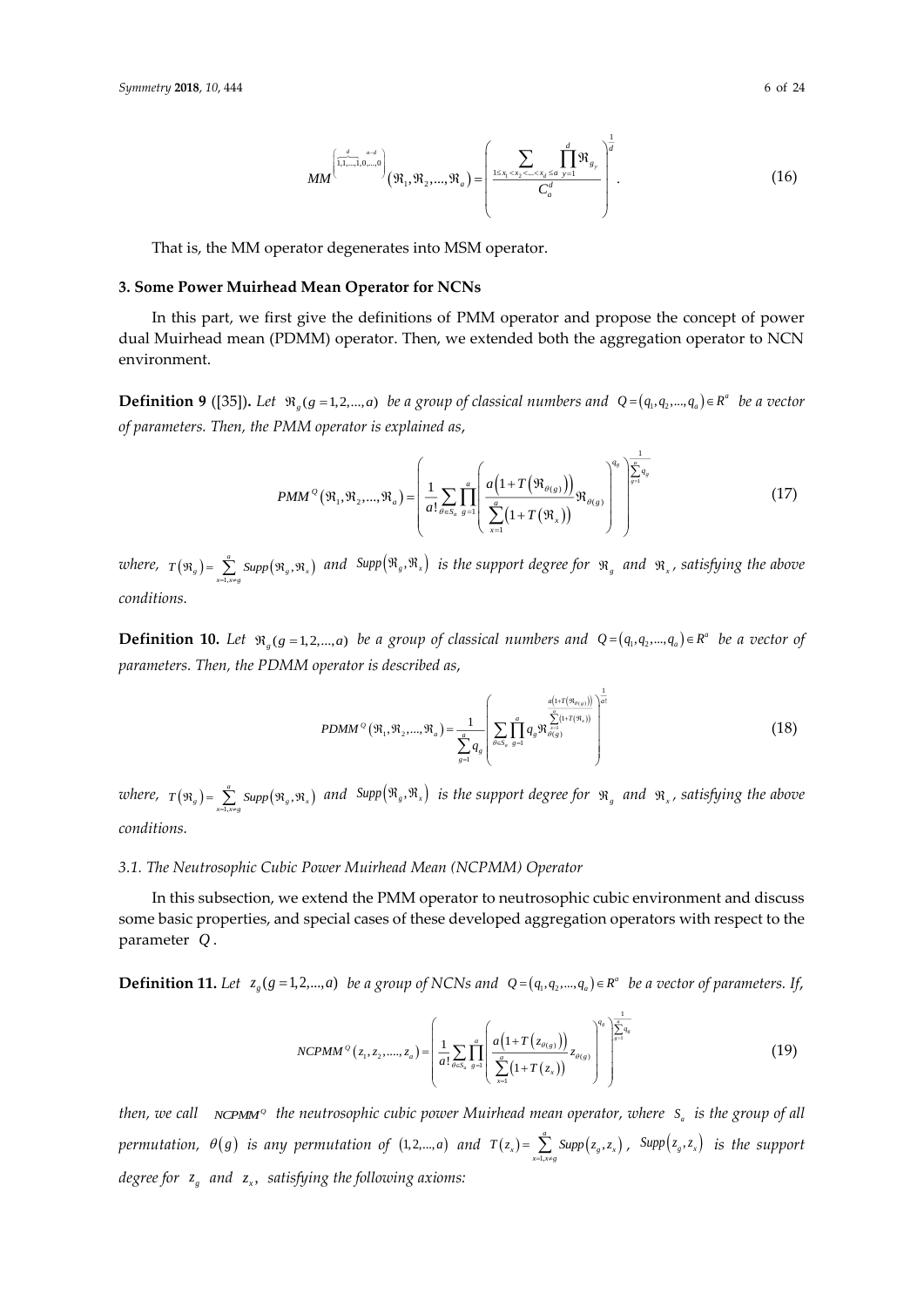$$MM^{\left(\overbrace{1,1,\ldots,1}^{d},\overbrace{0,\ldots,0}^{a-d}\right)}(\Re_1,\Re_2,\ldots,\Re_a)=\left(\frac{\sum\limits_{1\le x_1<x_2<\ldots<x_d\le a}\prod\limits_{y=1}^{d}\Re_{g_y}}{C_a^d}\right)^{\frac{1}{d}}. \tag{16}$$

That is, the MM operator degenerates into MSM operator.

### 3. Some Power Muirhead Mean Operator for NCNs

In this part, we first give the definitions of PMM operator and propose the concept of power dual Muirhead mean (PDMM) operator. Then, we extended both the aggregation operator to NCN environment.

**Definition 9** ([35]). *Let $\Re_g(g=1,2,\ldots,a)$ be a group of classical numbers and $Q=(q_1,q_2,\ldots,q_a)\in R^a$ be a vector of parameters. Then, the PMM operator is explained as,*

$$PMM^Q(\Re_1,\Re_2,\ldots,\Re_a)=\left(\frac{1}{a!}\sum_{\theta\in S_a}\prod_{g=1}^{a}\left(\frac{a\left(1+T\left(\Re_{\theta(g)}\right)\right)}{\sum\limits_{x=1}^{a}\left(1+T(\Re_x)\right)}\Re_{\theta(g)}\right)^{q_g}\right)^{\frac{1}{\sum_{g=1}^{a}q_g}} \tag{17}$$

*where, $T(\Re_g)=\sum\limits_{x=1,x\ne g}^{a}Supp(\Re_g,\Re_x)$ and $Supp(\Re_g,\Re_x)$ is the support degree for $\Re_g$ and $\Re_x$, satisfying the above conditions.*

**Definition 10.** *Let $\Re_g(g=1,2,\ldots,a)$ be a group of classical numbers and $Q=(q_1,q_2,\ldots,q_a)\in R^a$ be a vector of parameters. Then, the PDMM operator is described as,*

$$PDMM^Q(\Re_1,\Re_2,\ldots,\Re_a)=\frac{1}{\sum\limits_{g=1}^{a}q_g}\left(\sum_{\theta\in S_a}\prod_{g=1}^{a}q_g\Re_{\theta(g)}^{\frac{a\left(1+T\left(\Re_{\theta(g)}\right)\right)}{\sum_{x=1}^{a}\left(1+T(\Re_x)\right)}}\right)^{\frac{1}{a!}} \tag{18}$$

*where, $T(\Re_g)=\sum\limits_{x=1,x\ne g}^{a}Supp(\Re_g,\Re_x)$ and $Supp(\Re_g,\Re_x)$ is the support degree for $\Re_g$ and $\Re_x$, satisfying the above conditions.*

#### 3.1. The Neutrosophic Cubic Power Muirhead Mean (NCPMM) Operator

In this subsection, we extend the PMM operator to neutrosophic cubic environment and discuss some basic properties, and special cases of these developed aggregation operators with respect to the parameter $Q$.

**Definition 11.** *Let $z_g(g=1,2,\ldots,a)$ be a group of NCNs and $Q=(q_1,q_2,\ldots,q_a)\in R^a$ be a vector of parameters. If,*

$$NCPMM^Q(z_1,z_2,\ldots,z_a)=\left(\frac{1}{a!}\sum_{\theta\in S_a}\prod_{g=1}^{a}\left(\frac{a\left(1+T\left(z_{\theta(g)}\right)\right)}{\sum\limits_{x=1}^{a}\left(1+T(z_x)\right)}z_{\theta(g)}\right)^{q_g}\right)^{\frac{1}{\sum_{g=1}^{a}q_g}} \tag{19}$$

*then, we call $NCPMM^Q$ the neutrosophic cubic power Muirhead mean operator, where $S_a$ is the group of all permutation, $\theta(g)$ is any permutation of $(1,2,\ldots,a)$ and $T(z_x)=\sum\limits_{x=1,x\ne g}^{a}Supp(z_g,z_x)$, $Supp(z_g,z_x)$ is the support degree for $z_g$ and $z_x$, satisfying the following axioms:*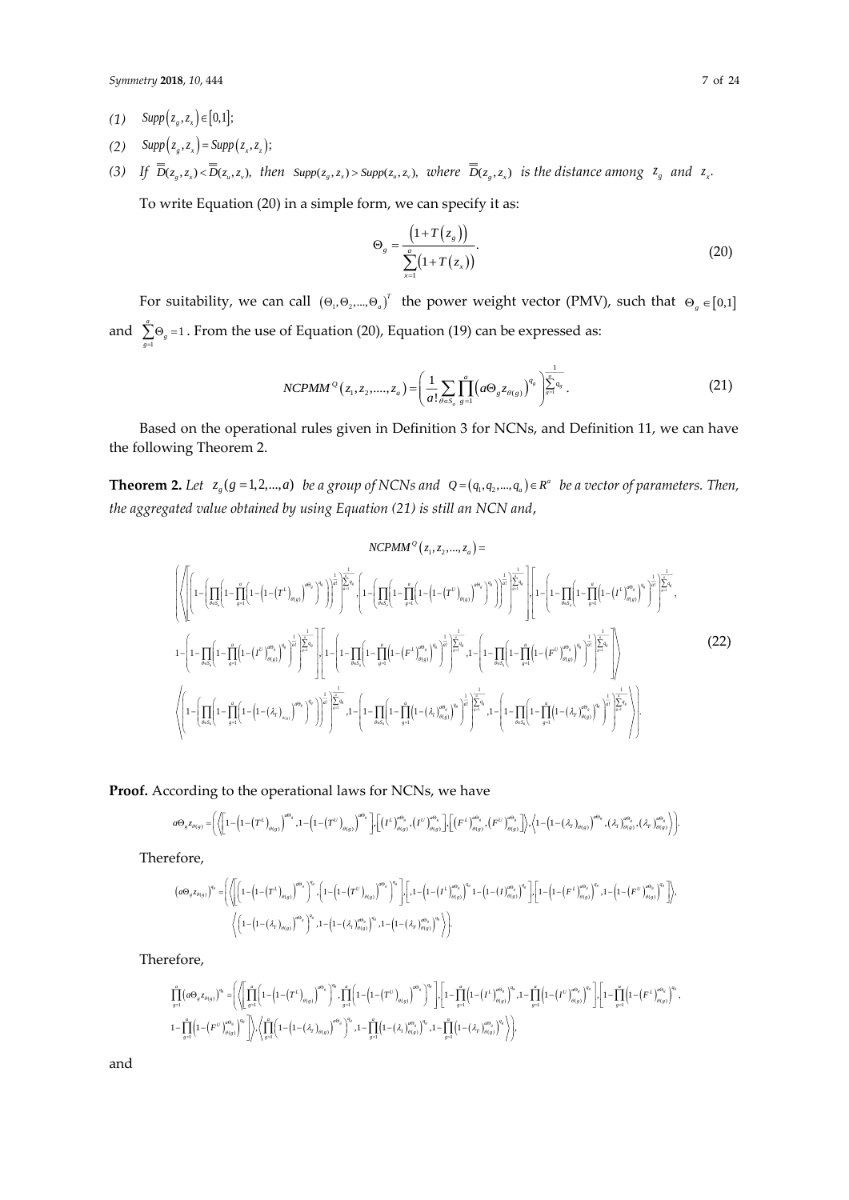(1) $Supp(z_g, z_x) \in [0,1]$;

(2) $Supp(z_g, z_x) = Supp(z_x, z_z)$;

(3) *If* $\overline{\overline{D}}(z_g, z_x) < \overline{\overline{D}}(z_u, z_v)$, *then* $Supp(z_g, z_x) > Supp(z_u, z_v)$, *where* $\overline{\overline{D}}(z_g, z_x)$ *is the distance among* $z_g$ *and* $z_x$.

To write Equation (20) in a simple form, we can specify it as:

$$\Theta_g = \frac{\left(1 + T(z_g)\right)}{\sum_{x=1}^{a}\left(1 + T(z_x)\right)}. \tag{20}$$

For suitability, we can call $(\Theta_1, \Theta_2, \ldots, \Theta_a)^T$ the power weight vector (PMV), such that $\Theta_g \in [0,1]$ and $\sum_{g=1}^{a}\Theta_g = 1$. From the use of Equation (20), Equation (19) can be expressed as:

$$NCPMM^{Q}(z_1, z_2, \ldots, z_a) = \left(\frac{1}{a!}\sum_{\theta \in S_a}\prod_{g=1}^{a}\left(a\Theta_g z_{\theta(g)}\right)^{q_g}\right)^{\frac{1}{\sum_{g=1}^{a} q_g}}. \tag{21}$$

Based on the operational rules given in Definition 3 for NCNs, and Definition 11, we can have the following Theorem 2.

**Theorem 2.** *Let* $z_g (g = 1, 2, \ldots, a)$ *be a group of NCNs and* $Q = (q_1, q_2, \ldots, q_a) \in R^a$ *be a vector of parameters. Then, the aggregated value obtained by using Equation (21) is still an NCN and*,

$$NCPMM^{Q}(z_1, z_2, \ldots, z_a) =$$

$$\left(\begin{array}{l}
\left\langle \left[ \left(1-\left(\prod_{\theta\in S_a}\left(1-\prod_{g=1}^{a}\left(1-\left(1-\left(T^{L}\right)_{\theta(g)}\right)^{a\Theta_g}\right)^{q_g}\right)\right)^{\frac{1}{a!}}\right)^{\frac{1}{\sum_{g=1}^{a} q_g}}, \left(1-\left(\prod_{\theta\in S_a}\left(1-\prod_{g=1}^{a}\left(1-\left(1-\left(T^{U}\right)_{\theta(g)}\right)^{a\Theta_g}\right)^{q_g}\right)\right)^{\frac{1}{a!}}\right)^{\frac{1}{\sum_{g=1}^{a} q_g}} \right], \left[ 1-\left(1-\prod_{\theta\in S_a}\left(1-\prod_{g=1}^{a}\left(1-\left(I^{L}\right)_{\theta(g)}^{a\Theta_g}\right)^{q_g}\right)^{\frac{1}{a!}}\right)^{\frac{1}{\sum_{g=1}^{a} q_g}}, \right.\right. \\
\left.\left. 1-\left(1-\prod_{\theta\in S_a}\left(1-\prod_{g=1}^{a}\left(1-\left(I^{U}\right)_{\theta(g)}^{a\Theta_g}\right)^{q_g}\right)^{\frac{1}{a!}}\right)^{\frac{1}{\sum_{g=1}^{a} q_g}} \right], \left[ 1-\left(1-\prod_{\theta\in S_a}\left(1-\prod_{g=1}^{a}\left(1-\left(F^{L}\right)_{\theta(g)}^{a\Theta_g}\right)^{q_g}\right)^{\frac{1}{a!}}\right)^{\frac{1}{\sum_{g=1}^{a} q_g}}, 1-\left(1-\prod_{\theta\in S_a}\left(1-\prod_{g=1}^{a}\left(1-\left(F^{U}\right)_{\theta(g)}^{a\Theta_g}\right)^{q_g}\right)^{\frac{1}{a!}}\right)^{\frac{1}{\sum_{g=1}^{a} q_g}} \right] \right\rangle \\
\left\langle \left(1-\left(\prod_{\theta\in S_a}\left(1-\prod_{g=1}^{a}\left(1-\left(1-\left(\lambda_T\right)_{\theta(g)}\right)^{a\Theta_g}\right)^{q_g}\right)\right)^{\frac{1}{a!}}\right)^{\frac{1}{\sum_{g=1}^{a} q_g}}, 1-\left(1-\prod_{\theta\in S_a}\left(1-\prod_{g=1}^{a}\left(1-\left(\lambda_I\right)_{\theta(g)}^{a\Theta_g}\right)^{q_g}\right)^{\frac{1}{a!}}\right)^{\frac{1}{\sum_{g=1}^{a} q_g}}, 1-\left(1-\prod_{\theta\in S_a}\left(1-\prod_{g=1}^{a}\left(1-\left(\lambda_F\right)_{\theta(g)}^{a\Theta_g}\right)^{q_g}\right)^{\frac{1}{a!}}\right)^{\frac{1}{\sum_{g=1}^{a} q_g}} \right\rangle
\end{array}\right). \tag{22}$$

**Proof.** According to the operational laws for NCNs, we have

$$a\Theta_g z_{\theta(g)} = \left(\left\langle\left[1-\left(1-\left(T^{L}\right)_{\theta(g)}\right)^{a\Theta_g}, 1-\left(1-\left(T^{U}\right)_{\theta(g)}\right)^{a\Theta_g}\right], \left[\left(I^{L}\right)_{\theta(g)}^{a\Theta_g}, \left(I^{U}\right)_{\theta(g)}^{a\Theta_g}\right], \left[\left(F^{L}\right)_{\theta(g)}^{a\Theta_g}, \left(F^{U}\right)_{\theta(g)}^{a\Theta_g}\right]\right\rangle, \left\langle 1-\left(1-\left(\lambda_T\right)_{\theta(g)}\right)^{a\Theta_g}, \left(\lambda_I\right)_{\theta(g)}^{a\Theta_g}, \left(\lambda_F\right)_{\theta(g)}^{a\Theta_g}\right\rangle\right).$$

Therefore,

$$\left(a\Theta_g z_{\theta(g)}\right)^{q_g} = \left(\begin{array}{l}\left\langle\left[\left(1-\left(1-\left(T^{L}\right)_{\theta(g)}\right)^{a\Theta_g}\right)^{q_g}, \left(1-\left(1-\left(T^{U}\right)_{\theta(g)}\right)^{a\Theta_g}\right)^{q_g}\right], \left[1-\left(1-\left(I^{L}\right)_{\theta(g)}^{a\Theta_g}\right)^{q_g} 1-\left(1-\left(I\right)_{\theta(g)}^{a\Theta_g}\right)^{q_g}\right], \left[1-\left(1-\left(F^{L}\right)_{\theta(g)}^{a\Theta_g}\right)^{q_g}, 1-\left(1-\left(F^{U}\right)_{\theta(g)}^{a\Theta_g}\right)^{q_g}\right]\right\rangle, \\ \left\langle\left(1-\left(1-\left(\lambda_T\right)_{\theta(g)}\right)^{a\Theta_g}\right)^{q_g}, 1-\left(1-\left(\lambda_I\right)_{\theta(g)}^{a\Theta_g}\right)^{q_g}, 1-\left(1-\left(\lambda_F\right)_{\theta(g)}^{a\Theta_g}\right)^{q_g}\right\rangle\end{array}\right).$$

Therefore,

$$\prod_{g=1}^{a}\left(a\Theta_g z_{\theta(g)}\right)^{q_g} = \left(\begin{array}{l}\left\langle\left[\prod_{g=1}^{a}\left(1-\left(1-\left(T^{L}\right)_{\theta(g)}\right)^{a\Theta_g}\right)^{q_g}, \prod_{g=1}^{a}\left(1-\left(1-\left(T^{U}\right)_{\theta(g)}\right)^{a\Theta_g}\right)^{q_g}\right], \left[1-\prod_{g=1}^{a}\left(1-\left(I^{L}\right)_{\theta(g)}^{a\Theta_g}\right)^{q_g}, 1-\prod_{g=1}^{a}\left(1-\left(I^{U}\right)_{\theta(g)}^{a\Theta_g}\right)^{q_g}\right], \left[1-\prod_{g=1}^{a}\left(1-\left(F^{L}\right)_{\theta(g)}^{a\Theta_g}\right)^{q_g}, \right.\right. \\ \left.\left. 1-\prod_{g=1}^{a}\left(1-\left(F^{U}\right)_{\theta(g)}^{a\Theta_g}\right)^{q_g}\right]\right\rangle, \left\langle\prod_{g=1}^{a}\left(1-\left(1-\left(\lambda_T\right)_{\theta(g)}\right)^{a\Theta_g}\right)^{q_g}, 1-\prod_{g=1}^{a}\left(1-\left(\lambda_I\right)_{\theta(g)}^{a\Theta_g}\right)^{q_g}, 1-\prod_{g=1}^{a}\left(1-\left(\lambda_F\right)_{\theta(g)}^{a\Theta_g}\right)^{q_g}\right\rangle\end{array}\right),$$

and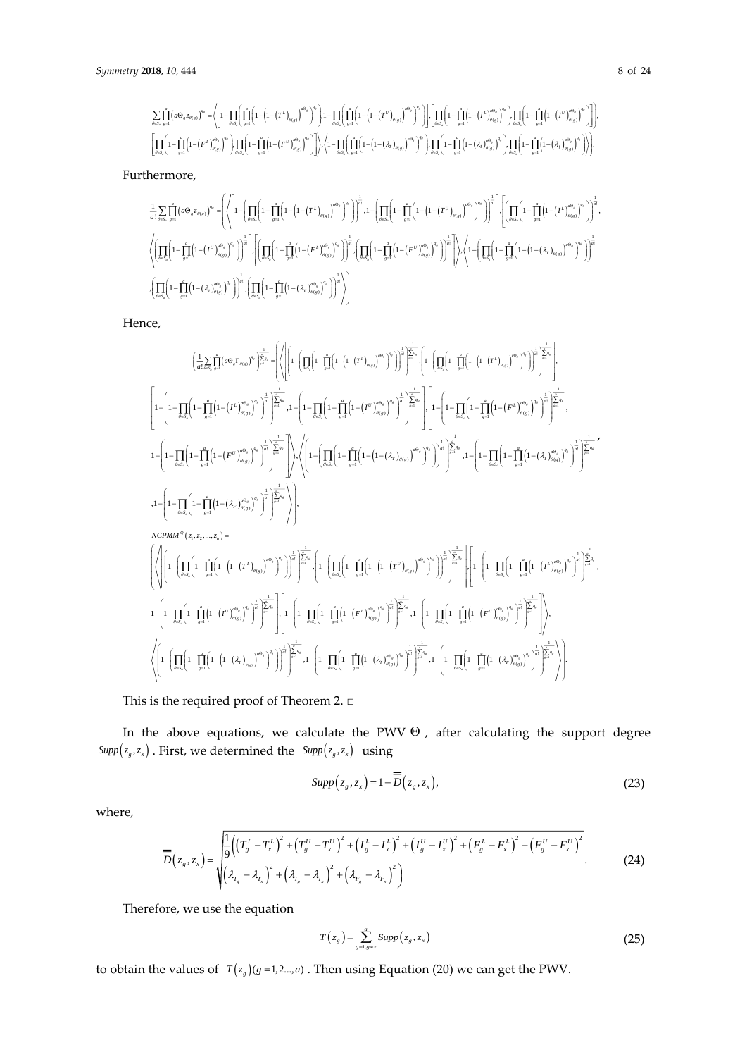$$\sum_{\theta \in S_a} \prod_{g=1}^{a} \left(a\Theta_g z_{\theta(g)}\right)^{q_g} = \left\langle \left[ 1 - \prod_{\theta \in S_a} \left( \prod_{g=1}^{a} \left( 1 - \left(1 - \left(T^L\right)_{\theta(g)}\right)^{a\Theta_g} \right)^{q_g} \right), 1 - \prod_{\theta \in S_a} \left( \prod_{g=1}^{a} \left( 1 - \left(1 - \left(T^U\right)_{\theta(g)}\right)^{a\Theta_g} \right)^{q_g} \right) \right], \left[ \prod_{\theta \in S_a} \left( 1 - \prod_{g=1}^{a} \left(1 - \left(I^L\right)^{a\Theta_g}_{\theta(g)}\right)^{q_g} \right), \prod_{\theta \in S_a} \left( 1 - \prod_{g=1}^{a} \left(1 - \left(I^U\right)^{a\Theta_g}_{\theta(g)}\right)^{q_g} \right) \right], \right.$$

$$\left. \left[ \prod_{\theta \in S_a} \left( 1 - \prod_{g=1}^{a} \left(1 - \left(F^L\right)^{a\Theta_g}_{\theta(g)}\right)^{q_g} \right), \prod_{\theta \in S_a} \left( 1 - \prod_{g=1}^{a} \left(1 - \left(F^U\right)^{a\Theta_g}_{\theta(g)}\right)^{q_g} \right) \right] \right\rangle, \left\langle 1 - \prod_{\theta \in S_a} \left( \prod_{g=1}^{a} \left( 1 - \left(1 - \left(\lambda_T\right)_{\theta(g)}\right)^{a\Theta_g} \right)^{q_g} \right), \prod_{\theta \in S_a} \left( 1 - \prod_{g=1}^{a} \left(1 - \left(\lambda_I\right)^{a\Theta_g}_{\theta(g)}\right)^{q_g} \right), \prod_{\theta \in S_a} \left( 1 - \prod_{g=1}^{a} \left(1 - \left(\lambda_I\right)^{a\Theta_g}_{\theta(g)}\right)^{q_g} \right) \right\rangle .$$

Furthermore,

$$\frac{1}{a!} \sum_{\theta \in S_a} \prod_{g=1}^{a} \left(a\Theta_g z_{\theta(g)}\right)^{q_g} = \left( \left\langle \left[ 1 - \left( \prod_{\theta \in S_a} \left( 1 - \prod_{g=1}^{a} \left( 1 - \left(1 - \left(T^L\right)_{\theta(g)}\right)^{a\Theta_g} \right)^{q_g} \right) \right)^{\frac{1}{a!}}, 1 - \left( \prod_{\theta \in S_a} \left( 1 - \prod_{g=1}^{a} \left( 1 - \left(1 - \left(T^U\right)_{\theta(g)}\right)^{a\Theta_g} \right)^{q_g} \right) \right)^{\frac{1}{a!}} \right], \left[ \left( \prod_{\theta \in S_a} \left( 1 - \prod_{g=1}^{a} \left(1 - \left(I^L\right)^{a\Theta_g}_{\theta(g)}\right)^{q_g} \right) \right)^{\frac{1}{a!}}, \right. \right. \right.$$

$$\left\langle \left( \prod_{\theta \in S_a} \left( 1 - \prod_{g=1}^{a} \left(1 - \left(I^U\right)^{a\Theta_g}_{\theta(g)}\right)^{q_g} \right) \right)^{\frac{1}{a!}} \right] , \left[ \left( \prod_{\theta \in S_a} \left( 1 - \prod_{g=1}^{a} \left(1 - \left(F^L\right)^{a\Theta_g}_{\theta(g)}\right)^{q_g} \right) \right)^{\frac{1}{a!}}, \left( \prod_{\theta \in S_a} \left( 1 - \prod_{g=1}^{a} \left(1 - \left(F^U\right)^{a\Theta_g}_{\theta(g)}\right)^{q_g} \right) \right)^{\frac{1}{a!}} \right] \right\rangle, \left\langle 1 - \left( \prod_{\theta \in S_a} \left( 1 - \prod_{g=1}^{a} \left( 1 - \left(1 - \left(\lambda_T\right)_{\theta(g)}\right)^{a\Theta_g} \right)^{q_g} \right) \right)^{\frac{1}{a!}} \right.$$

$$\left. \left. , \left( \prod_{\theta \in S_a} \left( 1 - \prod_{g=1}^{a} \left(1 - \left(\lambda_I\right)^{a\Theta_g}_{\theta(g)}\right)^{q_g} \right) \right)^{\frac{1}{a!}}, \left( \prod_{\theta \in S_a} \left( 1 - \prod_{g=1}^{a} \left(1 - \left(\lambda_F\right)^{a\Theta_g}_{\theta(g)}\right)^{q_g} \right) \right)^{\frac{1}{a!}} \right\rangle \right).$$

Hence,

$$\left( \frac{1}{a!} \sum_{\theta \in S_a} \prod_{g=1}^{a} \left(a\Theta_g \Gamma_{\theta(g)}\right)^{q_g} \right)^{\frac{1}{\sum_{g=1}^{a} q_g}} = \left( \left\langle \left[ \left( 1 - \left( \prod_{\theta \in S_a} \left( 1 - \prod_{g=1}^{a} \left( 1 - \left(1 - \left(T^L\right)_{\theta(g)}\right)^{a\Theta_g} \right)^{q_g} \right) \right)^{\frac{1}{a!}} \right)^{\frac{1}{\sum_{g=1}^{a} q_g}}, \left( 1 - \left( \prod_{\theta \in S_a} \left( 1 - \prod_{g=1}^{a} \left( 1 - \left(1 - \left(T^L\right)_{\theta(g)}\right)^{a\Theta_g} \right)^{q_g} \right) \right)^{\frac{1}{a!}} \right)^{\frac{1}{\sum_{g=1}^{a} q_g}} \right], \right. \right.$$

$$\left[ 1 - \left( 1 - \prod_{\theta \in S_a} \left( 1 - \prod_{g=1}^{a} \left(1 - \left(I^L\right)^{a\Theta_g}_{\theta(g)}\right)^{q_g} \right)^{\frac{1}{a!}} \right)^{\frac{1}{\sum_{g=1}^{a} q_g}}, 1 - \left( 1 - \prod_{\theta \in S_a} \left( 1 - \prod_{g=1}^{a} \left(1 - \left(I^U\right)^{a\Theta_g}_{\theta(g)}\right)^{q_g} \right)^{\frac{1}{a!}} \right)^{\frac{1}{\sum_{g=1}^{a} q_g}} \right], \left[ 1 - \left( 1 - \prod_{\theta \in S_a} \left( 1 - \prod_{g=1}^{a} \left(1 - \left(F^L\right)^{a\Theta_g}_{\theta(g)}\right)^{q_g} \right)^{\frac{1}{a!}} \right)^{\frac{1}{\sum_{g=1}^{a} q_g}}, \right.$$

$$\left. \left. 1 - \left( 1 - \prod_{\theta \in S_a} \left( 1 - \prod_{g=1}^{a} \left(1 - \left(F^U\right)^{a\Theta_g}_{\theta(g)}\right)^{q_g} \right)^{\frac{1}{a!}} \right)^{\frac{1}{\sum_{g=1}^{a} q_g}} \right] \right\rangle, \left\langle \left( 1 - \left( \prod_{\theta \in S_a} \left( 1 - \prod_{g=1}^{a} \left( 1 - \left(1 - \left(\lambda_T\right)_{\theta(g)}\right)^{a\Theta_g} \right)^{q_g} \right) \right)^{\frac{1}{a!}} \right)^{\frac{1}{\sum_{g=1}^{a} q_g}}, 1 - \left( 1 - \prod_{\theta \in S_a} \left( 1 - \prod_{g=1}^{a} \left(1 - \left(\lambda_I\right)^{a\Theta_g}_{\theta(g)}\right)^{q_g} \right)^{\frac{1}{a!}} \right)^{\frac{1}{\sum_{g=1}^{a} q_g}}, \right.$$

$$\left. \left. , 1 - \left( 1 - \prod_{\theta \in S_a} \left( 1 - \prod_{g=1}^{a} \left(1 - \left(\lambda_F\right)^{a\Theta_g}_{\theta(g)}\right)^{q_g} \right)^{\frac{1}{a!}} \right)^{\frac{1}{\sum_{g=1}^{a} q_g}} \right\rangle \right),$$

$$NCPMM^Q\left(z_1, z_2, \ldots, z_a\right) =$$

$$\left( \left\langle \left[ \left( 1 - \left( \prod_{\theta \in S_a} \left( 1 - \prod_{g=1}^{a} \left( 1 - \left(1 - \left(T^L\right)_{\theta(g)}\right)^{a\Theta_g} \right)^{q_g} \right) \right)^{\frac{1}{a!}} \right)^{\frac{1}{\sum_{g=1}^{a} q_g}}, \left( 1 - \left( \prod_{\theta \in S_a} \left( 1 - \prod_{g=1}^{a} \left( 1 - \left(1 - \left(T^U\right)_{\theta(g)}\right)^{a\Theta_g} \right)^{q_g} \right) \right)^{\frac{1}{a!}} \right)^{\frac{1}{\sum_{g=1}^{a} q_g}} \right], \left[ 1 - \left( 1 - \prod_{\theta \in S_a} \left( 1 - \prod_{g=1}^{a} \left(1 - \left(I^L\right)^{a\Theta_g}_{\theta(g)}\right)^{q_g} \right)^{\frac{1}{a!}} \right)^{\frac{1}{\sum_{g=1}^{a} q_g}}, \right. \right. \right.$$

$$\left. 1 - \left( 1 - \prod_{\theta \in S_a} \left( 1 - \prod_{g=1}^{a} \left(1 - \left(I^U\right)^{a\Theta_g}_{\theta(g)}\right)^{q_g} \right)^{\frac{1}{a!}} \right)^{\frac{1}{\sum_{g=1}^{a} q_g}} \right], \left[ 1 - \left( 1 - \prod_{\theta \in S_a} \left( 1 - \prod_{g=1}^{a} \left(1 - \left(F^L\right)^{a\Theta_g}_{\theta(g)}\right)^{q_g} \right)^{\frac{1}{a!}} \right)^{\frac{1}{\sum_{g=1}^{a} q_g}}, 1 - \left( 1 - \prod_{\theta \in S_a} \left( 1 - \prod_{g=1}^{a} \left(1 - \left(F^U\right)^{a\Theta_g}_{\theta(g)}\right)^{q_g} \right)^{\frac{1}{a!}} \right)^{\frac{1}{\sum_{g=1}^{a} q_g}} \right] \right\rangle,$$

$$\left. \left\langle \left( 1 - \left( \prod_{\theta \in S_a} \left( 1 - \prod_{g=1}^{a} \left( 1 - \left(1 - \left(\lambda_T\right)_{\theta(g)}\right)^{a\Theta_g} \right)^{q_g} \right) \right)^{\frac{1}{a!}} \right)^{\frac{1}{\sum_{g=1}^{a} q_g}}, 1 - \left( 1 - \prod_{\theta \in S_a} \left( 1 - \prod_{g=1}^{a} \left(1 - \left(\lambda_I\right)^{a\Theta_g}_{\theta(g)}\right)^{q_g} \right)^{\frac{1}{a!}} \right)^{\frac{1}{\sum_{g=1}^{a} q_g}}, 1 - \left( 1 - \prod_{\theta \in S_a} \left( 1 - \prod_{g=1}^{a} \left(1 - \left(\lambda_F\right)^{a\Theta_g}_{\theta(g)}\right)^{q_g} \right)^{\frac{1}{a!}} \right)^{\frac{1}{\sum_{g=1}^{a} q_g}} \right\rangle \right).$$

This is the required proof of Theorem 2. □

In the above equations, we calculate the PWV $\Theta$, after calculating the support degree $Supp\left(z_g, z_x\right)$. First, we determined the $Supp\left(z_g, z_x\right)$ using

$$Supp\left(z_g, z_x\right) = 1 - \overline{\overline{D}}\left(z_g, z_x\right), \tag{23}$$

where,

$$\overline{\overline{D}}\left(z_g, z_x\right) = \sqrt{\begin{array}{l} \frac{1}{9}\left( \left(T_g^L - T_x^L\right)^2 + \left(T_g^U - T_x^U\right)^2 + \left(I_g^L - I_x^L\right)^2 + \left(I_g^U - I_x^U\right)^2 + \left(F_g^L - F_x^L\right)^2 + \left(F_g^U - F_x^U\right)^2 \right. \\ \left. \left(\lambda_{T_g} - \lambda_{T_x}\right)^2 + \left(\lambda_{I_g} - \lambda_{I_x}\right)^2 + \left(\lambda_{F_g} - \lambda_{F_x}\right)^2 \right) \end{array}}. \tag{24}$$

Therefore, we use the equation

$$T\left(z_g\right) = \sum_{g=1, g \neq x}^{a} Supp\left(z_g, z_x\right) \tag{25}$$

to obtain the values of $T\left(z_g\right) (g = 1, 2 \ldots, a)$. Then using Equation (20) we can get the PWV.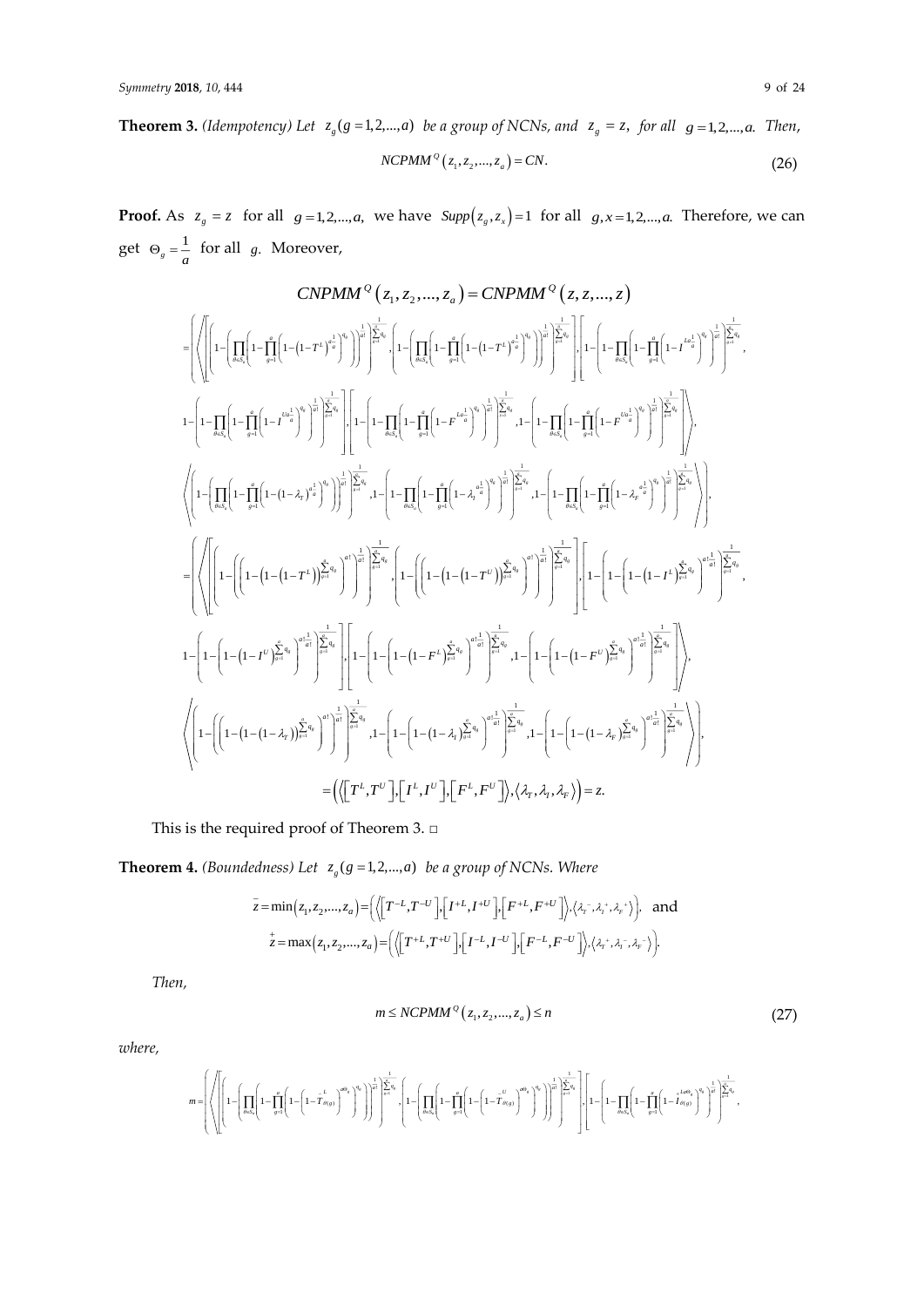**Theorem 3.** *(Idempotency) Let* $z_g (g = 1,2,...,a)$ *be a group of NCNs, and* $z_g = z$, *for all* $g = 1,2,...,a$. *Then,*

$$NCPMM^{Q}(z_1, z_2, ..., z_a) = CN. \tag{26}$$

**Proof.** As $z_g = z$ for all $g = 1,2,...,a$, we have $Supp(z_g, z_x) = 1$ for all $g, x = 1,2,...,a$. Therefore, we can get $\Theta_g = \frac{1}{a}$ for all $g$. Moreover,

$$CNPMM^{Q}(z_1, z_2, ..., z_a) = CNPMM^{Q}(z, z, ..., z)$$

$$= \left( \left\langle \left[ \left( 1 - \left( \prod_{\theta \in S_a} \left( 1 - \prod_{g=1}^{a} \left( 1 - \left(1 - T^L\right)^{\frac{1}{a}} \right)^{q_g} \right) \right)^{\frac{1}{a!}} \right)^{\frac{1}{\sum_{g=1}^{a} q_g}}, \left( 1 - \left( \prod_{\theta \in S_a} \left( 1 - \prod_{g=1}^{a} \left( 1 - \left(1 - T^L\right)^{\frac{1}{a}} \right)^{q_g} \right) \right)^{\frac{1}{a!}} \right)^{\frac{1}{\sum_{g=1}^{a} q_g}} \right], \left[ 1 - \left( 1 - \prod_{\theta \in S_a} \left( 1 - \prod_{g=1}^{a} \left( 1 - I^{La\frac{1}{a}} \right)^{q_g} \right)^{\frac{1}{a!}} \right)^{\frac{1}{\sum_{g=1}^{a} q_g}}, \right.\right.\right.$$

$$\left. 1 - \left( 1 - \prod_{\theta \in S_a} \left( 1 - \prod_{g=1}^{a} \left( 1 - I^{Ua\frac{1}{a}} \right)^{q_g} \right)^{\frac{1}{a!}} \right)^{\frac{1}{\sum_{g=1}^{a} q_g}} \right], \left[ 1 - \left( 1 - \prod_{\theta \in S_a} \left( 1 - \prod_{g=1}^{a} \left( 1 - F^{La\frac{1}{a}} \right)^{q_g} \right)^{\frac{1}{a!}} \right)^{\frac{1}{\sum_{g=1}^{a} q_g}}, 1 - \left( 1 - \prod_{\theta \in S_a} \left( 1 - \prod_{g=1}^{a} \left( 1 - F^{Ua\frac{1}{a}} \right)^{q_g} \right)^{\frac{1}{a!}} \right)^{\frac{1}{\sum_{g=1}^{a} q_g}} \right] \Bigg\rangle,$$

$$\left\langle \left( 1 - \left( \prod_{\theta \in S_a} \left( 1 - \prod_{g=1}^{a} \left( 1 - \left(1 - \lambda_T\right)^{\frac{1}{a}} \right)^{q_g} \right) \right)^{\frac{1}{a!}} \right)^{\frac{1}{\sum_{g=1}^{a} q_g}}, 1 - \left( 1 - \prod_{\theta \in S_a} \left( 1 - \prod_{g=1}^{a} \left( 1 - \lambda_I^{a\frac{1}{a}} \right)^{q_g} \right)^{\frac{1}{a!}} \right)^{\frac{1}{\sum_{g=1}^{a} q_g}}, 1 - \left( 1 - \prod_{\theta \in S_a} \left( 1 - \prod_{g=1}^{a} \left( 1 - \lambda_F^{a\frac{1}{a}} \right)^{q_g} \right)^{\frac{1}{a!}} \right)^{\frac{1}{\sum_{g=1}^{a} q_g}} \right\rangle \Bigg),$$

$$= \left( \left\langle \left[ \left( 1 - \left( \left( 1 - \left(1 - \left(1 - T^L\right)\right)^{\sum_{g=1}^{a} q_g} \right)^{a!} \right)^{\frac{1}{a!}} \right)^{\frac{1}{\sum_{g=1}^{a} q_g}}, \left( 1 - \left( \left( 1 - \left(1 - \left(1 - T^U\right)\right)^{\sum_{g=1}^{a} q_g} \right)^{a!} \right)^{\frac{1}{a!}} \right)^{\frac{1}{\sum_{g=1}^{a} q_g}} \right], \left[ 1 - \left( 1 - \left( 1 - \left(1 - I^L\right)^{\sum_{g=1}^{a} q_g} \right)^{a!\frac{1}{a!}} \right)^{\frac{1}{\sum_{g=1}^{a} q_g}}, \right.\right.\right.$$

$$\left. 1 - \left( 1 - \left( 1 - \left(1 - I^U\right)^{\sum_{g=1}^{a} q_g} \right)^{a!\frac{1}{a!}} \right)^{\frac{1}{\sum_{g=1}^{a} q_g}} \right], \left[ 1 - \left( 1 - \left( 1 - \left(1 - F^L\right)^{\sum_{g=1}^{a} q_g} \right)^{a!\frac{1}{a!}} \right)^{\frac{1}{\sum_{g=1}^{a} q_g}}, 1 - \left( 1 - \left( 1 - \left(1 - F^U\right)^{\sum_{g=1}^{a} q_g} \right)^{a!\frac{1}{a!}} \right)^{\frac{1}{\sum_{g=1}^{a} q_g}} \right] \Bigg\rangle,$$

$$\left\langle \left( 1 - \left( \left( 1 - \left(1 - \left(1 - \lambda_T\right)\right)^{\sum_{g=1}^{a} q_g} \right)^{a!} \right)^{\frac{1}{a!}} \right)^{\frac{1}{\sum_{g=1}^{a} q_g}}, 1 - \left( 1 - \left( 1 - \left(1 - \lambda_I\right)^{\sum_{g=1}^{a} q_g} \right)^{a!\frac{1}{a!}} \right)^{\frac{1}{\sum_{g=1}^{a} q_g}}, 1 - \left( 1 - \left( 1 - \left(1 - \lambda_F\right)^{\sum_{g=1}^{a} q_g} \right)^{a!\frac{1}{a!}} \right)^{\frac{1}{\sum_{g=1}^{a} q_g}} \right\rangle \Bigg),$$

$$= \left( \left\langle \left[ T^L, T^U \right], \left[ I^L, I^U \right], \left[ F^L, F^U \right] \right\rangle, \left\langle \lambda_T, \lambda_I, \lambda_F \right\rangle \right) = z.$$

This is the required proof of Theorem 3. □

**Theorem 4.** *(Boundedness) Let* $z_g (g = 1,2,...,a)$ *be a group of NCNs. Where*

$$\bar{z} = \min(z_1, z_2, ..., z_a) = \left( \left\langle \left[ T^{-L}, T^{-U} \right], \left[ I^{+L}, I^{+U} \right], \left[ F^{+L}, F^{+U} \right] \right\rangle, \left\langle \lambda_T^{-}, \lambda_I^{+}, \lambda_F^{+} \right\rangle \right), \text{ and}$$

$$\overset{+}{z} = \max(z_1, z_2, ..., z_a) = \left( \left\langle \left[ T^{+L}, T^{+U} \right], \left[ I^{-L}, I^{-U} \right], \left[ F^{-L}, F^{-U} \right] \right\rangle, \left\langle \lambda_T^{+}, \lambda_I^{-}, \lambda_F^{-} \right\rangle \right).$$

*Then,*

$$m \leq NCPMM^{Q}(z_1, z_2, ..., z_a) \leq n \tag{27}$$

*where,*

$$m = \left( \left\langle \left[ \left( 1 - \left( \prod_{\theta \in S_a} \left( 1 - \prod_{g=1}^{a} \left( 1 - \left(1 - \bar{T}^{L}_{\theta(g)}\right)^{a\Theta_g} \right)^{q_g} \right) \right)^{\frac{1}{a!}} \right)^{\frac{1}{\sum_{g=1}^{a} q_g}}, \left( 1 - \left( \prod_{\theta \in S_a} \left( 1 - \prod_{g=1}^{a} \left( 1 - \left(1 - \bar{T}^{U}_{\theta(g)}\right)^{a\Theta_g} \right)^{q_g} \right) \right)^{\frac{1}{a!}} \right)^{\frac{1}{\sum_{g=1}^{a} q_g}} \right], \left[ 1 - \left( 1 - \prod_{\theta \in S_a} \left( 1 - \prod_{g=1}^{a} \left( 1 - \overset{+}{I}^{La\Theta_g}_{\theta(g)} \right)^{q_g} \right)^{\frac{1}{a!}} \right)^{\frac{1}{\sum_{g=1}^{a} q_g}}, \right.\right.\right.$$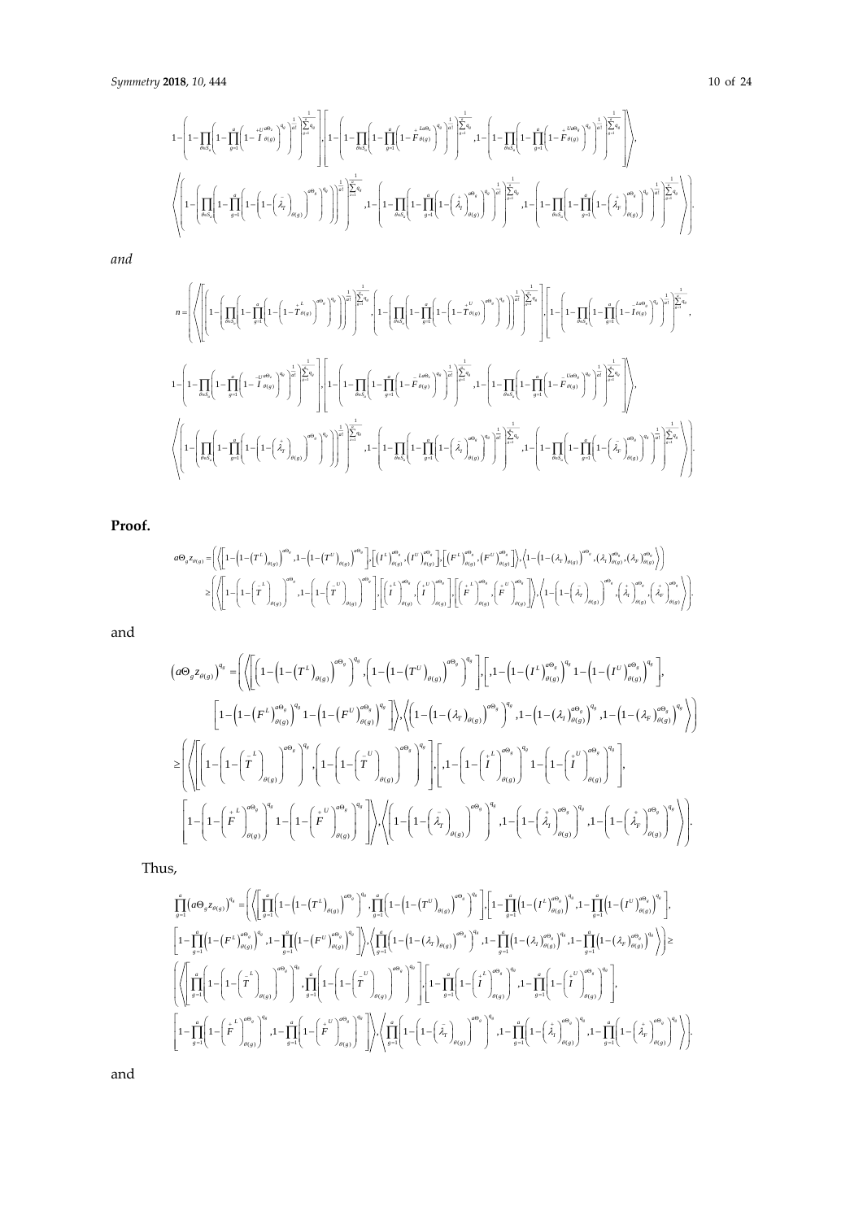$$1-\left(1-\prod_{\theta\in S_a}\left(1-\prod_{g=1}^{a}\left(1-\overset{+}{I}{}^{U}{}_{\theta(g)}^{a\Theta_g}\right)^{q_g}\right)^{\frac{1}{a!}}\right)^{\frac{1}{\sum_{g=1}^{a}q_g}}\Bigg],\Bigg[1-\left(1-\prod_{\theta\in S_a}\left(1-\prod_{g=1}^{a}\left(1-\overset{+}{F}{}^{L}{}_{\theta(g)}^{a\Theta_g}\right)^{q_g}\right)^{\frac{1}{a!}}\right)^{\frac{1}{\sum_{g=1}^{a}q_g}},1-\left(1-\prod_{\theta\in S_a}\left(1-\prod_{g=1}^{a}\left(1-\overset{+}{F}{}^{U}{}_{\theta(g)}^{a\Theta_g}\right)^{q_g}\right)^{\frac{1}{a!}}\right)^{\frac{1}{\sum_{g=1}^{a}q_g}}\Bigg]\Bigg\rangle,$$

$$\left\langle\left(1-\left(\prod_{\theta\in S_a}\left(1-\prod_{g=1}^{a}\left(1-\left(1-\left(\overset{-}{\lambda}_T\right)_{\theta(g)}\right)^{a\Theta_g}\right)^{q_g}\right)\right)^{\frac{1}{a!}}\right)^{\frac{1}{\sum_{g=1}^{a}q_g}},1-\left(1-\prod_{\theta\in S_a}\left(1-\prod_{g=1}^{a}\left(1-\left(\overset{+}{\lambda}_I\right)_{\theta(g)}^{a\Theta_g}\right)^{q_g}\right)^{\frac{1}{a!}}\right)^{\frac{1}{\sum_{g=1}^{a}q_g}},1-\left(1-\prod_{\theta\in S_a}\left(1-\prod_{g=1}^{a}\left(1-\left(\overset{+}{\lambda}_F\right)_{\theta(g)}^{a\Theta_g}\right)^{q_g}\right)^{\frac{1}{a!}}\right)^{\frac{1}{\sum_{g=1}^{a}q_g}}\right\rangle\right).$$

*and*

$$n=\left(\left\langle\left[\left(1-\left(\prod_{\theta\in S_a}\left(1-\prod_{g=1}^{a}\left(1-\left(1-\overset{+}{T}{}^{L}{}_{\theta(g)}\right)^{a\Theta_g}\right)^{q_g}\right)\right)^{\frac{1}{a!}}\right)^{\frac{1}{\sum_{g=1}^{a}q_g}},\left(1-\left(\prod_{\theta\in S_a}\left(1-\prod_{g=1}^{a}\left(1-\left(1-\overset{+}{T}{}^{U}{}_{\theta(g)}\right)^{a\Theta_g}\right)^{q_g}\right)\right)^{\frac{1}{a!}}\right)^{\frac{1}{\sum_{g=1}^{a}q_g}}\right],\left[1-\left(1-\prod_{\theta\in S_a}\left(1-\prod_{g=1}^{a}\left(1-\overset{-}{I}{}^{L}{}_{\theta(g)}^{a\Theta_g}\right)^{q_g}\right)^{\frac{1}{a!}}\right)^{\frac{1}{\sum_{g=1}^{a}q_g}},\right.\right.\right.$$

$$1-\left(1-\prod_{\theta\in S_a}\left(1-\prod_{g=1}^{a}\left(1-\overset{-}{I}{}^{U}{}_{\theta(g)}^{a\Theta_g}\right)^{q_g}\right)^{\frac{1}{a!}}\right)^{\frac{1}{\sum_{g=1}^{a}q_g}}\Bigg],\Bigg[1-\left(1-\prod_{\theta\in S_a}\left(1-\prod_{g=1}^{a}\left(1-\overset{-}{F}{}^{L}{}_{\theta(g)}^{a\Theta_g}\right)^{q_g}\right)^{\frac{1}{a!}}\right)^{\frac{1}{\sum_{g=1}^{a}q_g}},1-\left(1-\prod_{\theta\in S_a}\left(1-\prod_{g=1}^{a}\left(1-\overset{-}{F}{}^{U}{}_{\theta(g)}^{a\Theta_g}\right)^{q_g}\right)^{\frac{1}{a!}}\right)^{\frac{1}{\sum_{g=1}^{a}q_g}}\Bigg]\Bigg\rangle,$$

$$\left\langle\left(1-\left(\prod_{\theta\in S_a}\left(1-\prod_{g=1}^{a}\left(1-\left(1-\left(\overset{+}{\lambda}_T\right)_{\theta(g)}\right)^{a\Theta_g}\right)^{q_g}\right)\right)^{\frac{1}{a!}}\right)^{\frac{1}{\sum_{g=1}^{a}q_g}},1-\left(1-\prod_{\theta\in S_a}\left(1-\prod_{g=1}^{a}\left(1-\left(\overset{-}{\lambda}_I\right)_{\theta(g)}^{a\Theta_g}\right)^{q_g}\right)^{\frac{1}{a!}}\right)^{\frac{1}{\sum_{g=1}^{a}q_g}},1-\left(1-\prod_{\theta\in S_a}\left(1-\prod_{g=1}^{a}\left(1-\left(\overset{-}{\lambda}_F\right)_{\theta(g)}^{a\Theta_g}\right)^{q_g}\right)^{\frac{1}{a!}}\right)^{\frac{1}{\sum_{g=1}^{a}q_g}}\right\rangle\right).$$

**Proof.**

$$\begin{aligned}a\Theta_g z_{\theta(g)}&=\left(\left\langle\left[1-\left(1-\left(T^L\right)_{\theta(g)}\right)^{a\Theta_g},1-\left(1-\left(T^U\right)_{\theta(g)}\right)^{a\Theta_g}\right],\left[\left(I^L\right)_{\theta(g)}^{a\Theta_g},\left(I^U\right)_{\theta(g)}^{a\Theta_g}\right],\left[\left(F^L\right)_{\theta(g)}^{a\Theta_g},\left(F^U\right)_{\theta(g)}^{a\Theta_g}\right]\right\rangle,\left\langle 1-\left(1-\left(\lambda_T\right)_{\theta(g)}\right)^{a\Theta_g},\left(\lambda_I\right)_{\theta(g)}^{a\Theta_g},\left(\lambda_F\right)_{\theta(g)}^{a\Theta_g}\right\rangle\right)\\&\geq\left(\left\langle\left[1-\left(1-\left(\overset{-}{T}{}^{L}\right)_{\theta(g)}\right)^{a\Theta_g},1-\left(1-\left(\overset{-}{T}{}^{U}\right)_{\theta(g)}\right)^{a\Theta_g}\right],\left[\left(\overset{+}{I}{}^{L}\right)_{\theta(g)}^{a\Theta_g},\left(\overset{+}{I}{}^{U}\right)_{\theta(g)}^{a\Theta_g}\right],\left[\left(\overset{+}{F}{}^{L}\right)_{\theta(g)}^{a\Theta_g},\left(\overset{+}{F}{}^{U}\right)_{\theta(g)}^{a\Theta_g}\right]\right\rangle,\left\langle 1-\left(1-\left(\overset{-}{\lambda}_T\right)_{\theta(g)}\right)^{a\Theta_g},\left(\overset{+}{\lambda}_I\right)_{\theta(g)}^{a\Theta_g},\left(\overset{+}{\lambda}_F\right)_{\theta(g)}^{a\Theta_g}\right\rangle\right).\end{aligned}$$

and

$$\begin{aligned}\left(a\Theta_g z_{\theta(g)}\right)^{q_g}&=\left(\left\langle\left[\left(1-\left(1-\left(T^L\right)_{\theta(g)}\right)^{a\Theta_g}\right)^{q_g},\left(1-\left(1-\left(T^U\right)_{\theta(g)}\right)^{a\Theta_g}\right)^{q_g}\right],\left[1-\left(1-\left(I^L\right)_{\theta(g)}^{a\Theta_g}\right)^{q_g},1-\left(1-\left(I^U\right)_{\theta(g)}^{a\Theta_g}\right)^{q_g}\right],\right.\right.\\&\left.\left.\left[1-\left(1-\left(F^L\right)_{\theta(g)}^{a\Theta_g}\right)^{q_g},1-\left(1-\left(F^U\right)_{\theta(g)}^{a\Theta_g}\right)^{q_g}\right]\right\rangle,\left\langle\left(1-\left(1-\left(\lambda_T\right)_{\theta(g)}\right)^{a\Theta_g}\right)^{q_g},1-\left(1-\left(\lambda_I\right)_{\theta(g)}^{a\Theta_g}\right)^{q_g},1-\left(1-\left(\lambda_F\right)_{\theta(g)}^{a\Theta_g}\right)^{q_g}\right\rangle\right)\\&\geq\left(\left\langle\left[\left(1-\left(1-\left(\overset{-}{T}{}^{L}\right)_{\theta(g)}\right)^{a\Theta_g}\right)^{q_g},\left(1-\left(1-\left(\overset{-}{T}{}^{U}\right)_{\theta(g)}\right)^{a\Theta_g}\right)^{q_g}\right],\left[1-\left(1-\left(\overset{+}{I}{}^{L}\right)_{\theta(g)}^{a\Theta_g}\right)^{q_g},1-\left(1-\left(\overset{+}{I}{}^{U}\right)_{\theta(g)}^{a\Theta_g}\right)^{q_g}\right],\right.\right.\\&\left.\left.\left[1-\left(1-\left(\overset{+}{F}{}^{L}\right)_{\theta(g)}^{a\Theta_g}\right)^{q_g},1-\left(1-\left(\overset{+}{F}{}^{U}\right)_{\theta(g)}^{a\Theta_g}\right)^{q_g}\right]\right\rangle,\left\langle\left(1-\left(1-\left(\overset{-}{\lambda}_T\right)_{\theta(g)}\right)^{a\Theta_g}\right)^{q_g},1-\left(1-\left(\overset{+}{\lambda}_I\right)_{\theta(g)}^{a\Theta_g}\right)^{q_g},1-\left(1-\left(\overset{+}{\lambda}_F\right)_{\theta(g)}^{a\Theta_g}\right)^{q_g}\right\rangle\right).\end{aligned}$$

Thus,

$$\begin{aligned}\prod_{g=1}^{a}\left(a\Theta_g z_{\theta(g)}\right)^{q_g}&=\left(\left\langle\left[\prod_{g=1}^{a}\left(1-\left(1-\left(T^L\right)_{\theta(g)}\right)^{a\Theta_g}\right)^{q_g},\prod_{g=1}^{a}\left(1-\left(1-\left(T^U\right)_{\theta(g)}\right)^{a\Theta_g}\right)^{q_g}\right],\left[1-\prod_{g=1}^{a}\left(1-\left(I^L\right)_{\theta(g)}^{a\Theta_g}\right)^{q_g},1-\prod_{g=1}^{a}\left(1-\left(I^U\right)_{\theta(g)}^{a\Theta_g}\right)^{q_g}\right],\right.\right.\\&\left.\left.\left[1-\prod_{g=1}^{a}\left(1-\left(F^L\right)_{\theta(g)}^{a\Theta_g}\right)^{q_g},1-\prod_{g=1}^{a}\left(1-\left(F^U\right)_{\theta(g)}^{a\Theta_g}\right)^{q_g}\right]\right\rangle,\left\langle\prod_{g=1}^{a}\left(1-\left(1-\left(\lambda_T\right)_{\theta(g)}\right)^{a\Theta_g}\right)^{q_g},1-\prod_{g=1}^{a}\left(1-\left(\lambda_I\right)_{\theta(g)}^{a\Theta_g}\right)^{q_g},1-\prod_{g=1}^{a}\left(1-\left(\lambda_F\right)_{\theta(g)}^{a\Theta_g}\right)^{q_g}\right\rangle\right)\geq\\&\left(\left\langle\left[\prod_{g=1}^{a}\left(1-\left(1-\left(\overset{-}{T}{}^{L}\right)_{\theta(g)}\right)^{a\Theta_g}\right)^{q_g},\prod_{g=1}^{a}\left(1-\left(1-\left(\overset{-}{T}{}^{U}\right)_{\theta(g)}\right)^{a\Theta_g}\right)^{q_g}\right],\left[1-\prod_{g=1}^{a}\left(1-\left(\overset{+}{I}{}^{L}\right)_{\theta(g)}^{a\Theta_g}\right)^{q_g},1-\prod_{g=1}^{a}\left(1-\left(\overset{+}{I}{}^{U}\right)_{\theta(g)}^{a\Theta_g}\right)^{q_g}\right],\right.\right.\\&\left.\left.\left[1-\prod_{g=1}^{a}\left(1-\left(\overset{+}{F}{}^{L}\right)_{\theta(g)}^{a\Theta_g}\right)^{q_g},1-\prod_{g=1}^{a}\left(1-\left(\overset{+}{F}{}^{U}\right)_{\theta(g)}^{a\Theta_g}\right)^{q_g}\right]\right\rangle,\left\langle\prod_{g=1}^{a}\left(1-\left(1-\left(\overset{-}{\lambda}_T\right)_{\theta(g)}\right)^{a\Theta_g}\right)^{q_g},1-\prod_{g=1}^{a}\left(1-\left(\overset{+}{\lambda}_I\right)_{\theta(g)}^{a\Theta_g}\right)^{q_g},1-\prod_{g=1}^{a}\left(1-\left(\overset{+}{\lambda}_F\right)_{\theta(g)}^{a\Theta_g}\right)^{q_g}\right\rangle\right).\end{aligned}$$

and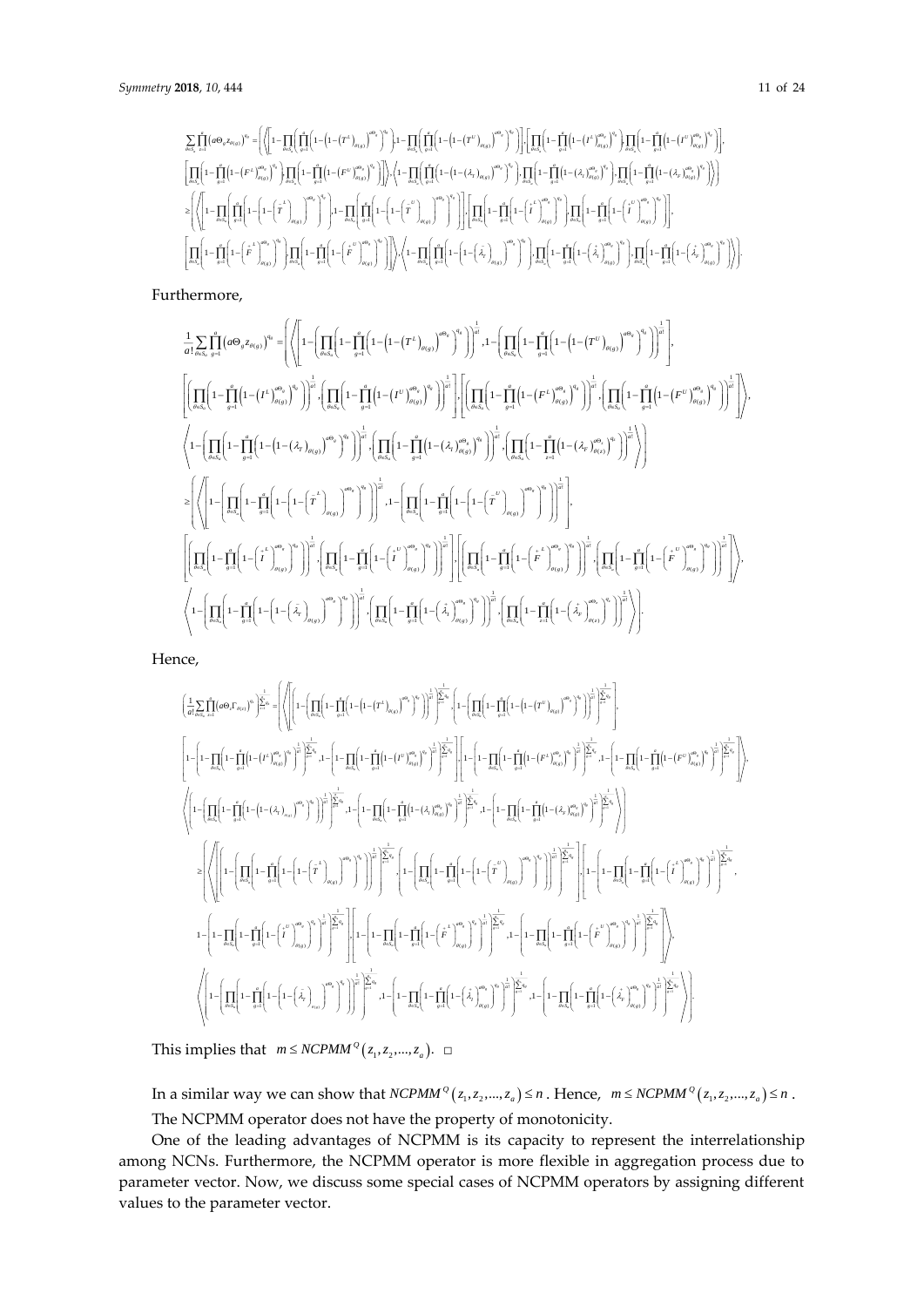$$\sum_{\vartheta \in S_a} \prod_{g=1}^{a} \left(a\Theta_g z_{\vartheta(g)}\right)^{q_g} = \left(\left\langle \left[1-\prod_{\vartheta \in S_a}\left(\prod_{g=1}^{a}\left(1-\left(1-\left(T^L\right)_{\vartheta(g)}\right)^{a\Theta_g}\right)^{q_g}\right), 1-\prod_{\vartheta \in S_a}\left(\prod_{g=1}^{a}\left(1-\left(1-\left(T^U\right)_{\vartheta(g)}\right)^{a\Theta_g}\right)^{q_g}\right)\right], \left[\prod_{\vartheta \in S_a}\left(1-\prod_{g=1}^{a}\left(1-\left(I^L\right)_{\vartheta(g)}^{a\Theta_g}\right)^{q_g}\right), \prod_{\vartheta \in S_a}\left(1-\prod_{g=1}^{a}\left(1-\left(I^U\right)_{\vartheta(g)}^{a\Theta_g}\right)^{q_g}\right)\right],\right.\right.$$

$$\left.\left[\prod_{\vartheta \in S_a}\left(1-\prod_{g=1}^{a}\left(1-\left(F^L\right)_{\vartheta(g)}^{a\Theta_g}\right)^{q_g}\right), \prod_{\vartheta \in S_a}\left(1-\prod_{g=1}^{a}\left(1-\left(F^U\right)_{\vartheta(g)}^{a\Theta_g}\right)^{q_g}\right)\right]\right\rangle, \left\langle 1-\prod_{\vartheta \in S_a}\left(\prod_{g=1}^{a}\left(1-\left(1-\left(\lambda_T\right)_{\vartheta(g)}\right)^{a\Theta_g}\right)^{q_g}\right), \prod_{\vartheta \in S_a}\left(1-\prod_{g=1}^{a}\left(1-\left(\lambda_I\right)_{\vartheta(g)}^{a\Theta_g}\right)^{q_g}\right), \prod_{\vartheta \in S_a}\left(1-\prod_{g=1}^{a}\left(1-\left(\lambda_F\right)_{\vartheta(g)}^{a\Theta_g}\right)^{q_g}\right)\right\rangle\Bigg)$$

$$\geq \left(\left\langle \left[1-\prod_{\vartheta \in S_a}\left(\prod_{g=1}^{a}\left(1-\left(1-\left(\bar{T}^L\right)_{\vartheta(g)}\right)^{a\Theta_g}\right)^{q_g}\right), 1-\prod_{\vartheta \in S_a}\left(\prod_{g=1}^{a}\left(1-\left(1-\left(\bar{T}^U\right)_{\vartheta(g)}\right)^{a\Theta_g}\right)^{q_g}\right)\right], \left[\prod_{\vartheta \in S_a}\left(1-\prod_{g=1}^{a}\left(1-\left(\bar{I}^L\right)_{\vartheta(g)}^{a\Theta_g}\right)^{q_g}\right), \prod_{\vartheta \in S_a}\left(1-\prod_{g=1}^{a}\left(1-\left(\bar{I}^U\right)_{\vartheta(g)}^{a\Theta_g}\right)^{q_g}\right)\right],\right.\right.$$

$$\left.\left[\prod_{\vartheta \in S_a}\left(1-\prod_{g=1}^{a}\left(1-\left(\bar{F}^L\right)_{\vartheta(g)}^{a\Theta_g}\right)^{q_g}\right), \prod_{\vartheta \in S_a}\left(1-\prod_{g=1}^{a}\left(1-\left(\bar{F}^U\right)_{\vartheta(g)}^{a\Theta_g}\right)^{q_g}\right)\right]\right\rangle, \left\langle 1-\prod_{\vartheta \in S_a}\left(\prod_{g=1}^{a}\left(1-\left(1-\left(\bar{\lambda}_T\right)_{\vartheta(g)}\right)^{a\Theta_g}\right)^{q_g}\right), \prod_{\vartheta \in S_a}\left(1-\prod_{g=1}^{a}\left(1-\left(\bar{\lambda}_I\right)_{\vartheta(g)}^{a\Theta_g}\right)^{q_g}\right), \prod_{\vartheta \in S_a}\left(1-\prod_{g=1}^{a}\left(1-\left(\bar{\lambda}_F\right)_{\vartheta(g)}^{a\Theta_g}\right)^{q_g}\right)\right\rangle\Bigg).$$

Furthermore,

$$\frac{1}{a!}\sum_{\vartheta \in S_a} \prod_{g=1}^{a} \left(a\Theta_g z_{\vartheta(g)}\right)^{q_g} = \left(\left\langle \left[1-\left(\prod_{\vartheta \in S_a}\left(\prod_{g=1}^{a}\left(1-\left(1-\left(T^L\right)_{\vartheta(g)}\right)^{a\Theta_g}\right)^{q_g}\right)\right)^{\frac{1}{a!}}, 1-\left(\prod_{\vartheta \in S_a}\left(1-\prod_{g=1}^{a}\left(1-\left(1-\left(T^U\right)_{\vartheta(g)}\right)^{a\Theta_g}\right)^{q_g}\right)\right)^{\frac{1}{a!}}\right],\right.\right.$$

$$\left[\left(\prod_{\vartheta \in S_a}\left(1-\prod_{g=1}^{a}\left(1-\left(I^L\right)_{\vartheta(g)}^{a\Theta_g}\right)^{q_g}\right)\right)^{\frac{1}{a!}}, \left(\prod_{\vartheta \in S_a}\left(1-\prod_{g=1}^{a}\left(1-\left(I^U\right)_{\vartheta(g)}^{a\Theta_g}\right)^{q_g}\right)\right)^{\frac{1}{a!}}\right], \left[\left(\prod_{\vartheta \in S_a}\left(1-\prod_{g=1}^{a}\left(1-\left(F^L\right)_{\vartheta(g)}^{a\Theta_g}\right)^{q_g}\right)\right)^{\frac{1}{a!}}, \left(\prod_{\vartheta \in S_a}\left(1-\prod_{g=1}^{a}\left(1-\left(F^U\right)_{\vartheta(g)}^{a\Theta_g}\right)^{q_g}\right)\right)^{\frac{1}{a!}}\right]\Bigg\rangle,$$

$$\left.\left\langle 1-\left(\prod_{\vartheta \in S_a}\left(1-\prod_{g=1}^{a}\left(1-\left(1-\left(\lambda_T\right)_{\vartheta(g)}\right)^{a\Theta_g}\right)^{q_g}\right)\right)^{\frac{1}{a!}}, \left(\prod_{\vartheta \in S_a}\left(1-\prod_{g=1}^{a}\left(1-\left(\lambda_I\right)_{\vartheta(g)}^{a\Theta_g}\right)^{q_g}\right)\right)^{\frac{1}{a!}}, \left(\prod_{\vartheta \in S_a}\left(1-\prod_{z=1}^{a}\left(1-\left(\lambda_F\right)_{\vartheta(z)}^{a\Theta_z}\right)^{q_z}\right)\right)^{\frac{1}{a!}}\right\rangle\right)$$

$$\geq \left(\left\langle \left[1-\left(\prod_{\vartheta \in S_a}\left(1-\prod_{g=1}^{a}\left(1-\left(1-\left(\bar{T}^L\right)_{\vartheta(g)}\right)^{a\Theta_g}\right)^{q_g}\right)\right)^{\frac{1}{a!}}, 1-\left(\prod_{\vartheta \in S_a}\left(1-\prod_{g=1}^{a}\left(1-\left(1-\left(\bar{T}^U\right)_{\vartheta(g)}\right)^{a\Theta_g}\right)^{q_g}\right)\right)^{\frac{1}{a!}}\right],\right.\right.$$

$$\left[\left(\prod_{\vartheta \in S_a}\left(1-\prod_{g=1}^{a}\left(1-\left(\bar{I}^L\right)_{\vartheta(g)}^{a\Theta_g}\right)^{q_g}\right)\right)^{\frac{1}{a!}}, \left(\prod_{\vartheta \in S_a}\left(1-\prod_{g=1}^{a}\left(1-\left(\bar{I}^U\right)_{\vartheta(g)}^{a\Theta_g}\right)^{q_g}\right)\right)^{\frac{1}{a!}}\right], \left[\left(\prod_{\vartheta \in S_a}\left(1-\prod_{g=1}^{a}\left(1-\left(\bar{F}^L\right)_{\vartheta(g)}^{a\Theta_g}\right)^{q_g}\right)\right)^{\frac{1}{a!}}, \left(\prod_{\vartheta \in S_a}\left(1-\prod_{g=1}^{a}\left(1-\left(\bar{F}^U\right)_{\vartheta(g)}^{a\Theta_g}\right)^{q_g}\right)\right)^{\frac{1}{a!}}\right]\Bigg\rangle,$$

$$\left.\left\langle 1-\left(\prod_{\vartheta \in S_a}\left(1-\prod_{g=1}^{a}\left(1-\left(1-\left(\bar{\lambda}_T\right)_{\vartheta(g)}\right)^{a\Theta_g}\right)^{q_g}\right)\right)^{\frac{1}{a!}}, \left(\prod_{\vartheta \in S_a}\left(1-\prod_{g=1}^{a}\left(1-\left(\bar{\lambda}_I\right)_{\vartheta(g)}^{a\Theta_g}\right)^{q_g}\right)\right)^{\frac{1}{a!}}, \left(\prod_{\vartheta \in S_a}\left(1-\prod_{z=1}^{a}\left(1-\left(\bar{\lambda}_F\right)_{\vartheta(z)}^{a\Theta_z}\right)^{q_z}\right)\right)^{\frac{1}{a!}}\right\rangle\right).$$

Hence,

$$\left(\frac{1}{a!}\sum_{\vartheta \in S_a} \prod_{z=1}^{a}\left(a\Theta_z\Gamma_{\vartheta(z)}\right)^{q_z}\right)^{\frac{1}{\sum_{z=1}^{a}q_z}} = \left(\left\langle \left[\left(1-\left(\prod_{\vartheta \in S_a}\left(1-\prod_{g=1}^{a}\left(1-\left(1-\left(T^L\right)_{\vartheta(g)}\right)^{a\Theta_g}\right)^{q_g}\right)\right)^{\frac{1}{a!}}\right)^{\frac{1}{\sum_{g=1}^{a}q_g}}, \left(1-\left(\prod_{\vartheta \in S_a}\left(1-\prod_{g=1}^{a}\left(1-\left(1-\left(T^U\right)_{\vartheta(g)}\right)^{a\Theta_g}\right)^{q_g}\right)\right)^{\frac{1}{a!}}\right)^{\frac{1}{\sum_{g=1}^{a}q_g}}\right],\right.\right.$$

$$\left[1-\left(1-\prod_{\vartheta \in S_a}\left(1-\prod_{g=1}^{a}\left(1-\left(I^L\right)_{\vartheta(g)}^{a\Theta_g}\right)^{q_g}\right)^{\frac{1}{a!}}\right)^{\frac{1}{\sum_{g=1}^{a}q_g}}, 1-\left(1-\prod_{\vartheta \in S_a}\left(1-\prod_{g=1}^{a}\left(1-\left(I^U\right)_{\vartheta(g)}^{a\Theta_g}\right)^{q_g}\right)^{\frac{1}{a!}}\right)^{\frac{1}{\sum_{g=1}^{a}q_g}}\right], \left[1-\left(1-\prod_{\vartheta \in S_a}\left(1-\prod_{g=1}^{a}\left(1-\left(F^L\right)_{\vartheta(g)}^{a\Theta_g}\right)^{q_g}\right)^{\frac{1}{a!}}\right)^{\frac{1}{\sum_{g=1}^{a}q_g}}, 1-\left(1-\prod_{\vartheta \in S_a}\left(1-\prod_{g=1}^{a}\left(1-\left(F^U\right)_{\vartheta(g)}^{a\Theta_g}\right)^{q_g}\right)^{\frac{1}{a!}}\right)^{\frac{1}{\sum_{g=1}^{a}q_g}}\right]\Bigg\rangle,$$

$$\left.\left\langle \left(1-\left(\prod_{\vartheta \in S_a}\left(1-\prod_{g=1}^{a}\left(1-\left(1-\left(\lambda_T\right)_{\vartheta(g)}\right)^{a\Theta_g}\right)^{q_g}\right)\right)^{\frac{1}{a!}}\right)^{\frac{1}{\sum_{g=1}^{a}q_g}}, 1-\left(1-\prod_{\vartheta \in S_a}\left(1-\prod_{g=1}^{a}\left(1-\left(\lambda_I\right)_{\vartheta(g)}^{a\Theta_g}\right)^{q_g}\right)^{\frac{1}{a!}}\right)^{\frac{1}{\sum_{g=1}^{a}q_g}}, 1-\left(1-\prod_{\vartheta \in S_a}\left(1-\prod_{g=1}^{a}\left(1-\left(\lambda_F\right)_{\vartheta(g)}^{a\Theta_g}\right)^{q_g}\right)^{\frac{1}{a!}}\right)^{\frac{1}{\sum_{g=1}^{a}q_g}}\right\rangle\right)$$

$$\geq \left(\left\langle \left[\left(1-\left(\prod_{\vartheta \in S_a}\left(1-\prod_{g=1}^{a}\left(1-\left(1-\left(\bar{T}^L\right)_{\vartheta(g)}\right)^{a\Theta_g}\right)^{q_g}\right)\right)^{\frac{1}{a!}}\right)^{\frac{1}{\sum_{g=1}^{a}q_g}}, \left(1-\left(\prod_{\vartheta \in S_a}\left(1-\prod_{g=1}^{a}\left(1-\left(1-\left(\bar{T}^U\right)_{\vartheta(g)}\right)^{a\Theta_g}\right)^{q_g}\right)\right)^{\frac{1}{a!}}\right)^{\frac{1}{\sum_{g=1}^{a}q_g}}\right], \left[1-\left(1-\prod_{\vartheta \in S_a}\left(1-\prod_{g=1}^{a}\left(1-\left(\bar{I}^L\right)_{\vartheta(g)}^{a\Theta_g}\right)^{q_g}\right)^{\frac{1}{a!}}\right)^{\frac{1}{\sum_{g=1}^{a}q_g}},\right.\right.\right.$$

$$\left.1-\left(1-\prod_{\vartheta \in S_a}\left(1-\prod_{g=1}^{a}\left(1-\left(\bar{I}^U\right)_{\vartheta(g)}^{a\Theta_g}\right)^{q_g}\right)^{\frac{1}{a!}}\right)^{\frac{1}{\sum_{g=1}^{a}q_g}}\right], \left[1-\left(1-\prod_{\vartheta \in S_a}\left(1-\prod_{g=1}^{a}\left(1-\left(\bar{F}^L\right)_{\vartheta(g)}^{a\Theta_g}\right)^{q_g}\right)^{\frac{1}{a!}}\right)^{\frac{1}{\sum_{g=1}^{a}q_g}}, 1-\left(1-\prod_{\vartheta \in S_a}\left(1-\prod_{g=1}^{a}\left(1-\left(\bar{F}^U\right)_{\vartheta(g)}^{a\Theta_g}\right)^{q_g}\right)^{\frac{1}{a!}}\right)^{\frac{1}{\sum_{g=1}^{a}q_g}}\right]\Bigg\rangle,$$

$$\left.\left\langle \left(1-\left(\prod_{\vartheta \in S_a}\left(1-\prod_{g=1}^{a}\left(1-\left(1-\left(\bar{\lambda}_T\right)_{\vartheta(g)}\right)^{a\Theta_g}\right)^{q_g}\right)\right)^{\frac{1}{a!}}\right)^{\frac{1}{\sum_{g=1}^{a}q_g}}, 1-\left(1-\prod_{\vartheta \in S_a}\left(1-\prod_{g=1}^{a}\left(1-\left(\bar{\lambda}_I\right)_{\vartheta(g)}^{a\Theta_g}\right)^{q_g}\right)^{\frac{1}{a!}}\right)^{\frac{1}{\sum_{g=1}^{a}q_g}}, 1-\left(1-\prod_{\vartheta \in S_a}\left(1-\prod_{g=1}^{a}\left(1-\left(\bar{\lambda}_F\right)_{\vartheta(g)}^{a\Theta_g}\right)^{q_g}\right)^{\frac{1}{a!}}\right)^{\frac{1}{\sum_{g=1}^{a}q_g}}\right\rangle\right).$$

This implies that $m \leq NCPMM^Q(z_1, z_2, \ldots, z_a)$. □

In a similar way we can show that $NCPMM^Q(z_1, z_2, \ldots, z_a) \leq n$. Hence, $m \leq NCPMM^Q(z_1, z_2, \ldots, z_a) \leq n$.

The NCPMM operator does not have the property of monotonicity.

One of the leading advantages of NCPMM is its capacity to represent the interrelationship among NCNs. Furthermore, the NCPMM operator is more flexible in aggregation process due to parameter vector. Now, we discuss some special cases of NCPMM operators by assigning different values to the parameter vector.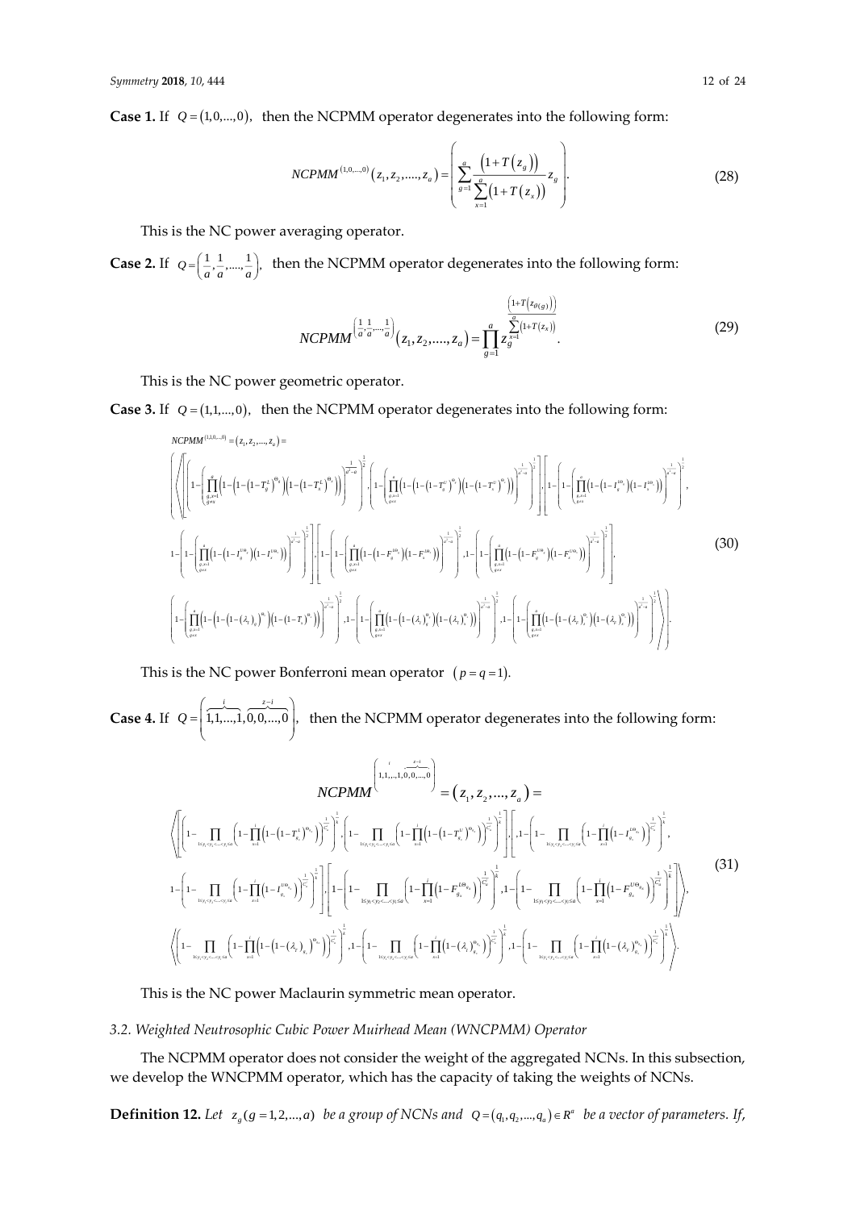**Case 1.** If $Q = (1,0,\ldots,0)$, then the NCPMM operator degenerates into the following form:

$$NCPMM^{(1,0,\ldots,0)}(z_1, z_2, \ldots, z_a) = \left( \sum_{g=1}^{a} \frac{(1+T(z_g))}{\sum_{x=1}^{a}(1+T(z_x))} z_g \right). \tag{28}$$

This is the NC power averaging operator.

**Case 2.** If $Q = \left(\frac{1}{a}, \frac{1}{a}, \ldots, \frac{1}{a}\right)$, then the NCPMM operator degenerates into the following form:

$$NCPMM^{\left(\frac{1}{a},\frac{1}{a},\ldots,\frac{1}{a}\right)}(z_1, z_2, \ldots, z_a) = \prod_{g=1}^{a} z_g^{\frac{(1+T(z_{\theta(g)}))}{\sum_{x=1}^{a}(1+T(z_x))}}. \tag{29}$$

This is the NC power geometric operator.

**Case 3.** If $Q = (1,1,\ldots,0)$, then the NCPMM operator degenerates into the following form:

$$\begin{aligned}
&NCPMM^{(1,1,0,\ldots,0)} = (z_1, z_2, \ldots, z_a) = \\
&\left\langle \left[ \left( 1 - \left( \prod_{\substack{g,x=1\\ g\neq x}}^{a} \left( 1 - \left(1-\left(1-T_g^L\right)^{\Theta_g}\right)\left(1-\left(1-T_x^L\right)^{\Theta_x}\right) \right) \right)^{\frac{1}{a^2-a}} \right)^{\frac{1}{2}}, \left( 1 - \left( \prod_{\substack{g,x=1\\ g\neq x}}^{a} \left( 1 - \left(1-\left(1-T_g^U\right)^{\Theta_g}\right)\left(1-\left(1-T_x^U\right)^{\Theta_x}\right) \right) \right)^{\frac{1}{a^2-a}} \right)^{\frac{1}{2}} \right], \left[ 1 - \left( 1 - \left( \prod_{\substack{g,x=1\\ g\neq x}}^{a} \left( 1 - \left(1-I_g^{L\Theta_g}\right)\left(1-I_x^{L\Theta_x}\right) \right) \right)^{\frac{1}{a^2-a}} \right)^{\frac{1}{2}}, \right.\right. \\
&\left. 1 - \left( 1 - \left( \prod_{\substack{g,x=1\\ g\neq x}}^{a} \left( 1 - \left(1-I_g^{U\Theta_g}\right)\left(1-I_x^{U\Theta_x}\right) \right) \right)^{\frac{1}{a^2-a}} \right)^{\frac{1}{2}} \right], \left[ 1 - \left( 1 - \left( \prod_{\substack{g,x=1\\ g\neq x}}^{a} \left( 1 - \left(1-F_g^{L\Theta_g}\right)\left(1-F_x^{L\Theta_x}\right) \right) \right)^{\frac{1}{a^2-a}} \right)^{\frac{1}{2}}, 1 - \left( 1 - \left( \prod_{\substack{g,x=1\\ g\neq x}}^{a} \left( 1 - \left(1-F_g^{U\Theta_g}\right)\left(1-F_x^{U\Theta_x}\right) \right) \right)^{\frac{1}{a^2-a}} \right)^{\frac{1}{2}} \right], \\
&\left. \left( \left( 1 - \left( \prod_{\substack{g,x=1\\ g\neq x}}^{a} \left( 1 - \left(1-\left(1-(\lambda_T)_g\right)^{\Theta_g}\right)\left(1-\left(1-T_x\right)^{\Theta_x}\right) \right) \right)^{\frac{1}{a^2-a}} \right)^{\frac{1}{2}}, 1 - \left( 1 - \left( \prod_{\substack{g,x=1\\ g\neq x}}^{a} \left( 1 - \left(1-(\lambda_I)_g^{\Theta_g}\right)\left(1-(\lambda_I)_x^{\Theta_x}\right) \right) \right)^{\frac{1}{a^2-a}} \right)^{\frac{1}{2}}, 1 - \left( 1 - \left( \prod_{\substack{g,x=1\\ g\neq x}}^{a} \left( 1 - \left(1-(\lambda_F)_g^{\Theta_g}\right)\left(1-(\lambda_F)_x^{\Theta_x}\right) \right) \right)^{\frac{1}{a^2-a}} \right)^{\frac{1}{2}} \right) \right\rangle.
\end{aligned} \tag{30}$$

This is the NC power Bonferroni mean operator $(p = q = 1)$.

**Case 4.** If $Q = \left( \overbrace{1,1,\ldots,1}^{i}, \overbrace{0,0,\ldots,0}^{z-i} \right)$, then the NCPMM operator degenerates into the following form:

$$\begin{aligned}
&NCPMM^{\left( \overbrace{1,1,\ldots,1}^{i}, \overbrace{0,0,\ldots,0}^{z-i} \right)} = (z_1, z_2, \ldots, z_a) = \\
&\left\langle \left[ \left( 1 - \prod_{1\le y_1<y_2<\ldots<y_i\le a} \left( 1 - \prod_{x=1}^{i} \left(1-\left(1-T_{g_x}^{L}\right)^{\Theta_{g_x}}\right) \right)^{\frac{1}{C_a^i}} \right)^{\frac{1}{k}}, \left( 1 - \prod_{1\le y_1<y_2<\ldots<y_i\le a} \left( 1 - \prod_{x=1}^{i} \left(1-\left(1-T_{g_x}^{U}\right)^{\Theta_{g_x}}\right) \right)^{\frac{1}{C_a^i}} \right)^{\frac{1}{k}} \right], \left[ 1 - \left( 1 - \prod_{1\le y_1<y_2<\ldots<y_i\le a} \left( 1 - \prod_{x=1}^{i} \left(1-I_{g_x}^{L\Theta_{g_x}}\right) \right)^{\frac{1}{C_a^i}} \right)^{\frac{1}{k}}, \right.\right. \\
&\left. 1 - \left( 1 - \prod_{1\le y_1<y_2<\ldots<y_i\le a} \left( 1 - \prod_{x=1}^{i} \left(1-I_{g_x}^{U\Theta_{g_x}}\right) \right)^{\frac{1}{C_a^i}} \right)^{\frac{1}{k}} \right], \left[ 1 - \left( 1 - \prod_{1\le y_1<y_2<\ldots<y_i\le a} \left( 1 - \prod_{x=1}^{i} \left(1-F_{g_x}^{L\Theta_{g_x}}\right) \right)^{\frac{1}{C_a^i}} \right)^{\frac{1}{k}}, 1 - \left( 1 - \prod_{1\le y_1<y_2<\ldots<y_i\le a} \left( 1 - \prod_{x=1}^{i} \left(1-F_{g_x}^{U\Theta_{g_x}}\right) \right)^{\frac{1}{C_a^i}} \right)^{\frac{1}{k}} \right] \right\rangle, \\
&\left\langle \left( 1 - \prod_{1\le y_1<y_2<\ldots<y_i\le a} \left( 1 - \prod_{x=1}^{i} \left(1-\left(1-(\lambda_T)_{g_x}\right)^{\Theta_{g_x}}\right) \right)^{\frac{1}{C_a^i}} \right)^{\frac{1}{k}}, 1 - \left( 1 - \prod_{1\le y_1<y_2<\ldots<y_i\le a} \left( 1 - \prod_{x=1}^{i} \left(1-(\lambda_I)_{g_x}^{\Theta_{g_x}}\right) \right)^{\frac{1}{C_a^i}} \right)^{\frac{1}{k}}, 1 - \left( 1 - \prod_{1\le y_1<y_2<\ldots<y_i\le a} \left( 1 - \prod_{x=1}^{i} \left(1-(\lambda_F)_{g_x}^{\Theta_{g_x}}\right) \right)^{\frac{1}{C_a^i}} \right)^{\frac{1}{k}} \right\rangle.
\end{aligned} \tag{31}$$

This is the NC power Maclaurin symmetric mean operator.

### 3.2. Weighted Neutrosophic Cubic Power Muirhead Mean (WNCPMM) Operator

The NCPMM operator does not consider the weight of the aggregated NCNs. In this subsection, we develop the WNCPMM operator, which has the capacity of taking the weights of NCNs.

**Definition 12.** *Let* $z_g (g = 1, 2, \ldots, a)$ *be a group of NCNs and* $Q = (q_1, q_2, \ldots, q_a) \in R^a$ *be a vector of parameters. If,*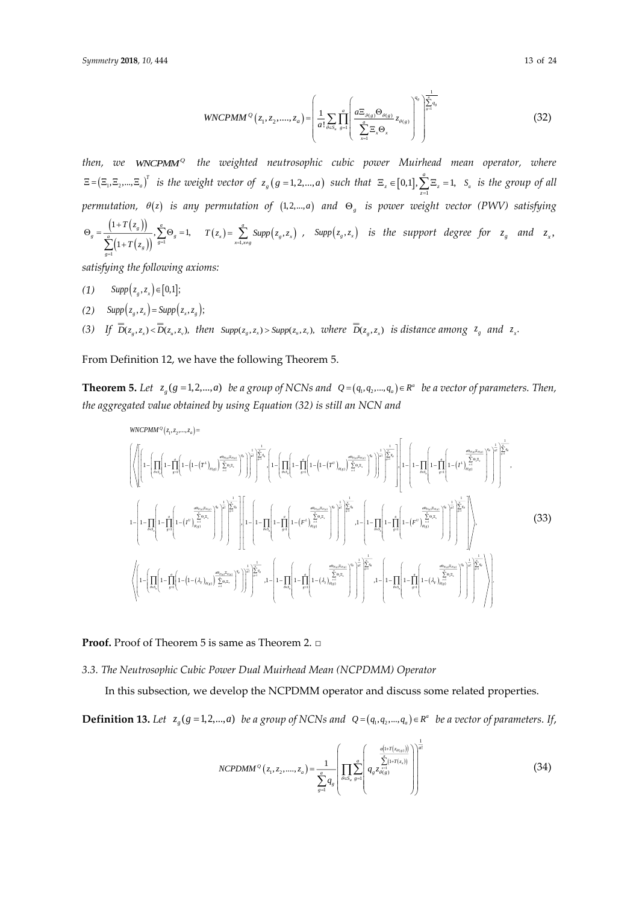$$WNCPMM^{Q}\left(z_1, z_2, \ldots, z_a\right) = \left( \frac{1}{a!} \sum_{\theta \in S_a} \prod_{g=1}^{a} \left( \frac{a \Xi_{\theta(g)} \Theta_{\theta(g)}}{\sum_{x=1}^{a} \Xi_x \Theta_x} z_{\theta(g)} \right)^{q_g} \right)^{\frac{1}{\sum_{g=1}^{a} q_g}} \tag{32}$$

*then, we* $WNCPMM^{Q}$ *the weighted neutrosophic cubic power Muirhead mean operator, where* $\Xi = \left(\Xi_1, \Xi_2, \ldots, \Xi_a\right)^T$ *is the weight vector of* $z_g\left(g = 1, 2, \ldots, a\right)$ *such that* $\Xi_z \in [0,1], \sum_{z=1}^{a} \Xi_z = 1$, $S_a$ *is the group of all permutation,* $\theta(z)$ *is any permutation of* $(1, 2, \ldots, a)$ *and* $\Theta_g$ *is power weight vector (PWV) satisfying* $\Theta_g = \frac{\left(1 + T\left(z_g\right)\right)}{\sum_{g=1}^{a}\left(1 + T\left(z_g\right)\right)}, \sum_{g=1}^{a} \Theta_g = 1$, $T\left(z_x\right) = \sum_{x=1, x \neq g}^{a} Supp\left(z_g, z_x\right)$, $Supp\left(z_g, z_x\right)$ *is the support degree for* $z_g$ *and* $z_x$, *satisfying the following axioms:*

*(1)* $Supp\left(z_g, z_x\right) \in [0,1]$;

*(2)* $Supp\left(z_g, z_x\right) = Supp\left(z_x, z_g\right)$;

*(3) If* $\overline{\overline{D}}(z_g, z_x) < \overline{\overline{D}}(z_u, z_v)$, *then* $Supp(z_g, z_x) > Supp(z_u, z_v)$, *where* $\overline{\overline{D}}(z_g, z_x)$ *is distance among* $z_g$ *and* $z_x$.

From Definition 12, we have the following Theorem 5.

**Theorem 5.** *Let* $z_g (g = 1, 2, \ldots, a)$ *be a group of NCNs and* $Q = \left(q_1, q_2, \ldots, q_a\right) \in R^a$ *be a vector of parameters. Then, the aggregated value obtained by using Equation (32) is still an NCN and*

$$WNCPMM^{Q}\left(z_1, z_2, \ldots, z_a\right) =$$

$$\left\langle \left( \left[ \left(1 - \left( \prod_{\theta \in S_a} \left( 1 - \prod_{g=1}^{a} \left( 1 - \left(1 - \left(T^L\right)_{\theta(g)}\right)^{\frac{a\Theta_{\theta(g)}\Xi_{\theta(g)}}{\sum_{x=1}^{a}\Theta_x \Xi_x}} \right)^{q_g} \right) \right)^{\frac{1}{a!}} \right)^{\frac{1}{\sum_{g=1}^{a} q_g}}, \left(1 - \left( \prod_{\theta \in S_a} \left( 1 - \prod_{g=1}^{a} \left( 1 - \left(1 - \left(T^U\right)_{\theta(g)}\right)^{\frac{a\Theta_{\theta(g)}\Xi_{\theta(g)}}{\sum_{x=1}^{a}\Theta_x \Xi_x}} \right)^{q_g} \right) \right)^{\frac{1}{a!}} \right)^{\frac{1}{\sum_{g=1}^{a} q_g}} \right], \left[ 1 - \left( 1 - \prod_{\theta \in S_a} \left( 1 - \prod_{g=1}^{a} \left( 1 - \left(I^L\right)_{\theta(g)}^{\frac{a\Theta_{\theta(g)}\Xi_{\theta(g)}}{\sum_{x=1}^{a}\Theta_x \Xi_x}} \right)^{q_g} \right)^{\frac{1}{a!}} \right)^{\frac{1}{\sum_{g=1}^{a} q_g}}, \right. \right.$$

$$\left. \left. 1 - \left( 1 - \prod_{\theta \in S_a} \left( 1 - \prod_{g=1}^{a} \left( 1 - \left(I^U\right)_{\theta(g)}^{\frac{a\Theta_{\theta(g)}\Xi_{\theta(g)}}{\sum_{x=1}^{a}\Theta_x \Xi_x}} \right)^{q_g} \right)^{\frac{1}{a!}} \right)^{\frac{1}{\sum_{g=1}^{a} q_g}} \right], \left[ 1 - \left( 1 - \prod_{\theta \in S_a} \left( 1 - \prod_{g=1}^{a} \left( 1 - \left(F^L\right)_{\theta(g)}^{\frac{a\Theta_{\theta(g)}\Xi_{\theta(g)}}{\sum_{x=1}^{a}\Theta_x \Xi_x}} \right)^{q_g} \right)^{\frac{1}{a!}} \right)^{\frac{1}{\sum_{g=1}^{a} q_g}}, 1 - \left( 1 - \prod_{\theta \in S_a} \left( 1 - \prod_{g=1}^{a} \left( 1 - \left(F^U\right)_{\theta(g)}^{\frac{a\Theta_{\theta(g)}\Xi_{\theta(g)}}{\sum_{x=1}^{a}\Theta_x \Xi_x}} \right)^{q_g} \right)^{\frac{1}{a!}} \right)^{\frac{1}{\sum_{g=1}^{a} q_g}} \right] \right\rangle, \tag{33}$$

$$\left\langle \left(1 - \left( \prod_{\theta \in S_a} \left( 1 - \prod_{g=1}^{a} \left( 1 - \left(1 - \left(\lambda_T\right)_{\theta(g)}\right)^{\frac{a\Theta_{\theta(g)}\Xi_{\theta(g)}}{\sum_{x=1}^{a}\Theta_x \Xi_x}} \right)^{q_g} \right) \right)^{\frac{1}{a!}} \right)^{\frac{1}{\sum_{g=1}^{a} q_g}}, 1 - \left( 1 - \prod_{\theta \in S_a} \left( 1 - \prod_{g=1}^{a} \left( 1 - \left(\lambda_I\right)_{\theta(g)}^{\frac{a\Theta_{\theta(g)}\Xi_{\theta(g)}}{\sum_{x=1}^{a}\Theta_x \Xi_x}} \right)^{q_g} \right)^{\frac{1}{a!}} \right)^{\frac{1}{\sum_{g=1}^{a} q_g}}, 1 - \left( 1 - \prod_{\theta \in S_a} \left( 1 - \prod_{g=1}^{a} \left( 1 - \left(\lambda_F\right)_{\theta(g)}^{\frac{a\Theta_{\theta(g)}\Xi_{\theta(g)}}{\sum_{x=1}^{a}\Theta_x \Xi_x}} \right)^{q_g} \right)^{\frac{1}{a!}} \right)^{\frac{1}{\sum_{g=1}^{a} q_g}} \right\rangle.$$

**Proof.** Proof of Theorem 5 is same as Theorem 2. □

### 3.3. The Neutrosophic Cubic Power Dual Muirhead Mean (NCPDMM) Operator

In this subsection, we develop the NCPDMM operator and discuss some related properties.

**Definition 13.** *Let* $z_g (g = 1, 2, \ldots, a)$ *be a group of NCNs and* $Q = \left(q_1, q_2, \ldots, q_a\right) \in R^a$ *be a vector of parameters. If,*

$$NCPDMM^{Q}\left(z_1, z_2, \ldots, z_a\right) = \frac{1}{\sum_{g=1}^{a} q_g} \left( \prod_{\theta \in S_a} \sum_{g=1}^{a} \left( q_g z_{\theta(g)}^{\frac{a\left(1 + T\left(z_{\theta(g)}\right)\right)}{\sum_{x=1}^{a}\left(1 + T\left(z_x\right)\right)}} \right) \right)^{\frac{1}{a!}} \tag{34}$$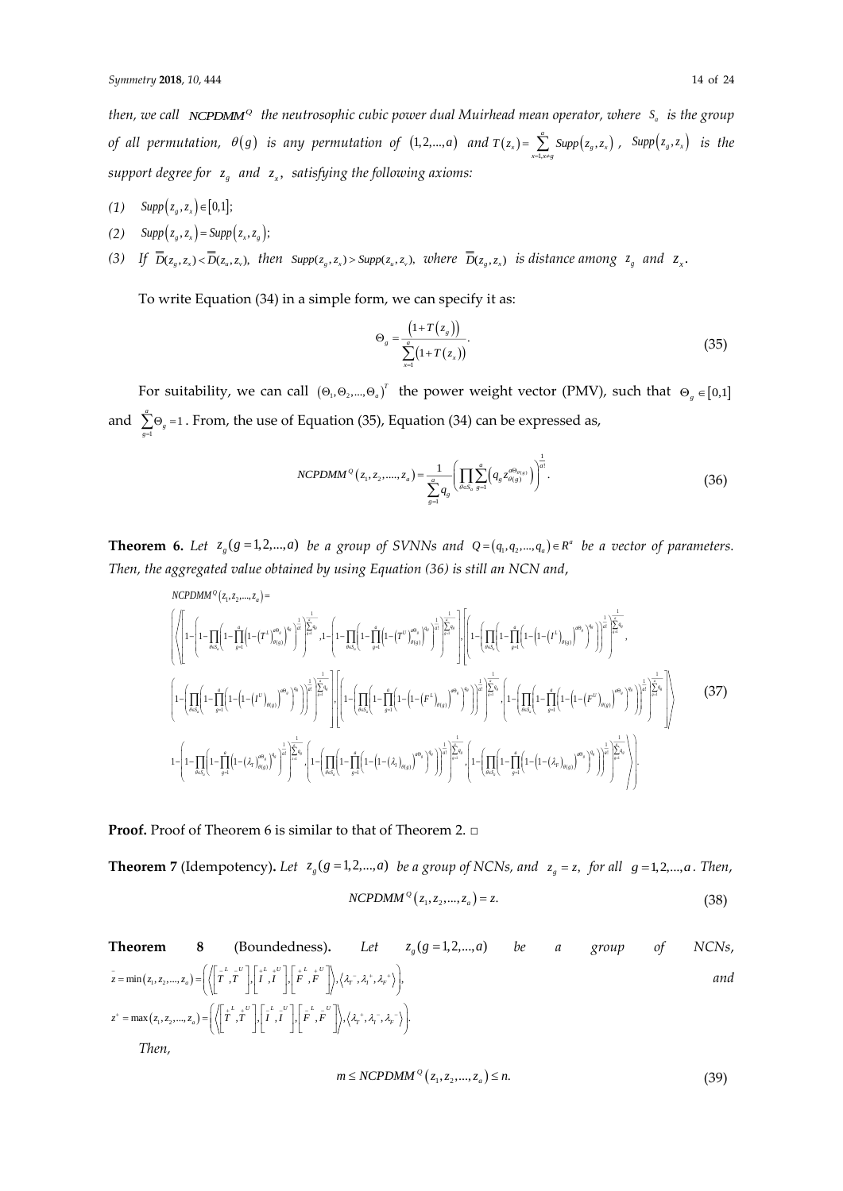*then, we call $NCPDMM^Q$ the neutrosophic cubic power dual Muirhead mean operator, where $S_a$ is the group of all permutation, $\theta(g)$ is any permutation of $(1,2,...,a)$ and $T(z_x) = \sum_{x=1,x\neq g}^{a} Supp(z_g, z_x)$, $Supp(z_g, z_x)$ is the support degree for $z_g$ and $z_x$, satisfying the following axioms:*

*(1)* $Supp(z_g, z_x) \in [0,1]$;

*(2)* $Supp(z_g, z_x) = Supp(z_x, z_g)$;

*(3) If* $\overline{\overline{D}}(z_g, z_x) < \overline{\overline{D}}(z_u, z_v)$, *then* $Supp(z_g, z_x) > Supp(z_u, z_v)$, *where* $\overline{\overline{D}}(z_g, z_x)$ *is distance among* $z_g$ *and* $z_x$.

To write Equation (34) in a simple form, we can specify it as:

$$\Theta_g = \frac{(1+T(z_g))}{\sum_{x=1}^{a}(1+T(z_x))}. \tag{35}$$

For suitability, we can call $(\Theta_1, \Theta_2, ..., \Theta_a)^T$ the power weight vector (PMV), such that $\Theta_g \in [0,1]$ and $\sum_{g=1}^{a}\Theta_g = 1$. From, the use of Equation (35), Equation (34) can be expressed as,

$$NCPDMM^Q(z_1, z_2, ...., z_a) = \frac{1}{\sum_{g=1}^{a} q_g}\left(\prod_{\theta\in S_a}\sum_{g=1}^{a}\left(q_g z_{\theta(g)}^{a\Theta_{\theta(g)}}\right)\right)^{\frac{1}{a!}}. \tag{36}$$

**Theorem 6.** *Let $z_g(g = 1,2,...,a)$ be a group of SVNNs and $Q = (q_1, q_2, ..., q_a) \in R^a$ be a vector of parameters. Then, the aggregated value obtained by using Equation (36) is still an NCN and,*

$$
\begin{aligned}
&NCPDMM^Q(z_1, z_2, ..., z_a) = \\
&\left(\left\langle\left[1-\left(1-\prod_{\theta\in S_a}\left(1-\prod_{g=1}^{a}\left(1-\left(T^L\right)_{\theta(g)}^{a\Theta_g}\right)^{q_g}\right)^{\frac{1}{a!}}\right)^{\frac{1}{\sum_{g=1}^{a}q_g}}, 1-\left(1-\prod_{\theta\in S_a}\left(1-\prod_{g=1}^{a}\left(1-\left(T^U\right)_{\theta(g)}^{a\Theta_g}\right)^{q_g}\right)^{\frac{1}{a!}}\right)^{\frac{1}{\sum_{g=1}^{a}q_g}}\right], \left[1-\left(\prod_{\theta\in S_a}\left(1-\prod_{g=1}^{a}\left(1-\left(1-\left(I^L\right)_{\theta(g)}\right)^{a\Theta_g}\right)^{q_g}\right)\right)^{\frac{1}{a!}\frac{1}{\sum_{g=1}^{a}q_g}},\right.\right.\right. \\
&\left.1-\left(\prod_{\theta\in S_a}\left(1-\prod_{g=1}^{a}\left(1-\left(1-\left(I^U\right)_{\theta(g)}\right)^{a\Theta_g}\right)^{q_g}\right)\right)^{\frac{1}{a!}\frac{1}{\sum_{g=1}^{a}q_g}}\right], \left[1-\left(\prod_{\theta\in S_a}\left(1-\prod_{g=1}^{a}\left(1-\left(1-\left(F^L\right)_{\theta(g)}\right)^{a\Theta_g}\right)^{q_g}\right)\right)^{\frac{1}{a!}\frac{1}{\sum_{g=1}^{a}q_g}}, 1-\left(\prod_{\theta\in S_a}\left(1-\prod_{g=1}^{a}\left(1-\left(1-\left(F^U\right)_{\theta(g)}\right)^{a\Theta_g}\right)^{q_g}\right)\right)^{\frac{1}{a!}\frac{1}{\sum_{g=1}^{a}q_g}}\right]\Bigg\rangle \\
&\left\langle 1-\left(1-\prod_{\theta\in S_a}\left(1-\prod_{g=1}^{a}\left(1-\left(\lambda_T\right)_{\theta(g)}^{a\Theta_g}\right)^{q_g}\right)^{\frac{1}{a!}}\right)^{\frac{1}{\sum_{g=1}^{a}q_g}}, \left(1-\prod_{\theta\in S_a}\left(1-\prod_{g=1}^{a}\left(1-\left(1-\left(\lambda_I\right)_{\theta(g)}\right)^{a\Theta_g}\right)^{q_g}\right)\right)^{\frac{1}{a!}\frac{1}{\sum_{g=1}^{a}q_g}}, 1-\left(\prod_{\theta\in S_a}\left(1-\prod_{g=1}^{a}\left(1-\left(1-\left(\lambda_F\right)_{\theta(g)}\right)^{a\Theta_g}\right)^{q_g}\right)\right)^{\frac{1}{a!}\frac{1}{\sum_{g=1}^{a}q_g}}\right\rangle\Bigg).
\end{aligned} \tag{37}
$$

**Proof.** Proof of Theorem 6 is similar to that of Theorem 2. □

**Theorem 7** (Idempotency)**.** *Let $z_g(g = 1,2,...,a)$ be a group of NCNs, and $z_g = z$, for all $g = 1,2,...,a$. Then,*

$$NCPDMM^Q(z_1, z_2, ..., z_a) = z. \tag{38}$$

**Theorem 8** (Boundedness)**.** *Let $z_g(g = 1,2,...,a)$ be a group of NCNs,* $\bar{z} = \min(z_1, z_2, ..., z_a) = \left(\left\langle\left[\bar{T}^L, \bar{T}^U\right], \left[\overset{+}{I}^L, \overset{+}{I}^U\right], \left[\overset{+}{F}^L, \overset{+}{F}^U\right]\right\rangle, \left\langle\lambda_T^-, \lambda_I^+, \lambda_F^+\right\rangle\right)$, *and*

$z^+ = \max(z_1, z_2, ..., z_a) = \left(\left\langle\left[\overset{+}{T}^L, \overset{+}{T}^U\right], \left[\bar{I}^L, \bar{I}^U\right], \left[\bar{F}^L, \bar{F}^U\right]\right\rangle, \left\langle\lambda_T^+, \lambda_I^-, \lambda_F^-\right\rangle\right)$.

*Then,*

$$m \leq NCPDMM^Q(z_1, z_2, ..., z_a) \leq n. \tag{39}$$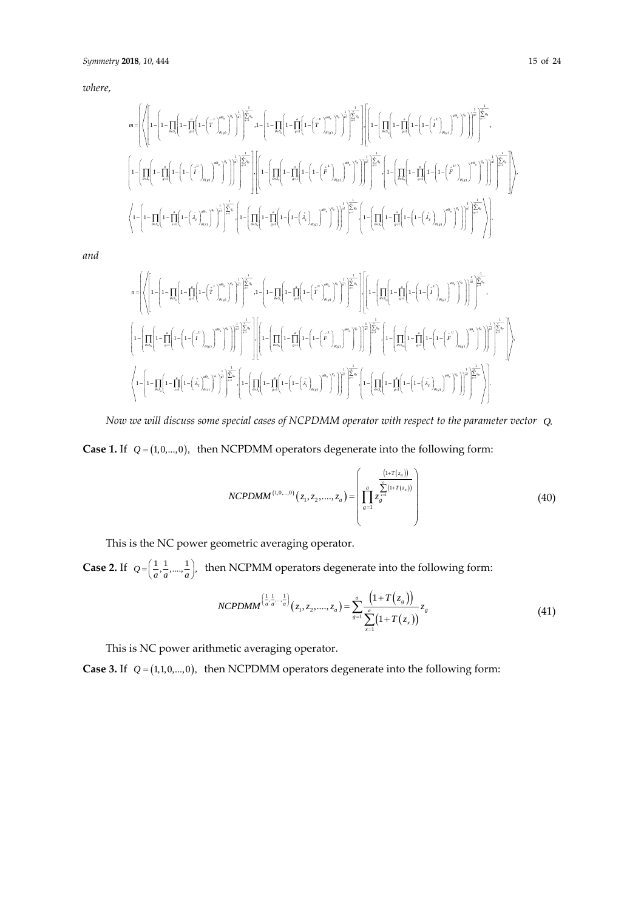*where,*

$$m=\left(\left\langle\left[\left(1-\left(1-\prod_{\vartheta\in S_a}\left(1-\prod_{g=1}^{a}\left(1-\left(\overset{+}{T}{}^{L}_{\vartheta(g)}\right)^{a\varpi_g}\right)^{q_g}\right)^{\frac{1}{a!}}\right)^{\frac{1}{\sum_{g=1}^{a}q_g}},1-\left(1-\prod_{\vartheta\in S_a}\left(1-\prod_{g=1}^{a}\left(1-\left(\overset{+}{T}{}^{U}_{\vartheta(g)}\right)^{a\varpi_g}\right)^{q_g}\right)^{\frac{1}{a!}}\right)^{\frac{1}{\sum_{g=1}^{a}q_g}}\right],\left[\left(1-\left(\prod_{\vartheta\in S_a}\left(1-\prod_{g=1}^{a}\left(1-\left(1-\overset{+}{I}{}^{L}_{\vartheta(g)}\right)^{a\varpi_g}\right)^{q_g}\right)\right)^{\frac{1}{a!}}\right)^{\frac{1}{\sum_{g=1}^{a}q_g}},\left(1-\left(\prod_{\vartheta\in S_a}\left(1-\prod_{g=1}^{a}\left(1-\left(1-\overset{+}{I}{}^{U}_{\vartheta(g)}\right)^{a\varpi_g}\right)^{q_g}\right)\right)^{\frac{1}{a!}}\right)^{\frac{1}{\sum_{g=1}^{a}q_g}}\right],\left[\left(1-\left(\prod_{\vartheta\in S_a}\left(1-\prod_{g=1}^{a}\left(1-\left(1-\overset{+}{F}{}^{L}_{\vartheta(g)}\right)^{a\varpi_g}\right)^{q_g}\right)\right)^{\frac{1}{a!}}\right)^{\frac{1}{\sum_{g=1}^{a}q_g}},\left(1-\left(\prod_{\vartheta\in S_a}\left(1-\prod_{g=1}^{a}\left(1-\left(1-\overset{+}{F}{}^{U}_{\vartheta(g)}\right)^{a\varpi_g}\right)^{q_g}\right)\right)^{\frac{1}{a!}}\right)^{\frac{1}{\sum_{g=1}^{a}q_g}}\right]\right\rangle,\left\langle1-\left(1-\prod_{\vartheta\in S_a}\left(1-\prod_{x=1}^{a}\left(1-\left(\overset{+}{\lambda}_{T}\right)_{\vartheta(x)}^{a\varpi_x}\right)^{q_x}\right)^{\frac{1}{a!}}\right)^{\frac{1}{\sum_{x=1}^{a}q_x}},1-\left(\prod_{\vartheta\in S_a}\left(1-\prod_{g=1}^{a}\left(1-\left(1-\left(\overset{+}{\lambda}_{I}\right)_{\vartheta(g)}\right)^{a\varpi_g}\right)^{q_g}\right)\right)^{\frac{1}{a!}\frac{1}{\sum_{g=1}^{a}q_g}},1-\left(\prod_{\vartheta\in S_a}\left(1-\prod_{g=1}^{a}\left(1-\left(1-\left(\overset{+}{\lambda}_{F}\right)_{\vartheta(g)}\right)^{a\varpi_g}\right)^{q_g}\right)\right)^{\frac{1}{a!}\frac{1}{\sum_{g=1}^{a}q_g}}\right\rangle\right),$$

*and*

$$n=\left(\left\langle\left[\left(1-\left(1-\prod_{\vartheta\in S_a}\left(1-\prod_{g=1}^{a}\left(1-\left(\overset{-}{T}{}^{L}_{\vartheta(g)}\right)^{a\varpi_g}\right)^{q_g}\right)^{\frac{1}{a!}}\right)^{\frac{1}{\sum_{g=1}^{a}q_g}},1-\left(1-\prod_{\vartheta\in S_a}\left(1-\prod_{g=1}^{a}\left(1-\left(\overset{-}{T}{}^{U}_{\vartheta(g)}\right)^{a\varpi_g}\right)^{q_g}\right)^{\frac{1}{a!}}\right)^{\frac{1}{\sum_{g=1}^{a}q_g}}\right],\left[\left(1-\left(\prod_{\vartheta\in S_a}\left(1-\prod_{g=1}^{a}\left(1-\left(1-\overset{-}{I}{}^{L}_{\vartheta(g)}\right)^{a\varpi_g}\right)^{q_g}\right)\right)^{\frac{1}{a!}}\right)^{\frac{1}{\sum_{g=1}^{a}q_g}},\left(1-\left(\prod_{\vartheta\in S_a}\left(1-\prod_{g=1}^{a}\left(1-\left(1-\overset{-}{I}{}^{U}_{\vartheta(g)}\right)^{a\varpi_g}\right)^{q_g}\right)\right)^{\frac{1}{a!}}\right)^{\frac{1}{\sum_{g=1}^{a}q_g}}\right],\left[\left(1-\left(\prod_{\vartheta\in S_a}\left(1-\prod_{g=1}^{a}\left(1-\left(1-\overset{-}{F}{}^{L}_{\vartheta(g)}\right)^{a\varpi_g}\right)^{q_g}\right)\right)^{\frac{1}{a!}}\right)^{\frac{1}{\sum_{g=1}^{a}q_g}},\left(1-\left(\prod_{\vartheta\in S_a}\left(1-\prod_{g=1}^{a}\left(1-\left(1-\overset{-}{F}{}^{U}_{\vartheta(g)}\right)^{a\varpi_g}\right)^{q_g}\right)\right)^{\frac{1}{a!}}\right)^{\frac{1}{\sum_{g=1}^{a}q_g}}\right]\right\rangle,\left\langle1-\left(1-\prod_{\vartheta\in S_a}\left(1-\prod_{x=1}^{a}\left(1-\left(\overset{-}{\lambda}_{T}\right)_{\vartheta(x)}^{a\varpi_x}\right)^{q_x}\right)^{\frac{1}{a!}}\right)^{\frac{1}{\sum_{x=1}^{a}q_x}},1-\left(\prod_{\vartheta\in S_a}\left(1-\prod_{g=1}^{a}\left(1-\left(1-\left(\overset{-}{\lambda}_{I}\right)_{\vartheta(g)}\right)^{a\varpi_g}\right)^{q_g}\right)\right)^{\frac{1}{a!}\frac{1}{\sum_{g=1}^{a}q_g}},1-\left(\prod_{\vartheta\in S_a}\left(1-\prod_{g=1}^{a}\left(1-\left(1-\left(\overset{-}{\lambda}_{F}\right)_{\vartheta(g)}\right)^{a\varpi_g}\right)^{q_g}\right)\right)^{\frac{1}{a!}\frac{1}{\sum_{g=1}^{a}q_g}}\right\rangle\right).$$

*Now we will discuss some special cases of NCPDMM operator with respect to the parameter vector $Q$.*

**Case 1.** If $Q=(1,0,\ldots,0)$, then NCPDMM operators degenerate into the following form:

$$NCPDMM^{(1,0,\ldots,0)}(z_1,z_2,\ldots,z_a)=\left(\prod_{g=1}^{a}z_g^{\frac{(1+T(z_g))}{\sum_{x=1}^{a}(1+T(z_x))}}\right) \tag{40}$$

This is the NC power geometric averaging operator.

**Case 2.** If $Q=\left(\frac{1}{a},\frac{1}{a},\ldots,\frac{1}{a}\right)$, then NCPMM operators degenerate into the following form:

$$NCPDMM^{\left(\frac{1}{a},\frac{1}{a},\ldots,\frac{1}{a}\right)}(z_1,z_2,\ldots,z_a)=\sum_{g=1}^{a}\frac{(1+T(z_g))}{\sum_{x=1}^{a}(1+T(z_x))}z_g \tag{41}$$

This is NC power arithmetic averaging operator.

**Case 3.** If $Q=(1,1,0,\ldots,0)$, then NCPDMM operators degenerate into the following form: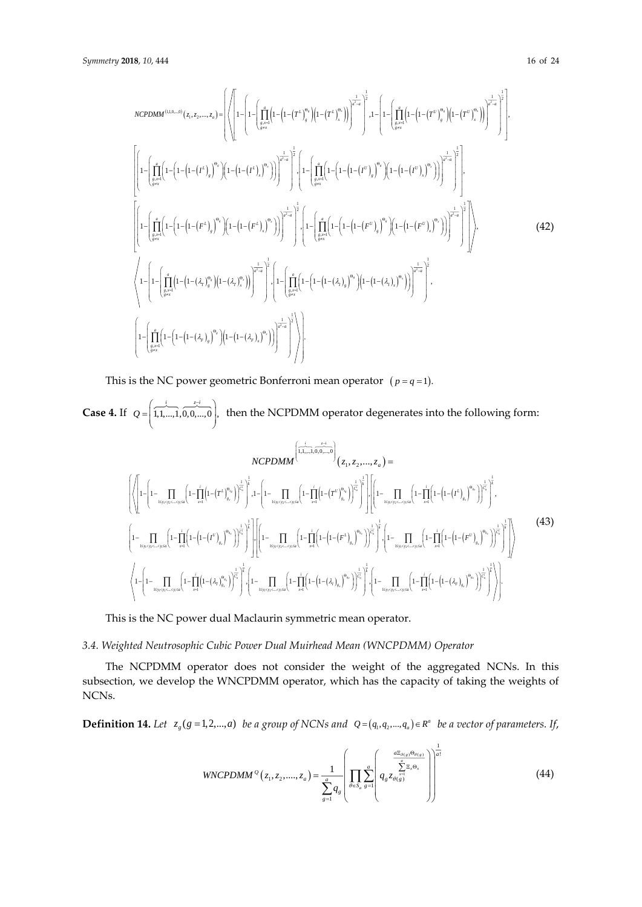$$NCPDMM^{(1,1,0,\ldots,0)}(z_1,z_2,\ldots,z_a)=\left(\left\langle\left[\left(1-\left(1-\left(\prod_{\substack{g,x=1\\g\neq x}}^{a}\left(1-\left(1-\left(T^L\right)_g^{\Theta_g}\right)\left(1-\left(T^L\right)_x^{\Theta_x}\right)\right)\right)^{\frac{1}{a^2-a}}\right)^{\frac{1}{2}},1-\left(1-\left(\prod_{\substack{g,x=1\\g\neq x}}^{a}\left(1-\left(1-\left(T^U\right)_g^{\Theta_g}\right)\left(1-\left(T^U\right)_x^{\Theta_x}\right)\right)\right)^{\frac{1}{a^2-a}}\right)^{\frac{1}{2}}\right)\right],\right.\right.$$

$$\left[\left(1-\left(\prod_{\substack{g,x=1\\g\neq x}}^{a}\left(1-\left(1-\left(1-\left(I^L\right)_g\right)^{\Theta_g}\right)\left(1-\left(1-\left(I^L\right)_x\right)^{\Theta_x}\right)\right)\right)^{\frac{1}{a^2-a}}\right)^{\frac{1}{2}},\left(1-\left(\prod_{\substack{g,x=1\\g\neq x}}^{a}\left(1-\left(1-\left(1-\left(I^U\right)_g\right)^{\Theta_g}\right)\left(1-\left(1-\left(I^U\right)_x\right)^{\Theta_x}\right)\right)\right)^{\frac{1}{a^2-a}}\right)^{\frac{1}{2}}\right],$$

$$\left.\left[\left(1-\left(\prod_{\substack{g,x=1\\g\neq x}}^{a}\left(1-\left(1-\left(1-\left(F^L\right)_g\right)^{\Theta_g}\right)\left(1-\left(1-\left(F^L\right)_x\right)^{\Theta_x}\right)\right)\right)^{\frac{1}{a^2-a}}\right)^{\frac{1}{2}},\left(1-\left(\prod_{\substack{g,x=1\\g\neq x}}^{a}\left(1-\left(1-\left(1-\left(F^U\right)_g\right)^{\Theta_g}\right)\left(1-\left(1-\left(F^U\right)_x\right)^{\Theta_x}\right)\right)\right)^{\frac{1}{a^2-a}}\right)^{\frac{1}{2}}\right]\right\rangle, \tag{42}$$

$$\left\langle 1-\left(1-\left(\prod_{\substack{g,x=1\\g\neq x}}^{a}\left(1-\left(1-\left(\lambda_T\right)_g^{\Theta_g}\right)\left(1-\left(\lambda_T\right)_x^{\Theta_x}\right)\right)\right)^{\frac{1}{a^2-a}}\right)^{\frac{1}{2}},\left(1-\left(\prod_{\substack{g,x=1\\g\neq x}}^{a}\left(1-\left(1-\left(1-\left(\lambda_I\right)_g\right)^{\Theta_g}\right)\left(1-\left(1-\left(\lambda_I\right)_x\right)^{\Theta_x}\right)\right)\right)^{\frac{1}{a^2-a}}\right)^{\frac{1}{2}},\right.$$

$$\left.\left.\left(1-\left(\prod_{\substack{g,x=1\\g\neq x}}^{a}\left(1-\left(1-\left(1-\left(\lambda_F\right)_g\right)^{\Theta_g}\right)\left(1-\left(1-\left(\lambda_F\right)_x\right)^{\Theta_x}\right)\right)\right)^{\frac{1}{a^2-a}}\right)^{\frac{1}{2}}\right\rangle\right).$$

This is the NC power geometric Bonferroni mean operator $(p=q=1)$.

**Case 4.** If $Q=\left(\overbrace{1,1,\ldots,1}^{i},\overbrace{0,0,\ldots,0}^{z-i}\right)$, then the NCPDMM operator degenerates into the following form:

$$NCPDMM^{\left(\overbrace{1,1,\ldots,1}^{i},\overbrace{0,0,\ldots,0}^{z-i}\right)}(z_1,z_2,\ldots,z_a)=$$

$$\left(\left\langle\left[\left(1-\left(1-\prod_{1\leq y_1<y_2<\ldots<y_i\leq a}\left(1-\prod_{x=1}^{i}\left(1-\left(T^L\right)_{g_x}^{\Theta_{y_x}}\right)\right)^{\frac{1}{C_a^i}}\right)^{\frac{1}{k}},1-\left(1-\prod_{1\leq y_1<y_2<\ldots<y_i\leq a}\left(1-\prod_{x=1}^{i}\left(1-\left(T^U\right)_{g_x}^{\Theta_{g_x}}\right)\right)^{\frac{1}{C_a^i}}\right)^{\frac{1}{k}}\right)\right],\left[\left(1-\prod_{1\leq y_1<y_2<\ldots<y_i\leq a}\left(1-\prod_{x=1}^{i}\left(1-\left(1-\left(I^L\right)_{g_x}\right)^{\Theta_{g_x}}\right)\right)^{\frac{1}{C_a^i}}\right)^{\frac{1}{k}},\right.\right.\right.$$

$$\left.\left(1-\prod_{1\leq y_1<y_2<\ldots<y_i\leq a}\left(1-\prod_{x=1}^{i}\left(1-\left(1-\left(I^U\right)_{g_x}\right)^{\Theta_{g_x}}\right)\right)^{\frac{1}{C_a^i}}\right)^{\frac{1}{k}}\right],\left[\left(1-\prod_{1\leq y_1<y_2<\ldots<y_i\leq a}\left(1-\prod_{x=1}^{i}\left(1-\left(1-\left(F^L\right)_{g_x}\right)^{\Theta_{g_x}}\right)\right)^{\frac{1}{C_a^i}}\right)^{\frac{1}{k}},\left(1-\prod_{1\leq y_1<y_2<\ldots<y_i\leq a}\left(1-\prod_{x=1}^{i}\left(1-\left(1-\left(F^U\right)_{g_x}\right)^{\Theta_{g_x}}\right)\right)^{\frac{1}{C_a^i}}\right)^{\frac{1}{k}}\right]\right\rangle \tag{43}$$

$$\left.\left\langle 1-\left(1-\prod_{1\leq y_1<y_2<\ldots<y_i\leq a}\left(1-\prod_{x=1}^{i}\left(1-\left(\lambda_T\right)_{g_x}^{\Theta_{g_x}}\right)\right)^{\frac{1}{C_a^i}}\right)^{\frac{1}{k}},\left(1-\prod_{1\leq y_1<y_2<\ldots<y_i\leq a}\left(1-\prod_{x=1}^{i}\left(1-\left(1-\left(\lambda_I\right)_{g_x}\right)^{\Theta_{g_x}}\right)\right)^{\frac{1}{C_a^i}}\right)^{\frac{1}{k}},\left(1-\prod_{1\leq y_1<y_2<\ldots<y_i\leq a}\left(1-\prod_{x=1}^{i}\left(1-\left(1-\left(\lambda_F\right)_{g_x}\right)^{\Theta_{g_x}}\right)\right)^{\frac{1}{C_a^i}}\right)^{\frac{1}{k}}\right\rangle\right).$$

This is the NC power dual Maclaurin symmetric mean operator.

### 3.4. Weighted Neutrosophic Cubic Power Dual Muirhead Mean (WNCPDMM) Operator

The NCPDMM operator does not consider the weight of the aggregated NCNs. In this subsection, we develop the WNCPDMM operator, which has the capacity of taking the weights of NCNs.

**Definition 14.** *Let* $z_g\,(g=1,2,\ldots,a)$ *be a group of NCNs and* $Q=(q_1,q_2,\ldots,q_a)\in R^a$ *be a vector of parameters. If,*

$$WNCPDMM^{Q}(z_1,z_2,\ldots,z_a)=\frac{1}{\sum_{g=1}^{a}q_g}\left(\prod_{\theta\in S_a}\sum_{g=1}^{a}\left(q_g z_{\theta(g)}^{\frac{a\Xi_{\theta(g)}\Theta_{\theta(g)}}{\sum_{x=1}^{a}\Xi_x\Theta_x}}\right)\right)^{\frac{1}{a!}} \tag{44}$$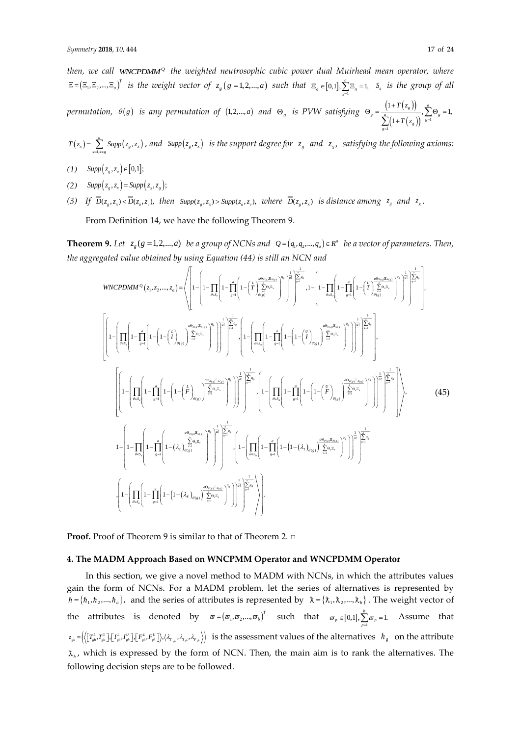*then, we call $WNCPDMM^Q$ the weighted neutrosophic cubic power dual Muirhead mean operator, where $\Xi = (\Xi_1, \Xi_2, ..., \Xi_a)^T$ is the weight vector of $z_g\ (g = 1, 2, ..., a)$ such that $\Xi_g \in [0,1], \sum_{g=1}^{a} \Xi_g = 1$, $S_a$ is the group of all permutation, $\theta(g)$ is any permutation of $(1, 2, ..., a)$ and $\Theta_g$ is PVW satisfying $\Theta_g = \frac{(1 + T(z_g))}{\sum_{g=1}^{a}(1 + T(z_g))}, \sum_{g=1}^{a} \Theta_g = 1,$ $T(z_x) = \sum_{x=1, x \neq g}^{a} Supp(z_g, z_x)$, and $Supp(z_g, z_x)$ is the support degree for $z_g$ and $z_x$, satisfying the following axioms:*

*(1)* $Supp(z_g, z_x) \in [0,1]$;

*(2)* $Supp(z_g, z_x) = Supp(z_x, z_g)$;

*(3)* *If* $\overline{\overline{D}}(z_g, z_x) < \overline{\overline{D}}(z_u, z_v)$, *then* $Supp(z_g, z_x) > Supp(z_u, z_v)$, *where* $\overline{\overline{D}}(z_g, z_x)$ *is distance among* $z_g$ *and* $z_x$.

From Definition 14, we have the following Theorem 9.

**Theorem 9.** *Let $z_g\ (g = 1, 2, ..., a)$ be a group of NCNs and $Q = (q_1, q_2, ..., q_a) \in R^a$ be a vector of parameters. Then, the aggregated value obtained by using Equation (44) is still an NCN and*

$$
\begin{aligned}
WNCPDMM^Q(z_1, z_2, ..., z_a) = \Bigg\langle & \Bigg[ 1 - \left(1 - \prod_{\theta \in S_a}\left(1 - \prod_{g=1}^{a}\left(1 - \left(\overset{L}{T}\right)_{\theta(g)}^{\frac{a\Theta_{\theta(g)}\Xi_{\theta(g)}}{\sum_{x=1}^{a}\Theta_x \Xi_x}}\right)^{q_g}\right)^{\frac{1}{a!}}\right)^{\frac{1}{\sum_{g=1}^{a} q_g}}, 1 - \left(1 - \prod_{\theta \in S_a}\left(1 - \prod_{g=1}^{a}\left(1 - \left(\overset{U}{T}\right)_{\theta(g)}^{\frac{a\Theta_{\theta(g)}\Xi_{\theta(g)}}{\sum_{x=1}^{a}\Theta_x \Xi_x}}\right)^{q_g}\right)^{\frac{1}{a!}}\right)^{\frac{1}{\sum_{g=1}^{a} q_g}} \Bigg], \\
& \Bigg[ \left(1 - \left(\prod_{\theta \in S_a}\left(1 - \prod_{g=1}^{a}\left(1 - \left(1 - \left(\overset{L}{I}\right)_{\theta(g)}\right)^{\frac{a\Theta_{\theta(g)}\Xi_{\theta(g)}}{\sum_{x=1}^{a}\Theta_x \Xi_x}}\right)^{q_g}\right)\right)^{\frac{1}{a!}}\right)^{\frac{1}{\sum_{g=1}^{a} q_g}}, \left(1 - \left(\prod_{\theta \in S_a}\left(1 - \prod_{g=1}^{a}\left(1 - \left(1 - \left(\overset{U}{I}\right)_{\theta(g)}\right)^{\frac{a\Theta_{\theta(g)}\Xi_{\theta(g)}}{\sum_{x=1}^{a}\Theta_x \Xi_x}}\right)^{q_g}\right)\right)^{\frac{1}{a!}}\right)^{\frac{1}{\sum_{g=1}^{a} q_g}} \Bigg], \\
& \Bigg[ \left(1 - \left(\prod_{\theta \in S_a}\left(1 - \prod_{g=1}^{a}\left(1 - \left(1 - \left(\overset{L}{F}\right)_{\theta(g)}\right)^{\frac{a\Theta_{\theta(g)}\Xi_{\theta(g)}}{\sum_{x=1}^{a}\Theta_x \Xi_x}}\right)^{q_g}\right)\right)^{\frac{1}{a!}}\right)^{\frac{1}{\sum_{g=1}^{a} q_g}}, \left(1 - \left(\prod_{\theta \in S_a}\left(1 - \prod_{g=1}^{a}\left(1 - \left(1 - \left(\overset{U}{F}\right)_{\theta(g)}\right)^{\frac{a\Theta_{\theta(g)}\Xi_{\theta(g)}}{\sum_{x=1}^{a}\Theta_x \Xi_x}}\right)^{q_g}\right)\right)^{\frac{1}{a!}}\right)^{\frac{1}{\sum_{g=1}^{a} q_g}} \Bigg] \Bigg\rangle, \\
& 1 - \left(1 - \prod_{\theta \in S_a}\left(1 - \prod_{g=1}^{a}\left(1 - (\lambda_T)_{\theta(g)}^{\frac{a\Theta_{\theta(g)}\Xi_{\theta(g)}}{\sum_{x=1}^{a}\Theta_x \Xi_x}}\right)^{q_g}\right)^{\frac{1}{a!}}\right)^{\frac{1}{\sum_{g=1}^{a} q_g}}, \left(1 - \left(\prod_{\theta \in S_a}\left(1 - \prod_{g=1}^{a}\left(1 - \left(1 - (\lambda_I)_{\theta(g)}\right)^{\frac{a\Theta_{\theta(g)}\Xi_{\theta(g)}}{\sum_{x=1}^{a}\Theta_x \Xi_x}}\right)^{q_g}\right)\right)^{\frac{1}{a!}}\right)^{\frac{1}{\sum_{g=1}^{a} q_g}} \\
& , \left(1 - \left(\prod_{\theta \in S_a}\left(1 - \prod_{g=1}^{a}\left(1 - \left(1 - (\lambda_F)_{\theta(g)}\right)^{\frac{a\Theta_{\theta(g)}\Xi_{\theta(g)}}{\sum_{x=1}^{a}\Theta_x \Xi_x}}\right)^{q_g}\right)\right)^{\frac{1}{a!}}\right)^{\frac{1}{\sum_{g=1}^{a} q_g}} \Bigg\rangle.
\end{aligned}
\tag{45}
$$

**Proof.** Proof of Theorem 9 is similar to that of Theorem 2. □

## 4. The MADM Approach Based on WNCPMM Operator and WNCPDMM Operator

In this section, we give a novel method to MADM with NCNs, in which the attributes values gain the form of NCNs. For a MADM problem, let the series of alternatives is represented by $\hbar = \{\hbar_1, \hbar_2, ..., \hbar_a\}$, and the series of attributes is represented by $\lambda = \{\lambda_1, \lambda_2, ..., \lambda_b\}$. The weight vector of the attributes is denoted by $\varpi = (\varpi_1, \varpi_2, ..., \varpi_b)^T$ such that $\varpi_p \in [0,1], \sum_{p=1}^{b} \varpi_p = 1$. Assume that $z_{gh} = \left(\left\langle \left[T_{gh}^L, T_{gh}^U\right], \left[I_{gh}^L, I_{gh}^U\right], \left[F_{gh}^L, F_{gh}^U\right] \right\rangle, \left\langle \lambda_{T_{gh}}, \lambda_{I_{gh}}, \lambda_{F_{gh}} \right\rangle\right)$ is the assessment values of the alternatives $\hbar_g$ on the attribute $\lambda_h$, which is expressed by the form of NCN. Then, the main aim is to rank the alternatives. The following decision steps are to be followed.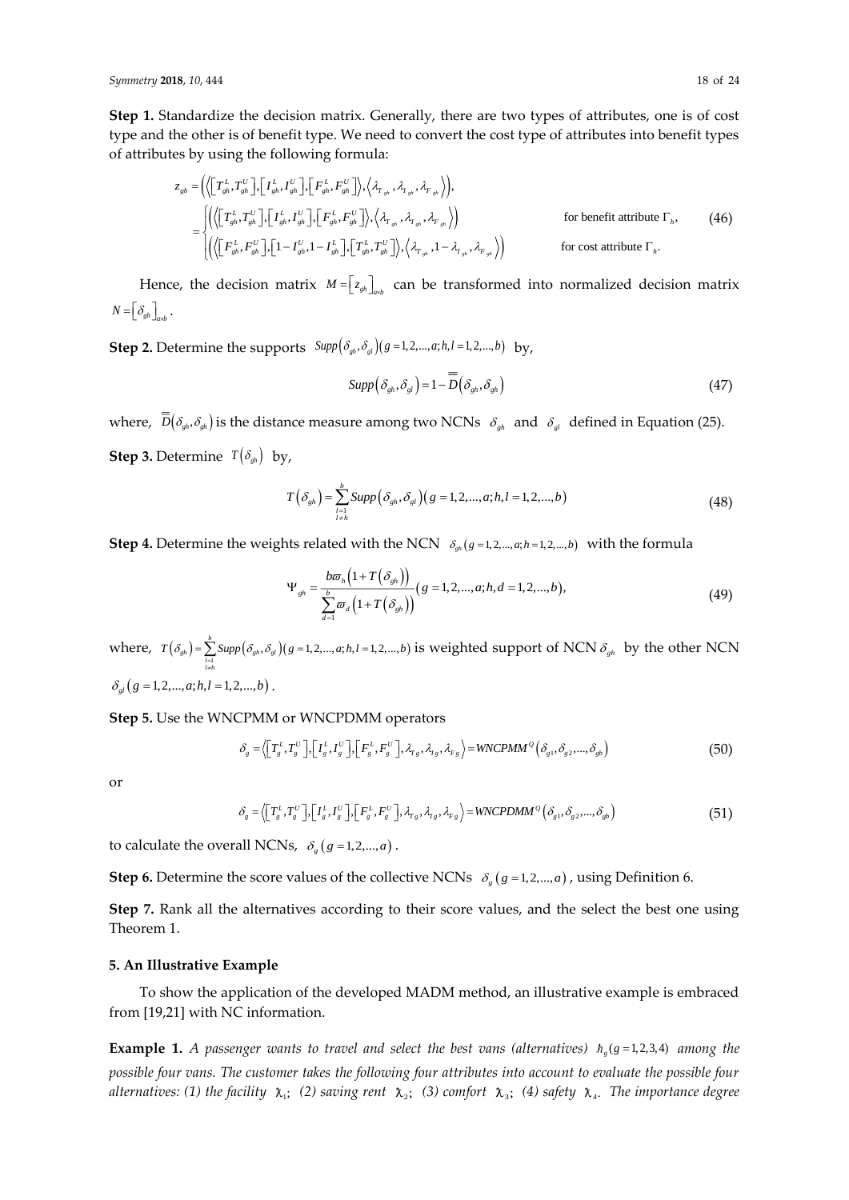**Step 1.** Standardize the decision matrix. Generally, there are two types of attributes, one is of cost type and the other is of benefit type. We need to convert the cost type of attributes into benefit types of attributes by using the following formula:

$$z_{gh} = \left( \left\langle \left[T_{gh}^L, T_{gh}^U\right], \left[I_{gh}^L, I_{gh}^U\right], \left[F_{gh}^L, F_{gh}^U\right] \right\rangle, \left\langle \lambda_{T_{gh}}, \lambda_{I_{gh}}, \lambda_{F_{gh}} \right\rangle \right),$$
$$= \begin{cases} \left( \left\langle \left[T_{gh}^L, T_{gh}^U\right], \left[I_{gh}^L, I_{gh}^U\right], \left[F_{gh}^L, F_{gh}^U\right] \right\rangle, \left\langle \lambda_{T_{gh}}, \lambda_{I_{gh}}, \lambda_{F_{gh}} \right\rangle \right) & \text{for benefit attribute } \Gamma_h, \\ \left( \left\langle \left[F_{gh}^L, F_{gh}^U\right], \left[1 - I_{gh}^U, 1 - I_{gh}^L\right], \left[T_{gh}^L, T_{gh}^U\right] \right\rangle, \left\langle \lambda_{T_{gh}}, 1 - \lambda_{I_{gh}}, \lambda_{F_{gh}} \right\rangle \right) & \text{for cost attribute } \Gamma_h. \end{cases} \tag{46}$$

Hence, the decision matrix $M = \left[z_{gh}\right]_{a \times b}$ can be transformed into normalized decision matrix $N = \left[\delta_{gh}\right]_{a \times b}$.

**Step 2.** Determine the supports $Supp\left(\delta_{gh}, \delta_{gl}\right)\left(g = 1, 2, \ldots, a; h, l = 1, 2, \ldots, b\right)$ by,

$$Supp\left(\delta_{gh}, \delta_{gl}\right) = 1 - \overline{\overline{D}}\left(\delta_{gh}, \delta_{gh}\right) \tag{47}$$

where, $\overline{\overline{D}}\left(\delta_{gh}, \delta_{gh}\right)$ is the distance measure among two NCNs $\delta_{gh}$ and $\delta_{gl}$ defined in Equation (25).

**Step 3.** Determine $T\left(\delta_{gh}\right)$ by,

$$T\left(\delta_{gh}\right) = \sum_{\substack{l=1 \\ l \neq h}}^{b} Supp\left(\delta_{gh}, \delta_{gl}\right)\left(g = 1, 2, \ldots, a; h, l = 1, 2, \ldots, b\right) \tag{48}$$

**Step 4.** Determine the weights related with the NCN $\delta_{gh}\left(g = 1, 2, \ldots, a; h = 1, 2, \ldots, b\right)$ with the formula

$$\Psi_{gh} = \frac{b\varpi_h\left(1 + T\left(\delta_{gh}\right)\right)}{\sum_{d=1}^{b} \varpi_d\left(1 + T\left(\delta_{gh}\right)\right)}\left(g = 1, 2, \ldots, a; h, d = 1, 2, \ldots, b\right), \tag{49}$$

where, $T\left(\delta_{gh}\right) = \sum_{\substack{l=1 \\ l \neq h}}^{b} Supp\left(\delta_{gh}, \delta_{gl}\right)\left(g = 1, 2, \ldots, a; h, l = 1, 2, \ldots, b\right)$ is weighted support of NCN $\delta_{gh}$ by the other NCN $\delta_{gl}\left(g = 1, 2, \ldots, a; h, l = 1, 2, \ldots, b\right)$.

**Step 5.** Use the WNCPMM or WNCPDMM operators

$$\delta_g = \left\langle \left[T_g^L, T_g^U\right], \left[I_g^L, I_g^U\right], \left[F_g^L, F_g^U\right], \lambda_{Tg}, \lambda_{Ig}, \lambda_{Fg} \right\rangle = WNCPMM^Q\left(\delta_{g1}, \delta_{g2}, \ldots, \delta_{gb}\right) \tag{50}$$

or

$$\delta_g = \left\langle \left[T_g^L, T_g^U\right], \left[I_g^L, I_g^U\right], \left[F_g^L, F_g^U\right], \lambda_{Tg}, \lambda_{Ig}, \lambda_{Fg} \right\rangle = WNCPDMM^Q\left(\delta_{g1}, \delta_{g2}, \ldots, \delta_{gb}\right) \tag{51}$$

to calculate the overall NCNs, $\delta_g\left(g = 1, 2, \ldots, a\right)$.

**Step 6.** Determine the score values of the collective NCNs $\delta_g\left(g = 1, 2, \ldots, a\right)$, using Definition 6.

**Step 7.** Rank all the alternatives according to their score values, and the select the best one using Theorem 1.

## 5. An Illustrative Example

To show the application of the developed MADM method, an illustrative example is embraced from [19,21] with NC information.

**Example 1.** *A passenger wants to travel and select the best vans (alternatives) $\hbar_g (g = 1, 2, 3, 4)$ among the possible four vans. The customer takes the following four attributes into account to evaluate the possible four alternatives: (1) the facility $\lambda_1$; (2) saving rent $\lambda_2$; (3) comfort $\lambda_3$; (4) safety $\lambda_4$. The importance degree*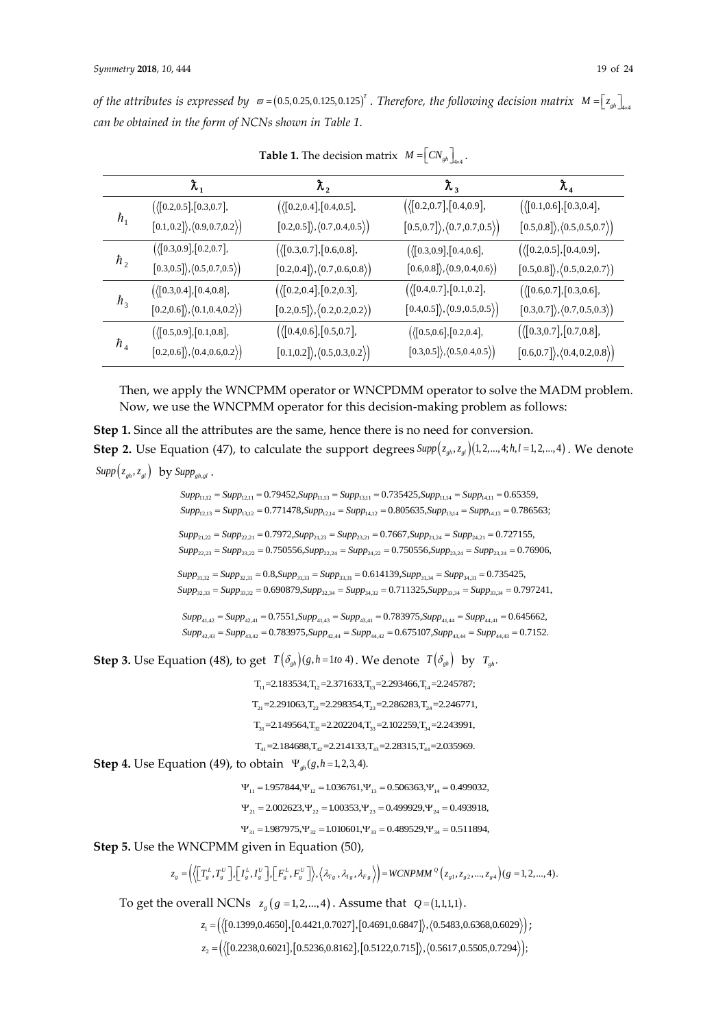*of the attributes is expressed by* $\varpi = (0.5, 0.25, 0.125, 0.125)^T$ *. Therefore, the following decision matrix* $M = \left[z_{gh}\right]_{4\times4}$ *can be obtained in the form of NCNs shown in Table 1.*

**Table 1.** The decision matrix $M = \left[CN_{gh}\right]_{4\times4}$.

| | $\lambda_1$ | $\lambda_2$ | $\lambda_3$ | $\lambda_4$ |
|---|---|---|---|---|
| $\hbar_1$ | $(\langle[0.2,0.5],[0.3,0.7],[0.1,0.2]\rangle,\langle 0.9,0.7,0.2\rangle)$ | $(\langle[0.2,0.4],[0.4,0.5],[0.2,0.5]\rangle,\langle 0.7,0.4,0.5\rangle)$ | $(\langle[0.2,0.7],[0.4,0.9],[0.5,0.7]\rangle,\langle 0.7,0.7,0.5\rangle)$ | $(\langle[0.1,0.6],[0.3,0.4],[0.5,0.8]\rangle,\langle 0.5,0.5,0.7\rangle)$ |
| $\hbar_2$ | $(\langle[0.3,0.9],[0.2,0.7],[0.3,0.5]\rangle,\langle 0.5,0.7,0.5\rangle)$ | $(\langle[0.3,0.7],[0.6,0.8],[0.2,0.4]\rangle,\langle 0.7,0.6,0.8\rangle)$ | $(\langle[0.3,0.9],[0.4,0.6],[0.6,0.8]\rangle,\langle 0.9,0.4,0.6\rangle)$ | $(\langle[0.2,0.5],[0.4,0.9],[0.5,0.8]\rangle,\langle 0.5,0.2,0.7\rangle)$ |
| $\hbar_3$ | $(\langle[0.3,0.4],[0.4,0.8],[0.2,0.6]\rangle,\langle 0.1,0.4,0.2\rangle)$ | $(\langle[0.2,0.4],[0.2,0.3],[0.2,0.5]\rangle,\langle 0.2,0.2,0.2\rangle)$ | $(\langle[0.4,0.7],[0.1,0.2],[0.4,0.5]\rangle,\langle 0.9,0.5,0.5\rangle)$ | $(\langle[0.6,0.7],[0.3,0.6],[0.3,0.7]\rangle,\langle 0.7,0.5,0.3\rangle)$ |
| $\hbar_4$ | $(\langle[0.5,0.9],[0.1,0.8],[0.2,0.6]\rangle,\langle 0.4,0.6,0.2\rangle)$ | $(\langle[0.4,0.6],[0.5,0.7],[0.1,0.2]\rangle,\langle 0.5,0.3,0.2\rangle)$ | $(\langle[0.5,0.6],[0.2,0.4],[0.3,0.5]\rangle,\langle 0.5,0.4,0.5\rangle)$ | $(\langle[0.3,0.7],[0.7,0.8],[0.6,0.7]\rangle,\langle 0.4,0.2,0.8\rangle)$ |

Then, we apply the WNCPMM operator or WNCPDMM operator to solve the MADM problem. Now, we use the WNCPMM operator for this decision-making problem as follows:

**Step 1.** Since all the attributes are the same, hence there is no need for conversion.

**Step 2.** Use Equation (47), to calculate the support degrees $Supp(z_{gh}, z_{gl})(1,2,...,4; h,l = 1,2,...,4)$. We denote $Supp(z_{gh}, z_{gl})$ by $Supp_{gh,gl}$.

$$Supp_{11,12} = Supp_{12,11} = 0.79452, Supp_{11,13} = Supp_{13,11} = 0.735425, Supp_{11,14} = Supp_{14,11} = 0.65359,$$
$$Supp_{12,13} = Supp_{13,12} = 0.771478, Supp_{12,14} = Supp_{14,12} = 0.805635, Supp_{13,14} = Supp_{14,13} = 0.786563;$$

$$Supp_{21,22} = Supp_{22,21} = 0.7972, Supp_{21,23} = Supp_{23,21} = 0.7667, Supp_{21,24} = Supp_{24,21} = 0.727155,$$
$$Supp_{22,23} = Supp_{23,22} = 0.750556, Supp_{22,24} = Supp_{24,22} = 0.750556, Supp_{23,24} = Supp_{23,24} = 0.76906,$$

$$Supp_{31,32} = Supp_{32,31} = 0.8, Supp_{31,33} = Supp_{33,31} = 0.614139, Supp_{31,34} = Supp_{34,31} = 0.735425,$$
$$Supp_{32,33} = Supp_{33,32} = 0.690879, Supp_{32,34} = Supp_{34,32} = 0.711325, Supp_{33,34} = Supp_{33,34} = 0.797241,$$

$$Supp_{41,42} = Supp_{42,41} = 0.7551, Supp_{41,43} = Supp_{43,41} = 0.783975, Supp_{41,44} = Supp_{44,41} = 0.645662,$$
$$Supp_{42,43} = Supp_{43,42} = 0.783975, Supp_{42,44} = Supp_{44,42} = 0.675107, Supp_{43,44} = Supp_{44,43} = 0.7152.$$

**Step 3.** Use Equation (48), to get $T(\delta_{gh})(g, h = 1 \text{ to } 4)$. We denote $T(\delta_{gh})$ by $T_{gh}$.

$$T_{11} = 2.183534, T_{12} = 2.371633, T_{13} = 2.293466, T_{14} = 2.245787;$$
$$T_{21} = 2.291063, T_{22} = 2.298354, T_{23} = 2.286283, T_{24} = 2.246771,$$
$$T_{31} = 2.149564, T_{32} = 2.202204, T_{33} = 2.102259, T_{34} = 2.243991,$$
$$T_{41} = 2.184688, T_{42} = 2.214133, T_{43} = 2.28315, T_{44} = 2.035969.$$

**Step 4.** Use Equation (49), to obtain $\Psi_{gh}(g, h = 1,2,3,4)$.

$$\Psi_{11} = 1.957844, \Psi_{12} = 1.036761, \Psi_{13} = 0.506363, \Psi_{14} = 0.499032,$$
$$\Psi_{21} = 2.002623, \Psi_{22} = 1.00353, \Psi_{23} = 0.499929, \Psi_{24} = 0.493918,$$
$$\Psi_{31} = 1.987975, \Psi_{32} = 1.010601, \Psi_{33} = 0.489529, \Psi_{34} = 0.511894,$$

**Step 5.** Use the WNCPMM given in Equation (50),

$$z_g = \left(\left\langle\left[T_g^L, T_g^U\right], \left[I_g^L, I_g^U\right], \left[F_g^L, F_g^U\right]\right\rangle, \left\langle \lambda_{Tg}, \lambda_{Ig}, \lambda_{Fg}\right\rangle\right) = WCNPMM^Q\left(z_{g1}, z_{g2}, ..., z_{g4}\right)(g = 1,2,...,4).$$

To get the overall NCNs $z_g\,(g = 1,2,...,4)$. Assume that $Q = (1,1,1,1)$.

$$z_1 = \left(\left\langle[0.1399, 0.4650], [0.4421, 0.7027], [0.4691, 0.6847]\right\rangle, \left\langle 0.5483, 0.6368, 0.6029\right\rangle\right);$$
$$z_2 = \left(\left\langle[0.2238, 0.6021], [0.5236, 0.8162], [0.5122, 0.715]\right\rangle, \left\langle 0.5617, 0.5505, 0.7294\right\rangle\right);$$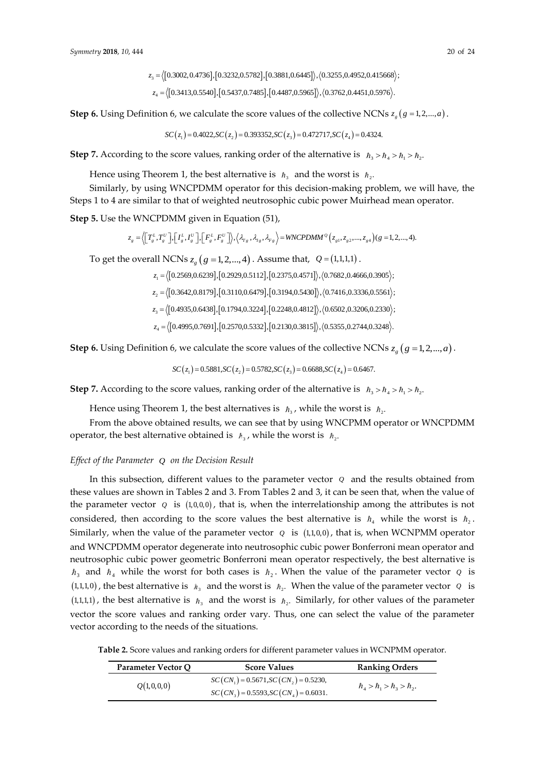$$z_3 = \langle [0.3002, 0.4736], [0.3232, 0.5782], [0.3881, 0.6445] \rangle, \langle 0.3255, 0.4952, 0.415668 \rangle;$$

$$z_4 = \langle [0.3413, 0.5540], [0.5437, 0.7485], [0.4487, 0.5965] \rangle, \langle 0.3762, 0.4451, 0.5976 \rangle.$$

**Step 6.** Using Definition 6, we calculate the score values of the collective NCNs $z_g\,(g = 1, 2, \ldots, a)$.

$$SC(z_1) = 0.4022, SC(z_2) = 0.393352, SC(z_3) = 0.472717, SC(z_4) = 0.4324.$$

**Step 7.** According to the score values, ranking order of the alternative is $\hbar_3 > \hbar_4 > \hbar_1 > \hbar_2$.

Hence using Theorem 1, the best alternative is $\hbar_3$ and the worst is $\hbar_2$.

Similarly, by using WNCPDMM operator for this decision-making problem, we will have, the Steps 1 to 4 are similar to that of weighted neutrosophic cubic power Muirhead mean operator.

**Step 5.** Use the WNCPDMM given in Equation (51),

$$z_g = \left\langle \left[T_g^L, T_g^U\right], \left[I_g^L, I_g^U\right], \left[F_g^L, F_g^U\right] \right\rangle, \left\langle \lambda_{Tg}, \lambda_{Ig}, \lambda_{Fg} \right\rangle = WNCPDMM^Q(z_{g1}, z_{g2}, \ldots, z_{g4})\,(g = 1, 2, \ldots, 4).$$

To get the overall NCNs $z_g\,(g = 1, 2, \ldots, 4)$. Assume that, $Q = (1, 1, 1, 1)$.

$$z_1 = \langle [0.2569, 0.6239], [0.2929, 0.5112], [0.2375, 0.4571] \rangle, \langle 0.7682, 0.4666, 0.3905 \rangle;$$

$$z_2 = \langle [0.3642, 0.8179], [0.3110, 0.6479], [0.3194, 0.5430] \rangle, \langle 0.7416, 0.3336, 0.5561 \rangle;$$

$$z_3 = \langle [0.4935, 0.6438], [0.1794, 0.3224], [0.2248, 0.4812] \rangle, \langle 0.6502, 0.3206, 0.2330 \rangle;$$

$$z_4 = \langle [0.4995, 0.7691], [0.2570, 0.5332], [0.2130, 0.3815] \rangle, \langle 0.5355, 0.2744, 0.3248 \rangle.$$

**Step 6.** Using Definition 6, we calculate the score values of the collective NCNs $z_g\,(g = 1, 2, \ldots, a)$.

$$SC(z_1) = 0.5881, SC(z_2) = 0.5782, SC(z_3) = 0.6688, SC(z_4) = 0.6467.$$

**Step 7.** According to the score values, ranking order of the alternative is $\hbar_3 > \hbar_4 > \hbar_1 > \hbar_2$.

Hence using Theorem 1, the best alternatives is $\hbar_3$, while the worst is $\hbar_2$.

From the above obtained results, we can see that by using WNCPMM operator or WNCPDMM operator, the best alternative obtained is $\hbar_3$, while the worst is $\hbar_2$.

*Effect of the Parameter $Q$ on the Decision Result*

In this subsection, different values to the parameter vector $Q$ and the results obtained from these values are shown in Tables 2 and 3. From Tables 2 and 3, it can be seen that, when the value of the parameter vector $Q$ is $(1, 0, 0, 0)$, that is, when the interrelationship among the attributes is not considered, then according to the score values the best alternative is $\hbar_4$ while the worst is $\hbar_2$. Similarly, when the value of the parameter vector $Q$ is $(1, 1, 0, 0)$, that is, when WCNPMM operator and WNCPDMM operator degenerate into neutrosophic cubic power Bonferroni mean operator and neutrosophic cubic power geometric Bonferroni mean operator respectively, the best alternative is $\hbar_3$ and $\hbar_4$ while the worst for both cases is $\hbar_2$. When the value of the parameter vector $Q$ is $(1, 1, 1, 0)$, the best alternative is $\hbar_3$ and the worst is $\hbar_2$. When the value of the parameter vector $Q$ is $(1, 1, 1, 1)$, the best alternative is $\hbar_3$ and the worst is $\hbar_2$. Similarly, for other values of the parameter vector the score values and ranking order vary. Thus, one can select the value of the parameter vector according to the needs of the situations.

**Table 2.** Score values and ranking orders for different parameter values in WCNPMM operator.

| Parameter Vector Q | Score Values | Ranking Orders |
| --- | --- | --- |
| $Q(1, 0, 0, 0)$ | $SC(CN_1) = 0.5671, SC(CN_2) = 0.5230,$ $SC(CN_3) = 0.5593, SC(CN_4) = 0.6031.$ | $\hbar_4 > \hbar_1 > \hbar_3 > \hbar_2.$ |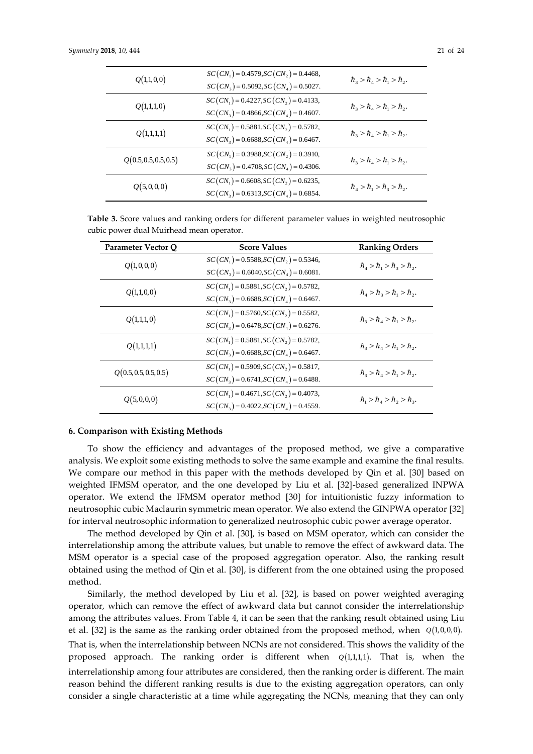| | | |
|---|---|---|
| $Q(1,1,0,0)$ | $SC(CN_1) = 0.4579, SC(CN_2) = 0.4468,$ $SC(CN_3) = 0.5092, SC(CN_4) = 0.5027.$ | $\hbar_3 > \hbar_4 > \hbar_1 > \hbar_2.$ |
| $Q(1,1,1,0)$ | $SC(CN_1) = 0.4227, SC(CN_2) = 0.4133,$ $SC(CN_3) = 0.4866, SC(CN_4) = 0.4607.$ | $\hbar_3 > \hbar_4 > \hbar_1 > \hbar_2.$ |
| $Q(1,1,1,1)$ | $SC(CN_1) = 0.5881, SC(CN_2) = 0.5782,$ $SC(CN_3) = 0.6688, SC(CN_4) = 0.6467.$ | $\hbar_3 > \hbar_4 > \hbar_1 > \hbar_2.$ |
| $Q(0.5,0.5,0.5,0.5)$ | $SC(CN_1) = 0.3988, SC(CN_2) = 0.3910,$ $SC(CN_3) = 0.4708, SC(CN_4) = 0.4306.$ | $\hbar_3 > \hbar_4 > \hbar_1 > \hbar_2.$ |
| $Q(5,0,0,0)$ | $SC(CN_1) = 0.6608, SC(CN_2) = 0.6235,$ $SC(CN_3) = 0.6313, SC(CN_4) = 0.6854.$ | $\hbar_4 > \hbar_1 > \hbar_3 > \hbar_2.$ |

**Table 3.** Score values and ranking orders for different parameter values in weighted neutrosophic cubic power dual Muirhead mean operator.

| Parameter Vector Q | Score Values | Ranking Orders |
|---|---|---|
| $Q(1,0,0,0)$ | $SC(CN_1) = 0.5588, SC(CN_2) = 0.5346,$ $SC(CN_3) = 0.6040, SC(CN_4) = 0.6081.$ | $\hbar_4 > \hbar_1 > \hbar_3 > \hbar_2.$ |
| $Q(1,1,0,0)$ | $SC(CN_1) = 0.5881, SC(CN_2) = 0.5782,$ $SC(CN_3) = 0.6688, SC(CN_4) = 0.6467.$ | $\hbar_4 > \hbar_3 > \hbar_1 > \hbar_2.$ |
| $Q(1,1,1,0)$ | $SC(CN_1) = 0.5760, SC(CN_2) = 0.5582,$ $SC(CN_3) = 0.6478, SC(CN_4) = 0.6276.$ | $\hbar_3 > \hbar_4 > \hbar_1 > \hbar_2.$ |
| $Q(1,1,1,1)$ | $SC(CN_1) = 0.5881, SC(CN_2) = 0.5782,$ $SC(CN_3) = 0.6688, SC(CN_4) = 0.6467.$ | $\hbar_3 > \hbar_4 > \hbar_1 > \hbar_2.$ |
| $Q(0.5,0.5,0.5,0.5)$ | $SC(CN_1) = 0.5909, SC(CN_2) = 0.5817,$ $SC(CN_3) = 0.6741, SC(CN_4) = 0.6488.$ | $\hbar_3 > \hbar_4 > \hbar_1 > \hbar_2.$ |
| $Q(5,0,0,0)$ | $SC(CN_1) = 0.4671, SC(CN_2) = 0.4073,$ $SC(CN_3) = 0.4022, SC(CN_4) = 0.4559.$ | $\hbar_1 > \hbar_4 > \hbar_2 > \hbar_3.$ |

## 6. Comparison with Existing Methods

To show the efficiency and advantages of the proposed method, we give a comparative analysis. We exploit some existing methods to solve the same example and examine the final results. We compare our method in this paper with the methods developed by Qin et al. [30] based on weighted IFMSM operator, and the one developed by Liu et al. [32]-based generalized INPWA operator. We extend the IFMSM operator method [30] for intuitionistic fuzzy information to neutrosophic cubic Maclaurin symmetric mean operator. We also extend the GINPWA operator [32] for interval neutrosophic information to generalized neutrosophic cubic power average operator.

The method developed by Qin et al. [30], is based on MSM operator, which can consider the interrelationship among the attribute values, but unable to remove the effect of awkward data. The MSM operator is a special case of the proposed aggregation operator. Also, the ranking result obtained using the method of Qin et al. [30], is different from the one obtained using the proposed method.

Similarly, the method developed by Liu et al. [32], is based on power weighted averaging operator, which can remove the effect of awkward data but cannot consider the interrelationship among the attributes values. From Table 4, it can be seen that the ranking result obtained using Liu et al. [32] is the same as the ranking order obtained from the proposed method, when $Q(1,0,0,0)$. That is, when the interrelationship between NCNs are not considered. This shows the validity of the proposed approach. The ranking order is different when $Q(1,1,1,1)$. That is, when the interrelationship among four attributes are considered, then the ranking order is different. The main reason behind the different ranking results is due to the existing aggregation operators, can only consider a single characteristic at a time while aggregating the NCNs, meaning that they can only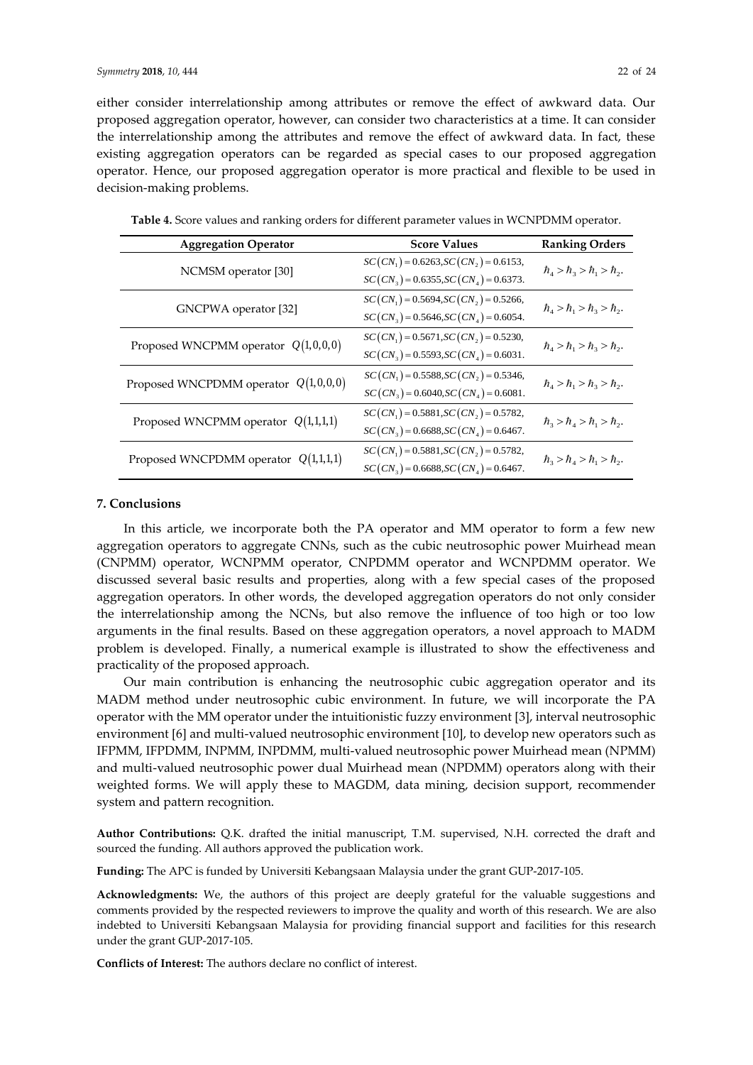either consider interrelationship among attributes or remove the effect of awkward data. Our proposed aggregation operator, however, can consider two characteristics at a time. It can consider the interrelationship among the attributes and remove the effect of awkward data. In fact, these existing aggregation operators can be regarded as special cases to our proposed aggregation operator. Hence, our proposed aggregation operator is more practical and flexible to be used in decision-making problems.

**Table 4.** Score values and ranking orders for different parameter values in WCNPDMM operator.

| Aggregation Operator | Score Values | Ranking Orders |
|---|---|---|
| NCMSM operator [30] | $SC(CN_1) = 0.6263, SC(CN_2) = 0.6153,$ $SC(CN_3) = 0.6355, SC(CN_4) = 0.6373.$ | $\hbar_4 > \hbar_3 > \hbar_1 > \hbar_2.$ |
| GNCPWA operator [32] | $SC(CN_1) = 0.5694, SC(CN_2) = 0.5266,$ $SC(CN_3) = 0.5646, SC(CN_4) = 0.6054.$ | $\hbar_4 > \hbar_1 > \hbar_3 > \hbar_2.$ |
| Proposed WNCPMM operator $Q(1,0,0,0)$ | $SC(CN_1) = 0.5671, SC(CN_2) = 0.5230,$ $SC(CN_3) = 0.5593, SC(CN_4) = 0.6031.$ | $\hbar_4 > \hbar_1 > \hbar_3 > \hbar_2.$ |
| Proposed WNCPDMM operator $Q(1,0,0,0)$ | $SC(CN_1) = 0.5588, SC(CN_2) = 0.5346,$ $SC(CN_3) = 0.6040, SC(CN_4) = 0.6081.$ | $\hbar_4 > \hbar_1 > \hbar_3 > \hbar_2.$ |
| Proposed WNCPMM operator $Q(1,1,1,1)$ | $SC(CN_1) = 0.5881, SC(CN_2) = 0.5782,$ $SC(CN_3) = 0.6688, SC(CN_4) = 0.6467.$ | $\hbar_3 > \hbar_4 > \hbar_1 > \hbar_2.$ |
| Proposed WNCPDMM operator $Q(1,1,1,1)$ | $SC(CN_1) = 0.5881, SC(CN_2) = 0.5782,$ $SC(CN_3) = 0.6688, SC(CN_4) = 0.6467.$ | $\hbar_3 > \hbar_4 > \hbar_1 > \hbar_2.$ |

## 7. Conclusions

In this article, we incorporate both the PA operator and MM operator to form a few new aggregation operators to aggregate CNNs, such as the cubic neutrosophic power Muirhead mean (CNPMM) operator, WCNPMM operator, CNPDMM operator and WCNPDMM operator. We discussed several basic results and properties, along with a few special cases of the proposed aggregation operators. In other words, the developed aggregation operators do not only consider the interrelationship among the NCNs, but also remove the influence of too high or too low arguments in the final results. Based on these aggregation operators, a novel approach to MADM problem is developed. Finally, a numerical example is illustrated to show the effectiveness and practicality of the proposed approach.

Our main contribution is enhancing the neutrosophic cubic aggregation operator and its MADM method under neutrosophic cubic environment. In future, we will incorporate the PA operator with the MM operator under the intuitionistic fuzzy environment [3], interval neutrosophic environment [6] and multi-valued neutrosophic environment [10], to develop new operators such as IFPMM, IFPDMM, INPMM, INPDMM, multi-valued neutrosophic power Muirhead mean (NPMM) and multi-valued neutrosophic power dual Muirhead mean (NPDMM) operators along with their weighted forms. We will apply these to MAGDM, data mining, decision support, recommender system and pattern recognition.

**Author Contributions:** Q.K. drafted the initial manuscript, T.M. supervised, N.H. corrected the draft and sourced the funding. All authors approved the publication work.

**Funding:** The APC is funded by Universiti Kebangsaan Malaysia under the grant GUP-2017-105.

**Acknowledgments:** We, the authors of this project are deeply grateful for the valuable suggestions and comments provided by the respected reviewers to improve the quality and worth of this research. We are also indebted to Universiti Kebangsaan Malaysia for providing financial support and facilities for this research under the grant GUP-2017-105.

**Conflicts of Interest:** The authors declare no conflict of interest.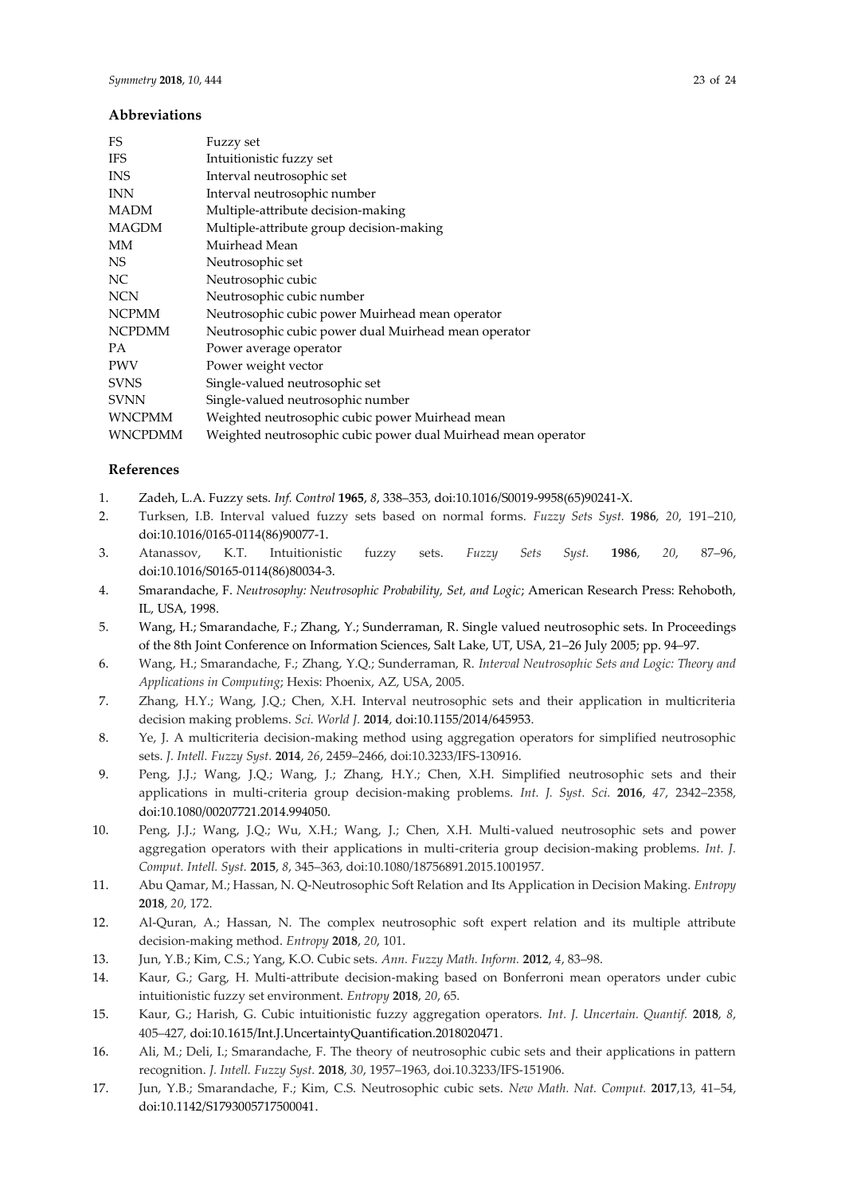## Abbreviations

| | |
|---|---|
| FS | Fuzzy set |
| IFS | Intuitionistic fuzzy set |
| INS | Interval neutrosophic set |
| INN | Interval neutrosophic number |
| MADM | Multiple-attribute decision-making |
| MAGDM | Multiple-attribute group decision-making |
| MM | Muirhead Mean |
| NS | Neutrosophic set |
| NC | Neutrosophic cubic |
| NCN | Neutrosophic cubic number |
| NCPMM | Neutrosophic cubic power Muirhead mean operator |
| NCPDMM | Neutrosophic cubic power dual Muirhead mean operator |
| PA | Power average operator |
| PWV | Power weight vector |
| SVNS | Single-valued neutrosophic set |
| SVNN | Single-valued neutrosophic number |
| WNCPMM | Weighted neutrosophic cubic power Muirhead mean |
| WNCPDMM | Weighted neutrosophic cubic power dual Muirhead mean operator |

## References

1. Zadeh, L.A. Fuzzy sets. *Inf. Control* **1965**, *8*, 338–353, doi:10.1016/S0019-9958(65)90241-X.
2. Turksen, I.B. Interval valued fuzzy sets based on normal forms. *Fuzzy Sets Syst.* **1986**, *20*, 191–210, doi:10.1016/0165-0114(86)90077-1.
3. Atanassov, K.T. Intuitionistic fuzzy sets. *Fuzzy Sets Syst.* **1986**, *20*, 87–96, doi:10.1016/S0165-0114(86)80034-3.
4. Smarandache, F. *Neutrosophy: Neutrosophic Probability, Set, and Logic*; American Research Press: Rehoboth, IL, USA, 1998.
5. Wang, H.; Smarandache, F.; Zhang, Y.; Sunderraman, R. Single valued neutrosophic sets. In Proceedings of the 8th Joint Conference on Information Sciences, Salt Lake, UT, USA, 21–26 July 2005; pp. 94–97.
6. Wang, H.; Smarandache, F.; Zhang, Y.Q.; Sunderraman, R. *Interval Neutrosophic Sets and Logic: Theory and Applications in Computing*; Hexis: Phoenix, AZ, USA, 2005.
7. Zhang, H.Y.; Wang, J.Q.; Chen, X.H. Interval neutrosophic sets and their application in multicriteria decision making problems. *Sci. World J.* **2014**, doi:10.1155/2014/645953.
8. Ye, J. A multicriteria decision-making method using aggregation operators for simplified neutrosophic sets. *J. Intell. Fuzzy Syst.* **2014**, *26*, 2459–2466, doi:10.3233/IFS-130916.
9. Peng, J.J.; Wang, J.Q.; Wang, J.; Zhang, H.Y.; Chen, X.H. Simplified neutrosophic sets and their applications in multi-criteria group decision-making problems. *Int. J. Syst. Sci.* **2016**, *47*, 2342–2358, doi:10.1080/00207721.2014.994050.
10. Peng, J.J.; Wang, J.Q.; Wu, X.H.; Wang, J.; Chen, X.H. Multi-valued neutrosophic sets and power aggregation operators with their applications in multi-criteria group decision-making problems. *Int. J. Comput. Intell. Syst.* **2015**, *8*, 345–363, doi:10.1080/18756891.2015.1001957.
11. Abu Qamar, M.; Hassan, N. Q-Neutrosophic Soft Relation and Its Application in Decision Making. *Entropy* **2018**, *20*, 172.
12. Al-Quran, A.; Hassan, N. The complex neutrosophic soft expert relation and its multiple attribute decision-making method. *Entropy* **2018**, *20*, 101.
13. Jun, Y.B.; Kim, C.S.; Yang, K.O. Cubic sets. *Ann. Fuzzy Math. Inform.* **2012**, *4*, 83–98.
14. Kaur, G.; Garg, H. Multi-attribute decision-making based on Bonferroni mean operators under cubic intuitionistic fuzzy set environment. *Entropy* **2018**, *20*, 65.
15. Kaur, G.; Harish, G. Cubic intuitionistic fuzzy aggregation operators. *Int. J. Uncertain. Quantif.* **2018**, *8*, 405–427, doi:10.1615/Int.J.UncertaintyQuantification.2018020471.
16. Ali, M.; Deli, I.; Smarandache, F. The theory of neutrosophic cubic sets and their applications in pattern recognition. *J. Intell. Fuzzy Syst.* **2018**, *30*, 1957–1963, doi.10.3233/IFS-151906.
17. Jun, Y.B.; Smarandache, F.; Kim, C.S. Neutrosophic cubic sets. *New Math. Nat. Comput.* **2017**,13, 41–54, doi:10.1142/S1793005717500041.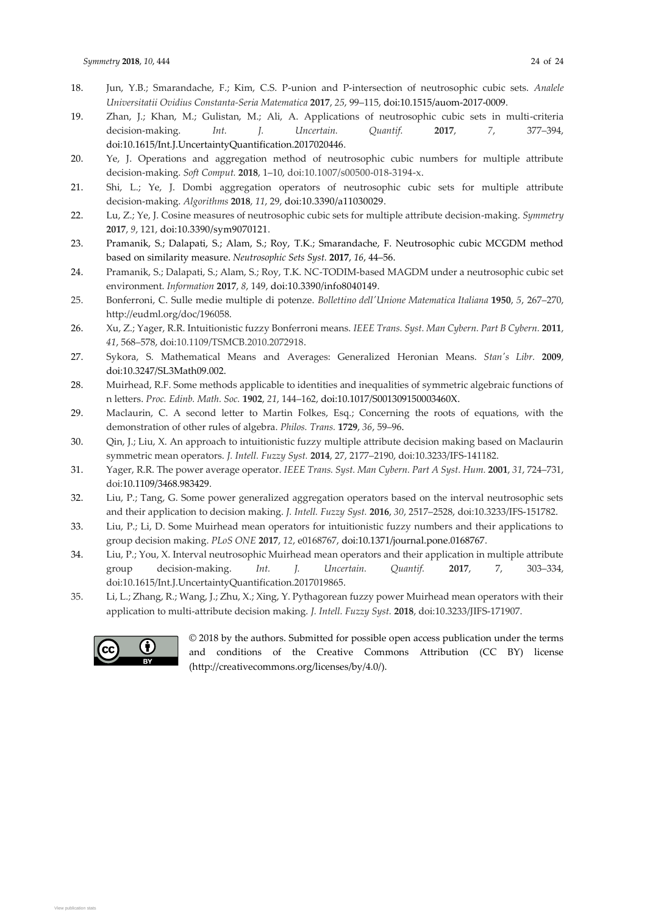18. Jun, Y.B.; Smarandache, F.; Kim, C.S. P-union and P-intersection of neutrosophic cubic sets. *Analele Universitatii Ovidius Constanta-Seria Matematica* **2017**, *25*, 99–115, doi:10.1515/auom-2017-0009.
19. Zhan, J.; Khan, M.; Gulistan, M.; Ali, A. Applications of neutrosophic cubic sets in multi-criteria decision-making. *Int. J. Uncertain. Quantif.* **2017**, *7*, 377–394, doi:10.1615/Int.J.UncertaintyQuantification.2017020446.
20. Ye, J. Operations and aggregation method of neutrosophic cubic numbers for multiple attribute decision-making. *Soft Comput.* **2018**, 1–10, doi:10.1007/s00500-018-3194-x.
21. Shi, L.; Ye, J. Dombi aggregation operators of neutrosophic cubic sets for multiple attribute decision-making. *Algorithms* **2018**, *11*, 29, doi:10.3390/a11030029.
22. Lu, Z.; Ye, J. Cosine measures of neutrosophic cubic sets for multiple attribute decision-making. *Symmetry* **2017**, *9*, 121, doi:10.3390/sym9070121.
23. Pramanik, S.; Dalapati, S.; Alam, S.; Roy, T.K.; Smarandache, F. Neutrosophic cubic MCGDM method based on similarity measure. *Neutrosophic Sets Syst.* **2017**, *16*, 44–56.
24. Pramanik, S.; Dalapati, S.; Alam, S.; Roy, T.K. NC-TODIM-based MAGDM under a neutrosophic cubic set environment. *Information* **2017**, *8*, 149, doi:10.3390/info8040149.
25. Bonferroni, C. Sulle medie multiple di potenze. *Bollettino dell'Unione Matematica Italiana* **1950**, *5*, 267–270, http://eudml.org/doc/196058.
26. Xu, Z.; Yager, R.R. Intuitionistic fuzzy Bonferroni means. *IEEE Trans. Syst. Man Cybern. Part B Cybern.* **2011**, *41*, 568–578, doi:10.1109/TSMCB.2010.2072918.
27. Sykora, S. Mathematical Means and Averages: Generalized Heronian Means. *Stan's Libr.* **2009**, doi:10.3247/SL3Math09.002.
28. Muirhead, R.F. Some methods applicable to identities and inequalities of symmetric algebraic functions of n letters. *Proc. Edinb. Math. Soc.* **1902**, *21*, 144–162, doi:10.1017/S001309150003460X.
29. Maclaurin, C. A second letter to Martin Folkes, Esq.; Concerning the roots of equations, with the demonstration of other rules of algebra. *Philos. Trans.* **1729**, *36*, 59–96.
30. Qin, J.; Liu, X. An approach to intuitionistic fuzzy multiple attribute decision making based on Maclaurin symmetric mean operators. *J. Intell. Fuzzy Syst.* **2014**, 27, 2177–2190, doi:10.3233/IFS-141182.
31. Yager, R.R. The power average operator. *IEEE Trans. Syst. Man Cybern. Part A Syst. Hum.* **2001**, *31*, 724–731, doi:10.1109/3468.983429.
32. Liu, P.; Tang, G. Some power generalized aggregation operators based on the interval neutrosophic sets and their application to decision making. *J. Intell. Fuzzy Syst.* **2016**, *30*, 2517–2528, doi:10.3233/IFS-151782.
33. Liu, P.; Li, D. Some Muirhead mean operators for intuitionistic fuzzy numbers and their applications to group decision making. *PLoS ONE* **2017**, *12*, e0168767, doi:10.1371/journal.pone.0168767.
34. Liu, P.; You, X. Interval neutrosophic Muirhead mean operators and their application in multiple attribute group decision-making. *Int. J. Uncertain. Quantif.* **2017**, 7, 303–334, doi:10.1615/Int.J.UncertaintyQuantification.2017019865.
35. Li, L.; Zhang, R.; Wang, J.; Zhu, X.; Xing, Y. Pythagorean fuzzy power Muirhead mean operators with their application to multi-attribute decision making. *J. Intell. Fuzzy Syst.* **2018**, doi:10.3233/JIFS-171907.

© 2018 by the authors. Submitted for possible open access publication under the terms and conditions of the Creative Commons Attribution (CC BY) license (http://creativecommons.org/licenses/by/4.0/).